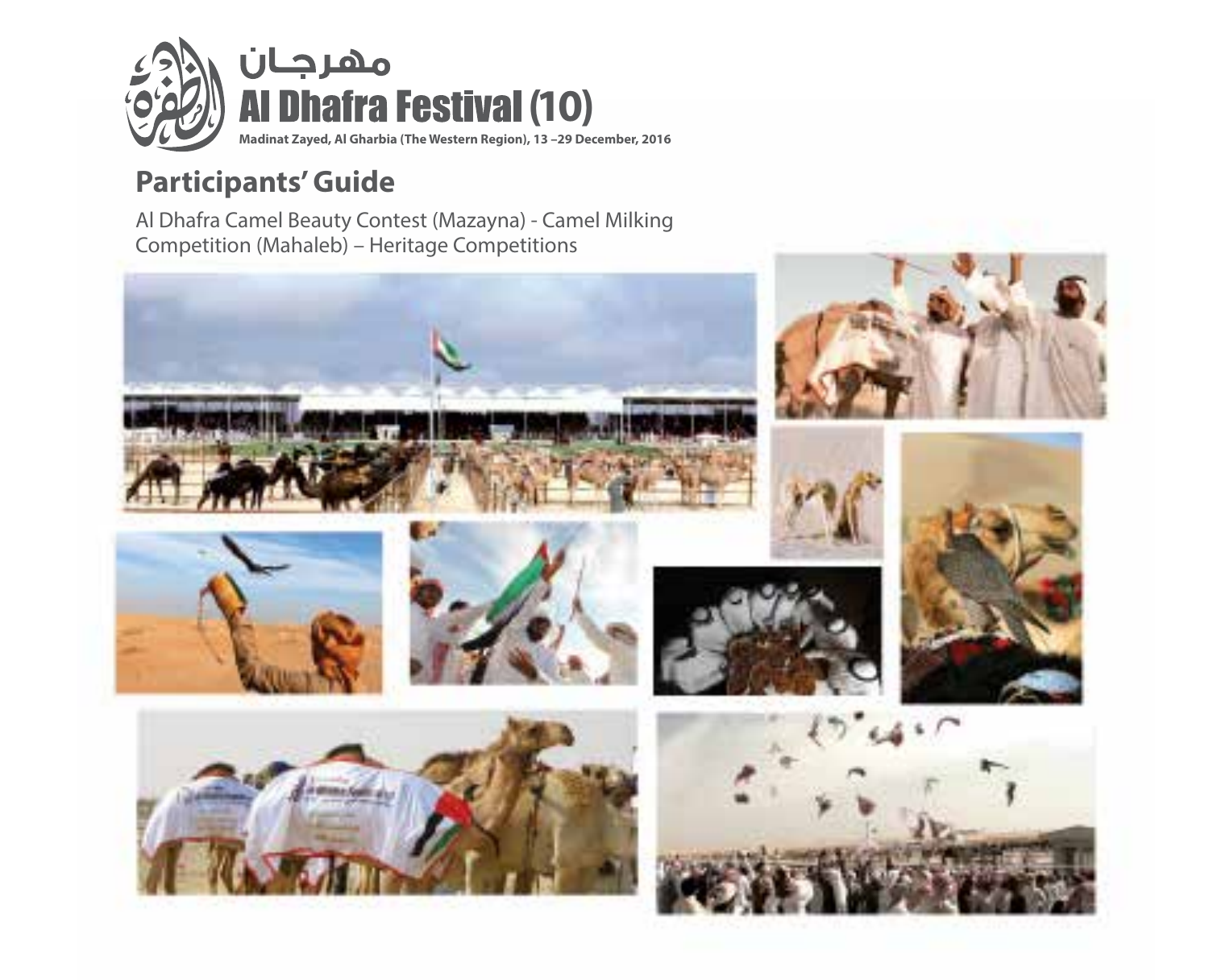مهرجـان

# Al Dhafra Festival (10)

**Madinat Zayed, Al Gharbia (The Western Region), 13 –29 December, 2016**

## Participants' Guide

Al Dhafra Camel Beauty Contest (Mazayna) - Camel Milking Competition (Mahaleb) – Heritage Competitions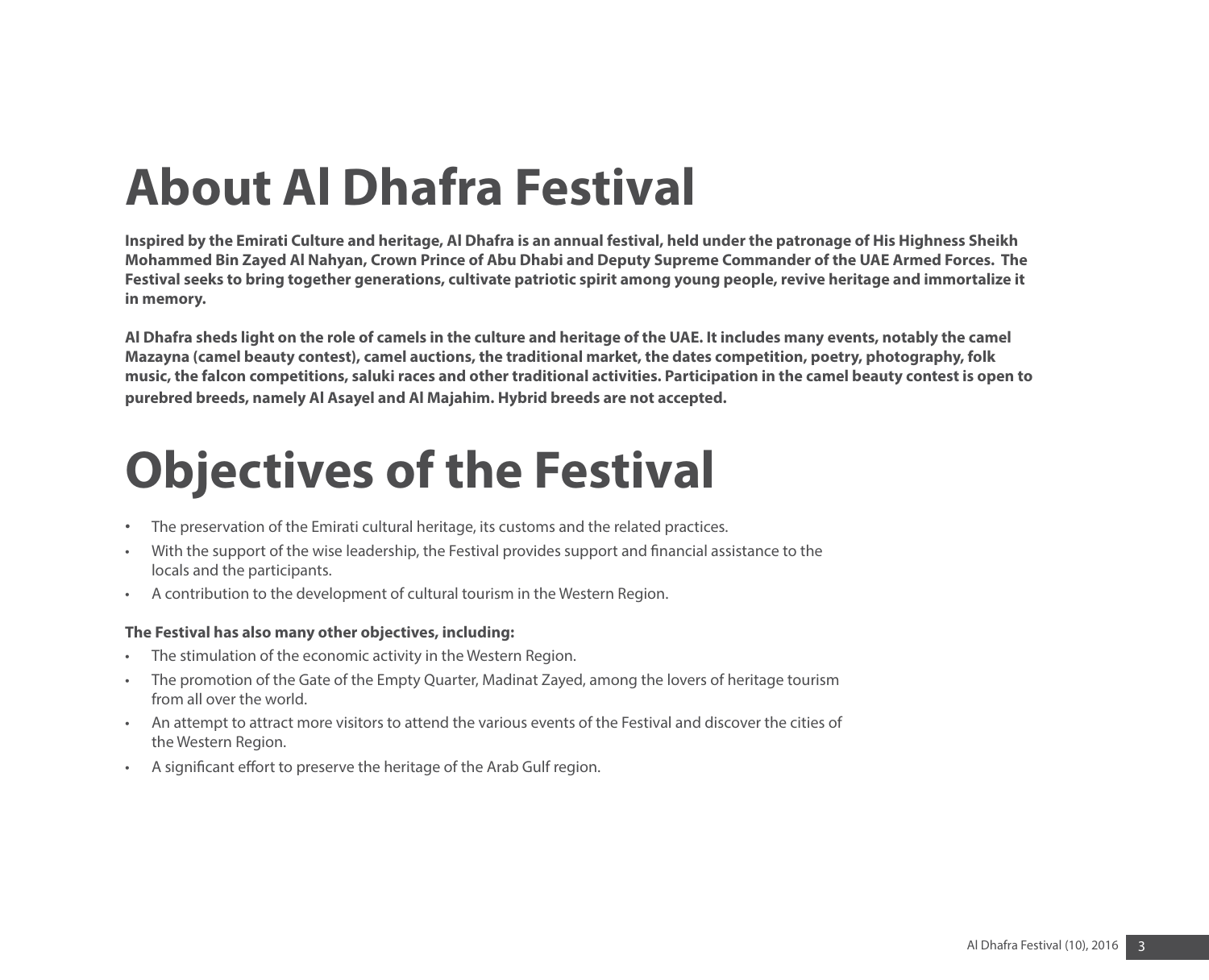# About Al Dhafra Festival

**Inspired by the Emirati Culture and heritage, Al Dhafra is an annual festival, held under the patronage of His Highness Sheikh Mohammed Bin Zayed Al Nahyan, Crown Prince of Abu Dhabi and Deputy Supreme Commander of the UAE Armed Forces. The Festival seeks to bring together generations, cultivate patriotic spirit among young people, revive heritage and immortalize it in memory.**

**Al Dhafra sheds light on the role of camels in the culture and heritage of the UAE. It includes many events, notably the camel Mazayna (camel beauty contest), camel auctions, the traditional market, the dates competition, poetry, photography, folk music, the falcon competitions, saluki races and other traditional activities. Participation in the camel beauty contest is open to purebred breeds, namely Al Asayel and Al Majahim. Hybrid breeds are not accepted.**

# Objectives of the Festival

- The preservation of the Emirati cultural heritage, its customs and the related practices.
- With the support of the wise leadership, the Festival provides support and financial assistance to the locals and the participants.
- A contribution to the development of cultural tourism in the Western Region.

**The Festival has also many other objectives, including:**

- The stimulation of the economic activity in the Western Region.
- The promotion of the Gate of the Empty Quarter, Madinat Zayed, among the lovers of heritage tourism from all over the world.
- An attempt to attract more visitors to attend the various events of the Festival and discover the cities of the Western Region.
- A significant effort to preserve the heritage of the Arab Gulf region.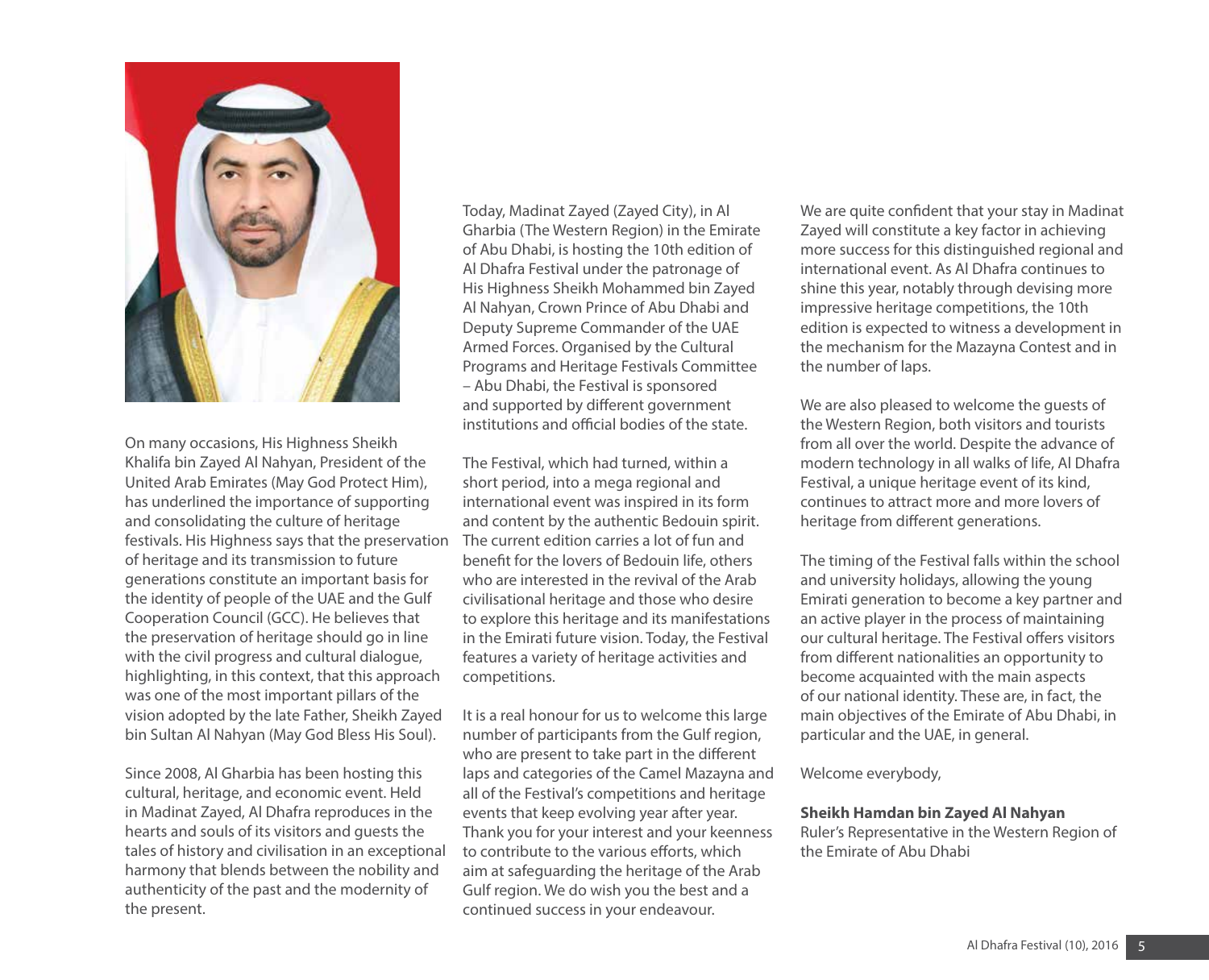On many occasions, His Highness Sheikh Khalifa bin Zayed Al Nahyan, President of the United Arab Emirates (May God Protect Him), has underlined the importance of supporting and consolidating the culture of heritage festivals. His Highness says that the preservation of heritage and its transmission to future generations constitute an important basis for the identity of people of the UAE and the Gulf Cooperation Council (GCC). He believes that the preservation of heritage should go in line with the civil progress and cultural dialogue, highlighting, in this context, that this approach was one of the most important pillars of the vision adopted by the late Father, Sheikh Zayed bin Sultan Al Nahyan (May God Bless His Soul).

Since 2008, Al Gharbia has been hosting this cultural, heritage, and economic event. Held in Madinat Zayed, Al Dhafra reproduces in the hearts and souls of its visitors and guests the tales of history and civilisation in an exceptional harmony that blends between the nobility and authenticity of the past and the modernity of the present.

Today, Madinat Zayed (Zayed City), in Al Gharbia (The Western Region) in the Emirate of Abu Dhabi, is hosting the 10th edition of Al Dhafra Festival under the patronage of His Highness Sheikh Mohammed bin Zayed Al Nahyan, Crown Prince of Abu Dhabi and Deputy Supreme Commander of the UAE Armed Forces. Organised by the Cultural Programs and Heritage Festivals Committee – Abu Dhabi, the Festival is sponsored and supported by different government institutions and official bodies of the state.

The Festival, which had turned, within a short period, into a mega regional and international event was inspired in its form and content by the authentic Bedouin spirit. The current edition carries a lot of fun and benefit for the lovers of Bedouin life, others who are interested in the revival of the Arab civilisational heritage and those who desire to explore this heritage and its manifestations in the Emirati future vision. Today, the Festival features a variety of heritage activities and competitions.

It is a real honour for us to welcome this large number of participants from the Gulf region, who are present to take part in the different laps and categories of the Camel Mazayna and all of the Festival's competitions and heritage events that keep evolving year after year. Thank you for your interest and your keenness to contribute to the various efforts, which aim at safeguarding the heritage of the Arab Gulf region. We do wish you the best and a continued success in your endeavour.

We are quite confident that your stay in Madinat Zayed will constitute a key factor in achieving more success for this distinguished regional and international event. As Al Dhafra continues to shine this year, notably through devising more impressive heritage competitions, the 10th edition is expected to witness a development in the mechanism for the Mazayna Contest and in the number of laps.

We are also pleased to welcome the guests of the Western Region, both visitors and tourists from all over the world. Despite the advance of modern technology in all walks of life, Al Dhafra Festival, a unique heritage event of its kind, continues to attract more and more lovers of heritage from different generations.

The timing of the Festival falls within the school and university holidays, allowing the young Emirati generation to become a key partner and an active player in the process of maintaining our cultural heritage. The Festival offers visitors from different nationalities an opportunity to become acquainted with the main aspects of our national identity. These are, in fact, the main objectives of the Emirate of Abu Dhabi, in particular and the UAE, in general.

Welcome everybody,

**Sheikh Hamdan bin Zayed Al Nahyan**
Ruler's Representative in the Western Region of the Emirate of Abu Dhabi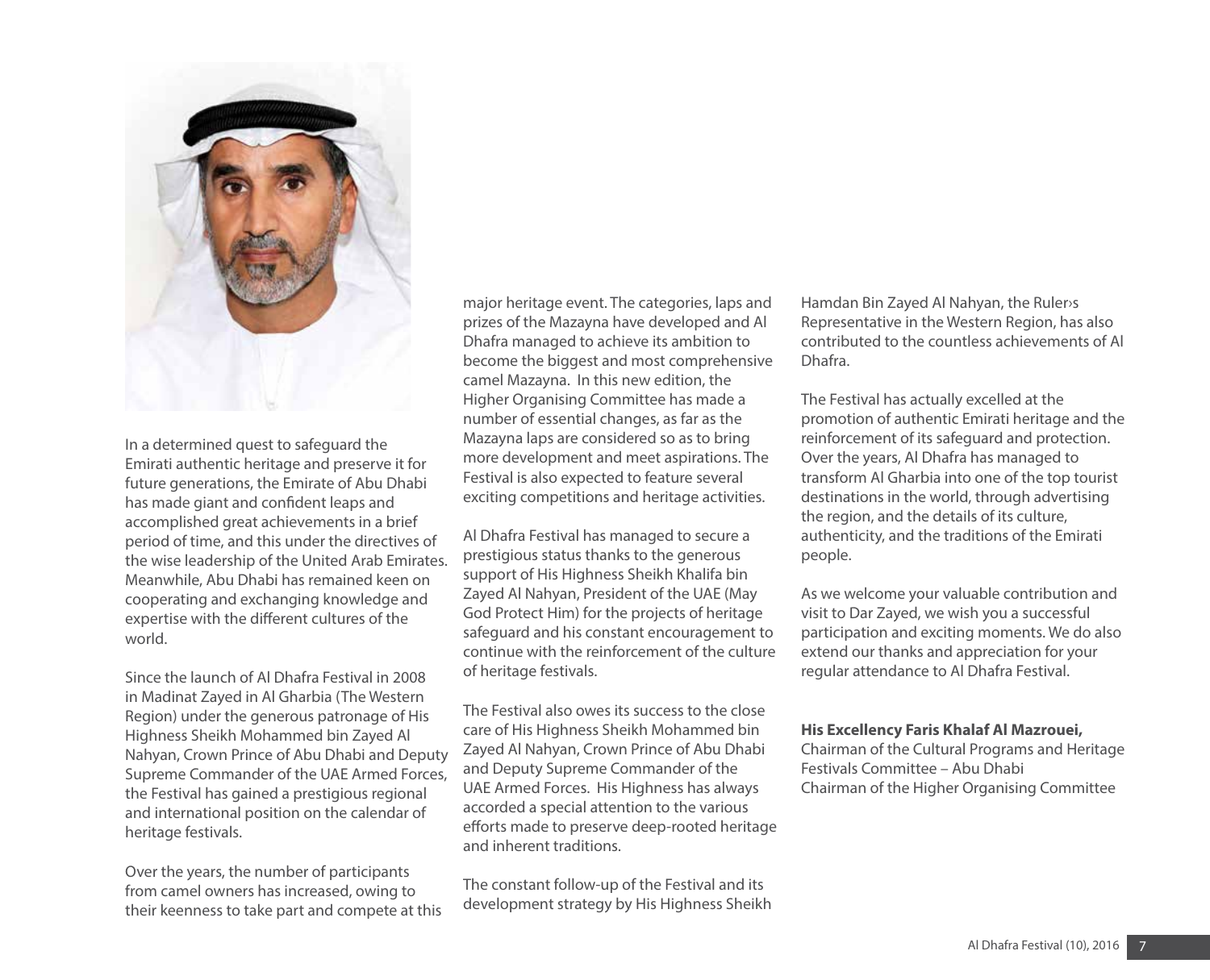In a determined quest to safeguard the Emirati authentic heritage and preserve it for future generations, the Emirate of Abu Dhabi has made giant and confident leaps and accomplished great achievements in a brief period of time, and this under the directives of the wise leadership of the United Arab Emirates. Meanwhile, Abu Dhabi has remained keen on cooperating and exchanging knowledge and expertise with the different cultures of the world.

Since the launch of Al Dhafra Festival in 2008 in Madinat Zayed in Al Gharbia (The Western Region) under the generous patronage of His Highness Sheikh Mohammed bin Zayed Al Nahyan, Crown Prince of Abu Dhabi and Deputy Supreme Commander of the UAE Armed Forces, the Festival has gained a prestigious regional and international position on the calendar of heritage festivals.

Over the years, the number of participants from camel owners has increased, owing to their keenness to take part and compete at this major heritage event. The categories, laps and prizes of the Mazayna have developed and Al Dhafra managed to achieve its ambition to become the biggest and most comprehensive camel Mazayna. In this new edition, the Higher Organising Committee has made a number of essential changes, as far as the Mazayna laps are considered so as to bring more development and meet aspirations. The Festival is also expected to feature several exciting competitions and heritage activities.

Al Dhafra Festival has managed to secure a prestigious status thanks to the generous support of His Highness Sheikh Khalifa bin Zayed Al Nahyan, President of the UAE (May God Protect Him) for the projects of heritage safeguard and his constant encouragement to continue with the reinforcement of the culture of heritage festivals.

The Festival also owes its success to the close care of His Highness Sheikh Mohammed bin Zayed Al Nahyan, Crown Prince of Abu Dhabi and Deputy Supreme Commander of the UAE Armed Forces. His Highness has always accorded a special attention to the various efforts made to preserve deep-rooted heritage and inherent traditions.

The constant follow-up of the Festival and its development strategy by His Highness Sheikh Hamdan Bin Zayed Al Nahyan, the Ruler›s Representative in the Western Region, has also contributed to the countless achievements of Al Dhafra.

The Festival has actually excelled at the promotion of authentic Emirati heritage and the reinforcement of its safeguard and protection. Over the years, Al Dhafra has managed to transform Al Gharbia into one of the top tourist destinations in the world, through advertising the region, and the details of its culture, authenticity, and the traditions of the Emirati people.

As we welcome your valuable contribution and visit to Dar Zayed, we wish you a successful participation and exciting moments. We do also extend our thanks and appreciation for your regular attendance to Al Dhafra Festival.

**His Excellency Faris Khalaf Al Mazrouei,**
Chairman of the Cultural Programs and Heritage Festivals Committee – Abu Dhabi
Chairman of the Higher Organising Committee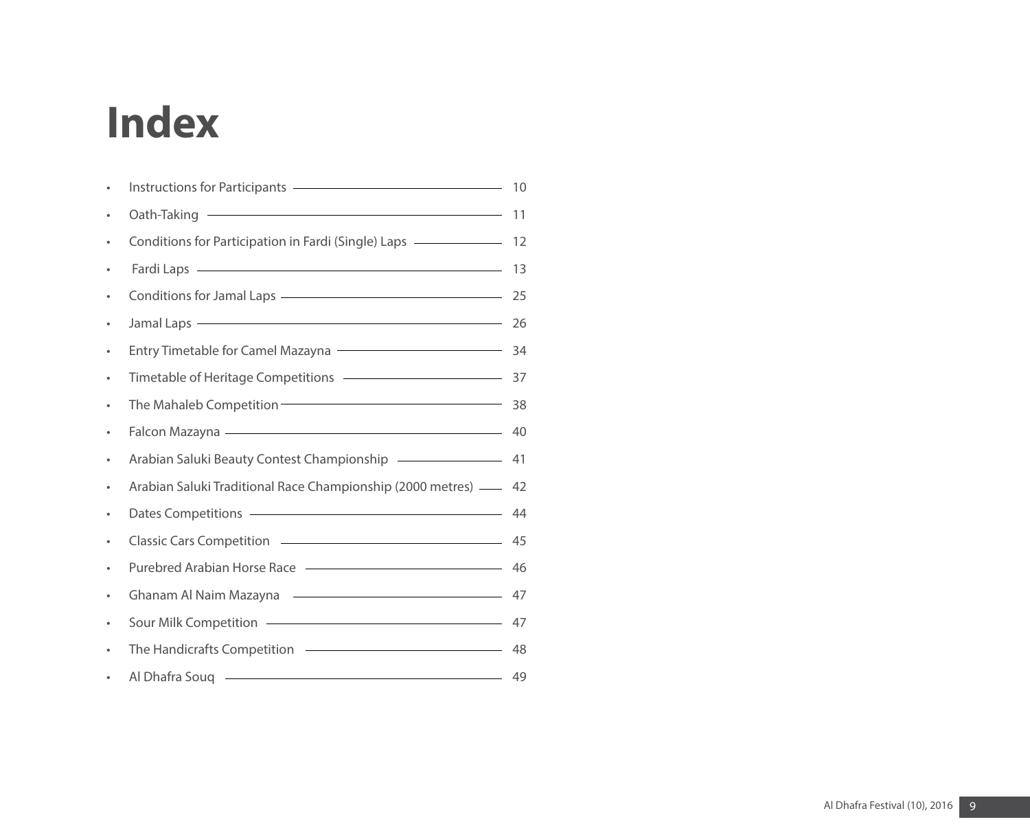# Index

- Instructions for Participants — 10
- Oath-Taking — 11
- Conditions for Participation in Fardi (Single) Laps — 12
- Fardi Laps — 13
- Conditions for Jamal Laps — 25
- Jamal Laps — 26
- Entry Timetable for Camel Mazayna — 34
- Timetable of Heritage Competitions — 37
- The Mahaleb Competition — 38
- Falcon Mazayna — 40
- Arabian Saluki Beauty Contest Championship — 41
- Arabian Saluki Traditional Race Championship (2000 metres) — 42
- Dates Competitions — 44
- Classic Cars Competition — 45
- Purebred Arabian Horse Race — 46
- Ghanam Al Naim Mazayna — 47
- Sour Milk Competition — 47
- The Handicrafts Competition — 48
- Al Dhafra Souq — 49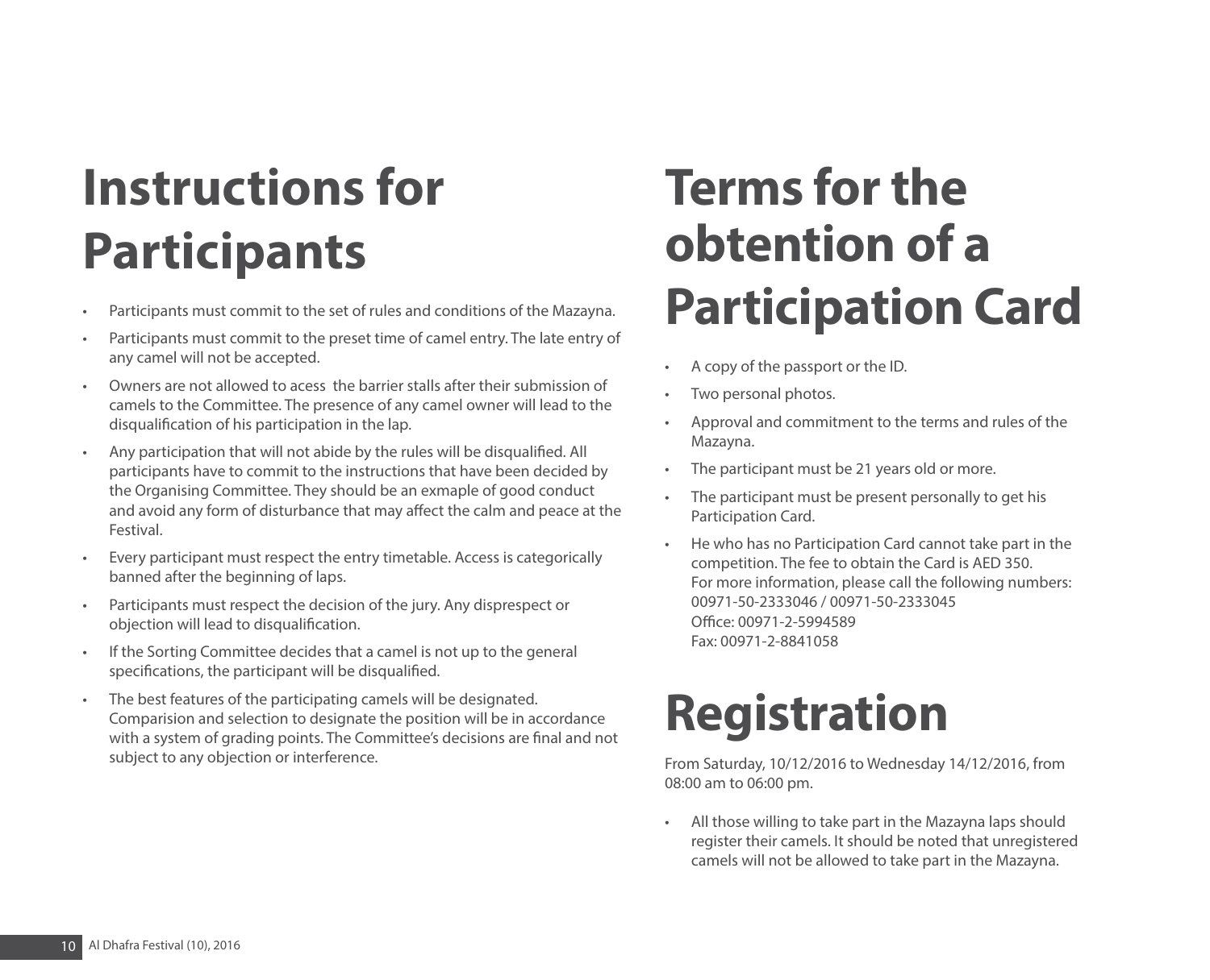# Instructions for Participants

- Participants must commit to the set of rules and conditions of the Mazayna.
- Participants must commit to the preset time of camel entry. The late entry of any camel will not be accepted.
- Owners are not allowed to acess the barrier stalls after their submission of camels to the Committee. The presence of any camel owner will lead to the disqualification of his participation in the lap.
- Any participation that will not abide by the rules will be disqualified. All participants have to commit to the instructions that have been decided by the Organising Committee. They should be an exmaple of good conduct and avoid any form of disturbance that may affect the calm and peace at the Festival.
- Every participant must respect the entry timetable. Access is categorically banned after the beginning of laps.
- Participants must respect the decision of the jury. Any disprespect or objection will lead to disqualification.
- If the Sorting Committee decides that a camel is not up to the general specifications, the participant will be disqualified.
- The best features of the participating camels will be designated. Comparision and selection to designate the position will be in accordance with a system of grading points. The Committee's decisions are final and not subject to any objection or interference.

# Terms for the obtention of a Participation Card

- A copy of the passport or the ID.
- Two personal photos.
- Approval and commitment to the terms and rules of the Mazayna.
- The participant must be 21 years old or more.
- The participant must be present personally to get his Participation Card.
- He who has no Participation Card cannot take part in the competition. The fee to obtain the Card is AED 350.
  For more information, please call the following numbers:
  00971-50-2333046 / 00971-50-2333045
  Office: 00971-2-5994589
  Fax: 00971-2-8841058

# Registration

From Saturday, 10/12/2016 to Wednesday 14/12/2016, from 08:00 am to 06:00 pm.

- All those willing to take part in the Mazayna laps should register their camels. It should be noted that unregistered camels will not be allowed to take part in the Mazayna.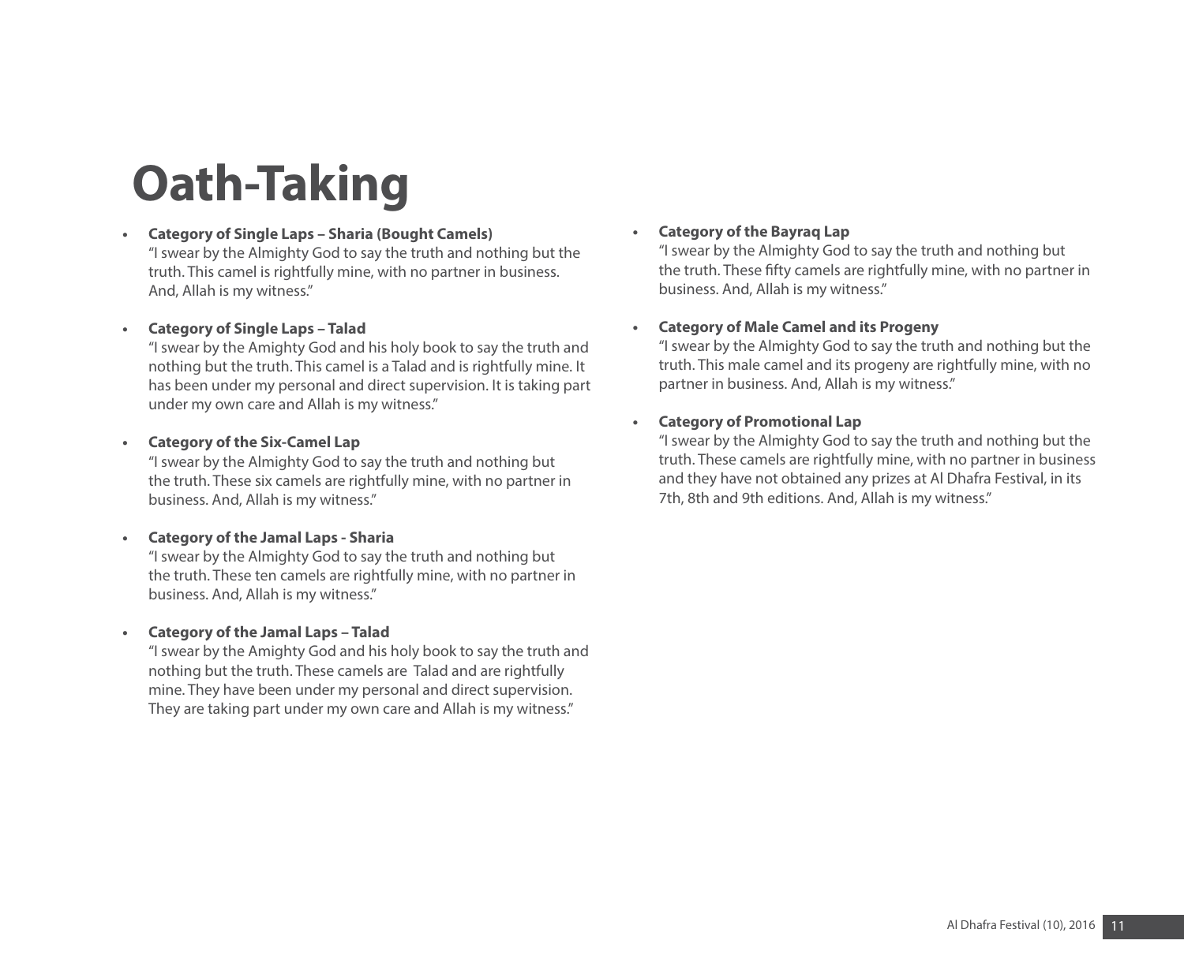# Oath-Taking

- **Category of Single Laps – Sharia (Bought Camels)**
  "I swear by the Almighty God to say the truth and nothing but the truth. This camel is rightfully mine, with no partner in business. And, Allah is my witness."

- **Category of Single Laps – Talad**
  "I swear by the Amighty God and his holy book to say the truth and nothing but the truth. This camel is a Talad and is rightfully mine. It has been under my personal and direct supervision. It is taking part under my own care and Allah is my witness."

- **Category of the Six-Camel Lap**
  "I swear by the Almighty God to say the truth and nothing but the truth. These six camels are rightfully mine, with no partner in business. And, Allah is my witness."

- **Category of the Jamal Laps - Sharia**
  "I swear by the Almighty God to say the truth and nothing but the truth. These ten camels are rightfully mine, with no partner in business. And, Allah is my witness."

- **Category of the Jamal Laps – Talad**
  "I swear by the Amighty God and his holy book to say the truth and nothing but the truth. These camels are Talad and are rightfully mine. They have been under my personal and direct supervision. They are taking part under my own care and Allah is my witness."

- **Category of the Bayraq Lap**
  "I swear by the Almighty God to say the truth and nothing but the truth. These fifty camels are rightfully mine, with no partner in business. And, Allah is my witness."

- **Category of Male Camel and its Progeny**
  "I swear by the Almighty God to say the truth and nothing but the truth. This male camel and its progeny are rightfully mine, with no partner in business. And, Allah is my witness."

- **Category of Promotional Lap**
  "I swear by the Almighty God to say the truth and nothing but the truth. These camels are rightfully mine, with no partner in business and they have not obtained any prizes at Al Dhafra Festival, in its 7th, 8th and 9th editions. And, Allah is my witness."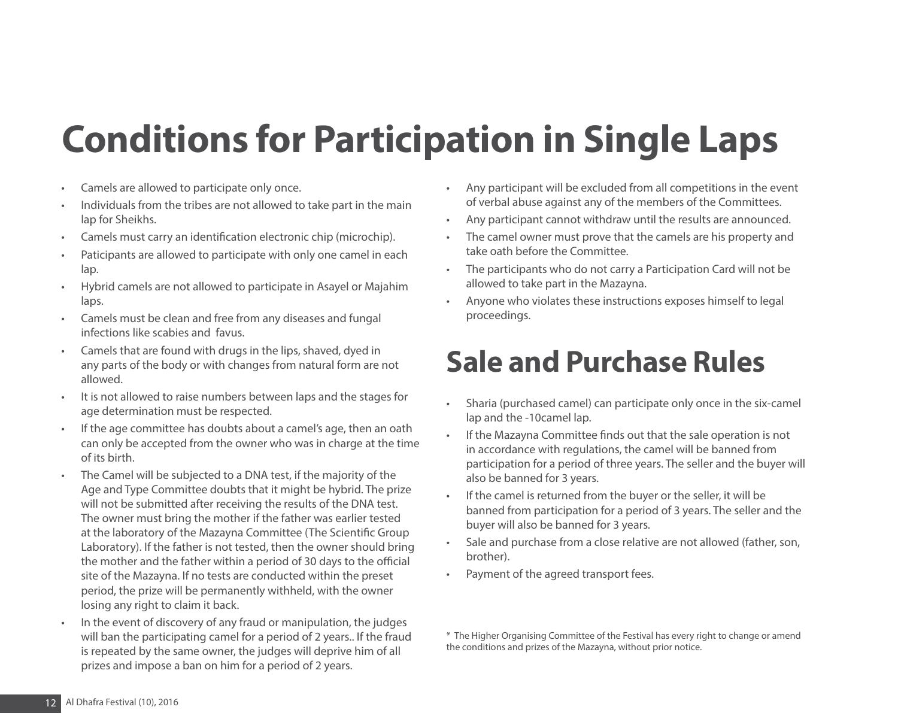# Conditions for Participation in Single Laps

- Camels are allowed to participate only once.
- Individuals from the tribes are not allowed to take part in the main lap for Sheikhs.
- Camels must carry an identification electronic chip (microchip).
- Paticipants are allowed to participate with only one camel in each lap.
- Hybrid camels are not allowed to participate in Asayel or Majahim laps.
- Camels must be clean and free from any diseases and fungal infections like scabies and favus.
- Camels that are found with drugs in the lips, shaved, dyed in any parts of the body or with changes from natural form are not allowed.
- It is not allowed to raise numbers between laps and the stages for age determination must be respected.
- If the age committee has doubts about a camel's age, then an oath can only be accepted from the owner who was in charge at the time of its birth.
- The Camel will be subjected to a DNA test, if the majority of the Age and Type Committee doubts that it might be hybrid. The prize will not be submitted after receiving the results of the DNA test. The owner must bring the mother if the father was earlier tested at the laboratory of the Mazayna Committee (The Scientific Group Laboratory). If the father is not tested, then the owner should bring the mother and the father within a period of 30 days to the official site of the Mazayna. If no tests are conducted within the preset period, the prize will be permanently withheld, with the owner losing any right to claim it back.
- In the event of discovery of any fraud or manipulation, the judges will ban the participating camel for a period of 2 years.. If the fraud is repeated by the same owner, the judges will deprive him of all prizes and impose a ban on him for a period of 2 years.
- Any participant will be excluded from all competitions in the event of verbal abuse against any of the members of the Committees.
- Any participant cannot withdraw until the results are announced.
- The camel owner must prove that the camels are his property and take oath before the Committee.
- The participants who do not carry a Participation Card will not be allowed to take part in the Mazayna.
- Anyone who violates these instructions exposes himself to legal proceedings.

# Sale and Purchase Rules

- Sharia (purchased camel) can participate only once in the six-camel lap and the -10camel lap.
- If the Mazayna Committee finds out that the sale operation is not in accordance with regulations, the camel will be banned from participation for a period of three years. The seller and the buyer will also be banned for 3 years.
- If the camel is returned from the buyer or the seller, it will be banned from participation for a period of 3 years. The seller and the buyer will also be banned for 3 years.
- Sale and purchase from a close relative are not allowed (father, son, brother).
- Payment of the agreed transport fees.

* The Higher Organising Committee of the Festival has every right to change or amend the conditions and prizes of the Mazayna, without prior notice.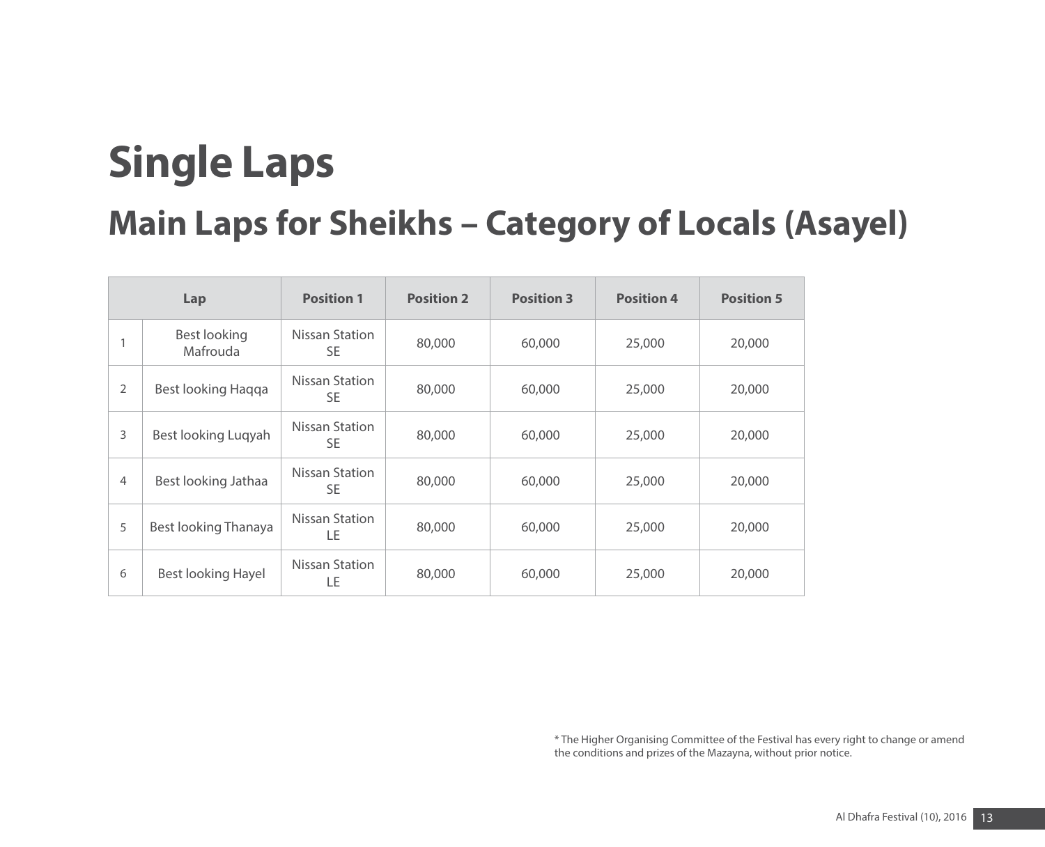# Single Laps

## Main Laps for Sheikhs – Category of Locals (Asayel)

| Lap | | Position 1 | Position 2 | Position 3 | Position 4 | Position 5 |
|---|---|---|---|---|---|---|
| 1 | Best looking Mafrouda | Nissan Station SE | 80,000 | 60,000 | 25,000 | 20,000 |
| 2 | Best looking Haqqa | Nissan Station SE | 80,000 | 60,000 | 25,000 | 20,000 |
| 3 | Best looking Luqyah | Nissan Station SE | 80,000 | 60,000 | 25,000 | 20,000 |
| 4 | Best looking Jathaa | Nissan Station SE | 80,000 | 60,000 | 25,000 | 20,000 |
| 5 | Best looking Thanaya | Nissan Station LE | 80,000 | 60,000 | 25,000 | 20,000 |
| 6 | Best looking Hayel | Nissan Station LE | 80,000 | 60,000 | 25,000 | 20,000 |

* The Higher Organising Committee of the Festival has every right to change or amend the conditions and prizes of the Mazayna, without prior notice.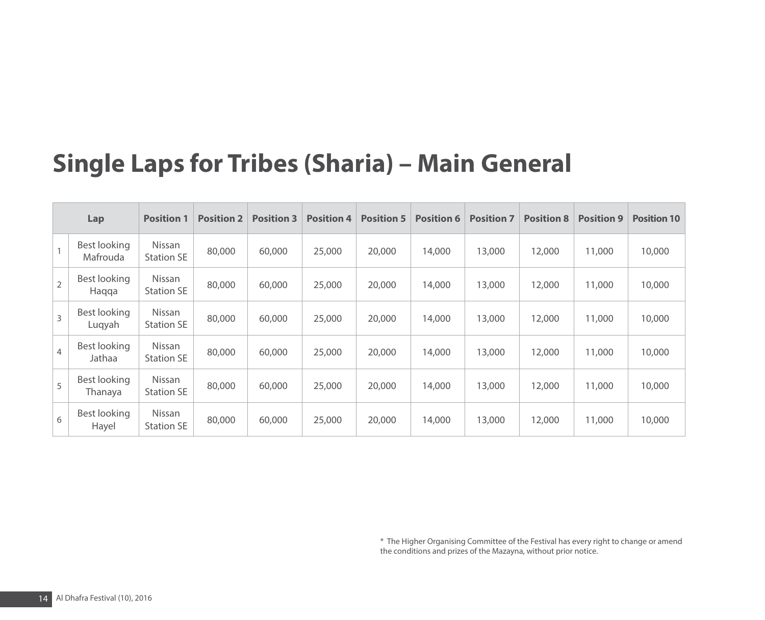# Single Laps for Tribes (Sharia) – Main General

| Lap | | Position 1 | Position 2 | Position 3 | Position 4 | Position 5 | Position 6 | Position 7 | Position 8 | Position 9 | Position 10 |
|---|---|---|---|---|---|---|---|---|---|---|---|
| 1 | Best looking Mafrouda | Nissan Station SE | 80,000 | 60,000 | 25,000 | 20,000 | 14,000 | 13,000 | 12,000 | 11,000 | 10,000 |
| 2 | Best looking Haqqa | Nissan Station SE | 80,000 | 60,000 | 25,000 | 20,000 | 14,000 | 13,000 | 12,000 | 11,000 | 10,000 |
| 3 | Best looking Luqyah | Nissan Station SE | 80,000 | 60,000 | 25,000 | 20,000 | 14,000 | 13,000 | 12,000 | 11,000 | 10,000 |
| 4 | Best looking Jathaa | Nissan Station SE | 80,000 | 60,000 | 25,000 | 20,000 | 14,000 | 13,000 | 12,000 | 11,000 | 10,000 |
| 5 | Best looking Thanaya | Nissan Station SE | 80,000 | 60,000 | 25,000 | 20,000 | 14,000 | 13,000 | 12,000 | 11,000 | 10,000 |
| 6 | Best looking Hayel | Nissan Station SE | 80,000 | 60,000 | 25,000 | 20,000 | 14,000 | 13,000 | 12,000 | 11,000 | 10,000 |

* The Higher Organising Committee of the Festival has every right to change or amend the conditions and prizes of the Mazayna, without prior notice.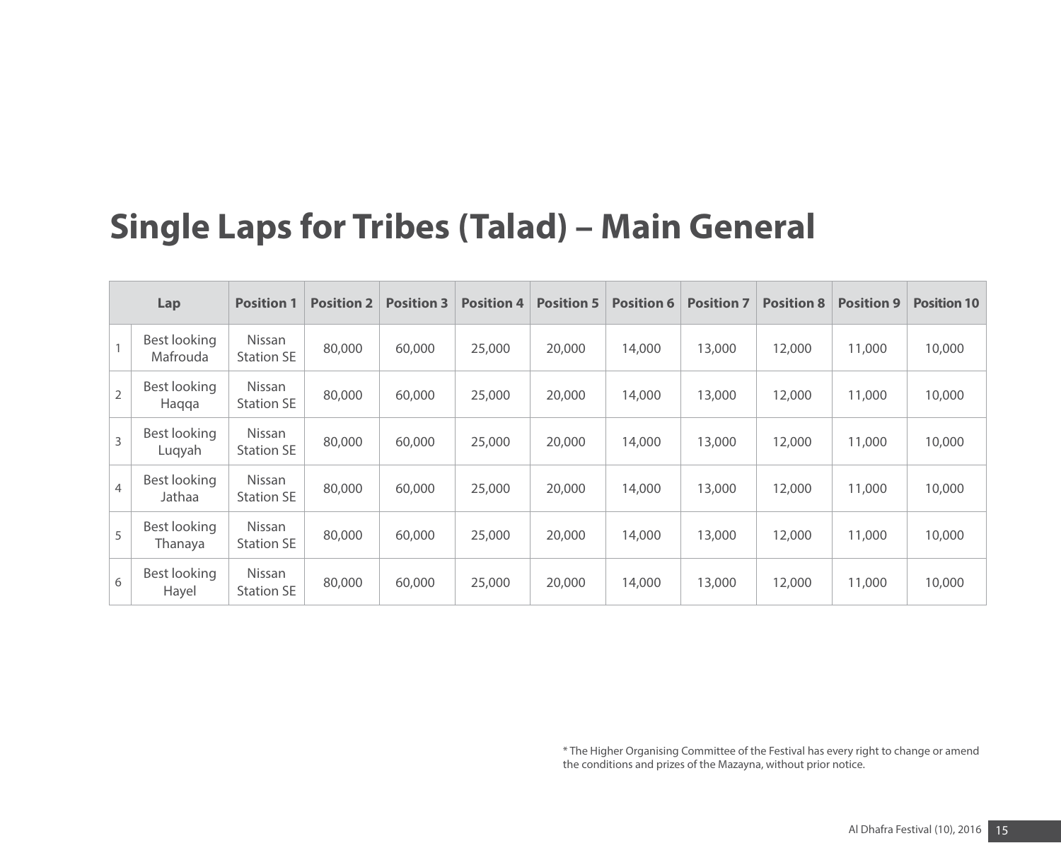# Single Laps for Tribes (Talad) – Main General

| Lap | | Position 1 | Position 2 | Position 3 | Position 4 | Position 5 | Position 6 | Position 7 | Position 8 | Position 9 | Position 10 |
|---|---|---|---|---|---|---|---|---|---|---|---|
| 1 | Best looking Mafrouda | Nissan Station SE | 80,000 | 60,000 | 25,000 | 20,000 | 14,000 | 13,000 | 12,000 | 11,000 | 10,000 |
| 2 | Best looking Haqqa | Nissan Station SE | 80,000 | 60,000 | 25,000 | 20,000 | 14,000 | 13,000 | 12,000 | 11,000 | 10,000 |
| 3 | Best looking Luqyah | Nissan Station SE | 80,000 | 60,000 | 25,000 | 20,000 | 14,000 | 13,000 | 12,000 | 11,000 | 10,000 |
| 4 | Best looking Jathaa | Nissan Station SE | 80,000 | 60,000 | 25,000 | 20,000 | 14,000 | 13,000 | 12,000 | 11,000 | 10,000 |
| 5 | Best looking Thanaya | Nissan Station SE | 80,000 | 60,000 | 25,000 | 20,000 | 14,000 | 13,000 | 12,000 | 11,000 | 10,000 |
| 6 | Best looking Hayel | Nissan Station SE | 80,000 | 60,000 | 25,000 | 20,000 | 14,000 | 13,000 | 12,000 | 11,000 | 10,000 |

* The Higher Organising Committee of the Festival has every right to change or amend the conditions and prizes of the Mazayna, without prior notice.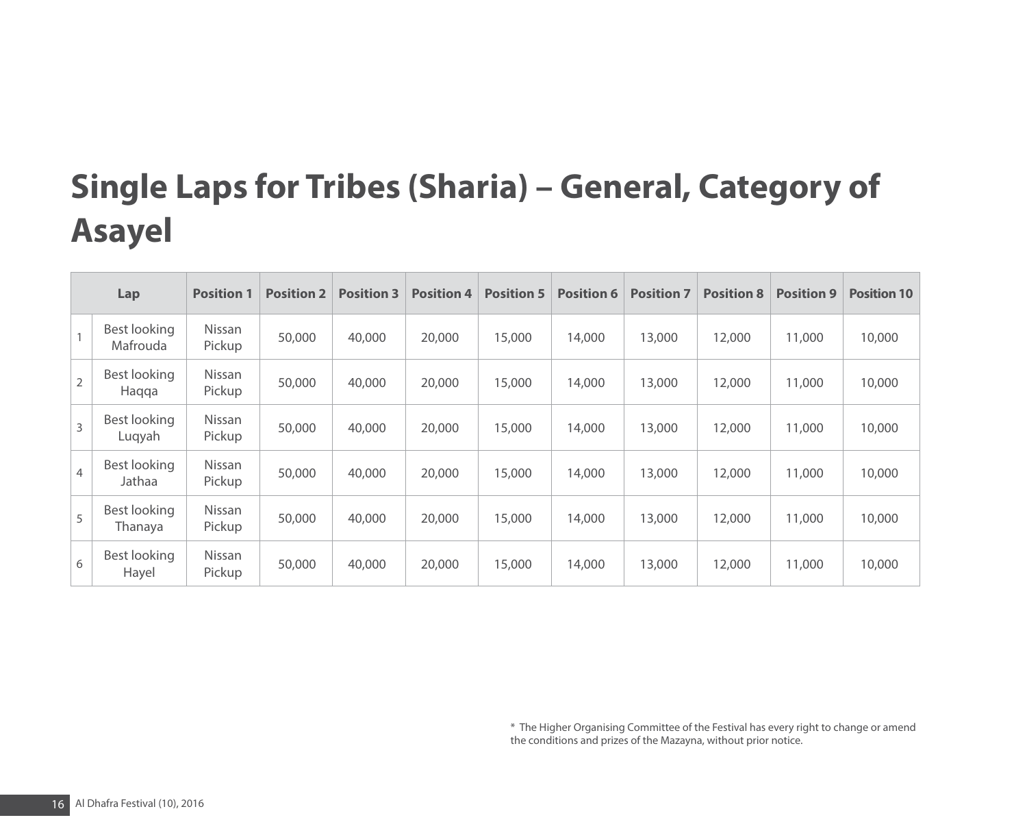# Single Laps for Tribes (Sharia) – General, Category of Asayel

| Lap | | Position 1 | Position 2 | Position 3 | Position 4 | Position 5 | Position 6 | Position 7 | Position 8 | Position 9 | Position 10 |
|---|---|---|---|---|---|---|---|---|---|---|---|
| 1 | Best looking Mafrouda | Nissan Pickup | 50,000 | 40,000 | 20,000 | 15,000 | 14,000 | 13,000 | 12,000 | 11,000 | 10,000 |
| 2 | Best looking Haqqa | Nissan Pickup | 50,000 | 40,000 | 20,000 | 15,000 | 14,000 | 13,000 | 12,000 | 11,000 | 10,000 |
| 3 | Best looking Luqyah | Nissan Pickup | 50,000 | 40,000 | 20,000 | 15,000 | 14,000 | 13,000 | 12,000 | 11,000 | 10,000 |
| 4 | Best looking Jathaa | Nissan Pickup | 50,000 | 40,000 | 20,000 | 15,000 | 14,000 | 13,000 | 12,000 | 11,000 | 10,000 |
| 5 | Best looking Thanaya | Nissan Pickup | 50,000 | 40,000 | 20,000 | 15,000 | 14,000 | 13,000 | 12,000 | 11,000 | 10,000 |
| 6 | Best looking Hayel | Nissan Pickup | 50,000 | 40,000 | 20,000 | 15,000 | 14,000 | 13,000 | 12,000 | 11,000 | 10,000 |

* The Higher Organising Committee of the Festival has every right to change or amend the conditions and prizes of the Mazayna, without prior notice.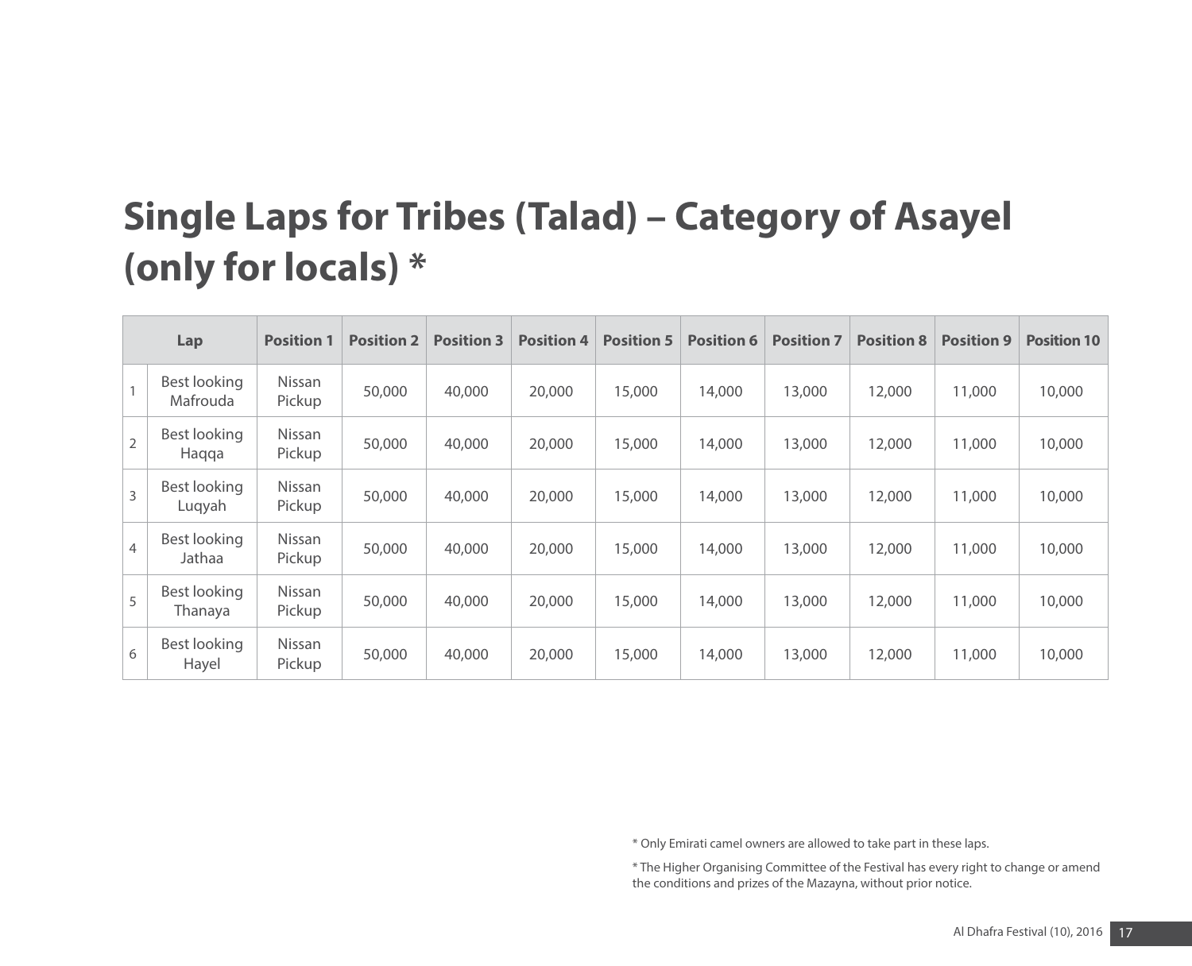# Single Laps for Tribes (Talad) – Category of Asayel (only for locals) *

| Lap | | Position 1 | Position 2 | Position 3 | Position 4 | Position 5 | Position 6 | Position 7 | Position 8 | Position 9 | Position 10 |
|---|---|---|---|---|---|---|---|---|---|---|---|
| 1 | Best looking Mafrouda | Nissan Pickup | 50,000 | 40,000 | 20,000 | 15,000 | 14,000 | 13,000 | 12,000 | 11,000 | 10,000 |
| 2 | Best looking Haqqa | Nissan Pickup | 50,000 | 40,000 | 20,000 | 15,000 | 14,000 | 13,000 | 12,000 | 11,000 | 10,000 |
| 3 | Best looking Luqyah | Nissan Pickup | 50,000 | 40,000 | 20,000 | 15,000 | 14,000 | 13,000 | 12,000 | 11,000 | 10,000 |
| 4 | Best looking Jathaa | Nissan Pickup | 50,000 | 40,000 | 20,000 | 15,000 | 14,000 | 13,000 | 12,000 | 11,000 | 10,000 |
| 5 | Best looking Thanaya | Nissan Pickup | 50,000 | 40,000 | 20,000 | 15,000 | 14,000 | 13,000 | 12,000 | 11,000 | 10,000 |
| 6 | Best looking Hayel | Nissan Pickup | 50,000 | 40,000 | 20,000 | 15,000 | 14,000 | 13,000 | 12,000 | 11,000 | 10,000 |

* Only Emirati camel owners are allowed to take part in these laps.

* The Higher Organising Committee of the Festival has every right to change or amend the conditions and prizes of the Mazayna, without prior notice.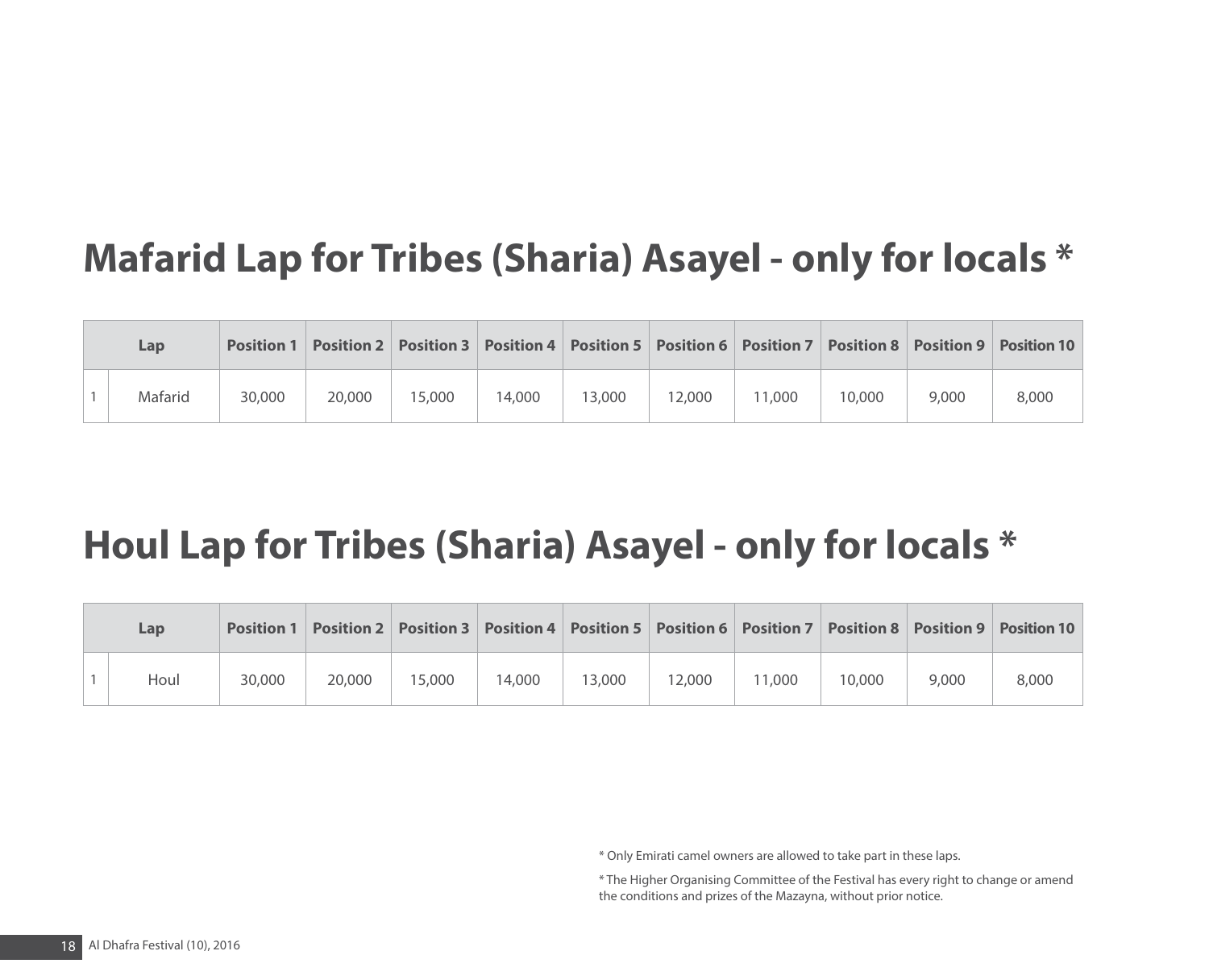## Mafarid Lap for Tribes (Sharia) Asayel - only for locals *

| | Lap | Position 1 | Position 2 | Position 3 | Position 4 | Position 5 | Position 6 | Position 7 | Position 8 | Position 9 | Position 10 |
|---|---|---|---|---|---|---|---|---|---|---|---|
| 1 | Mafarid | 30,000 | 20,000 | 15,000 | 14,000 | 13,000 | 12,000 | 11,000 | 10,000 | 9,000 | 8,000 |

## Houl Lap for Tribes (Sharia) Asayel - only for locals *

| | Lap | Position 1 | Position 2 | Position 3 | Position 4 | Position 5 | Position 6 | Position 7 | Position 8 | Position 9 | Position 10 |
|---|---|---|---|---|---|---|---|---|---|---|---|
| 1 | Houl | 30,000 | 20,000 | 15,000 | 14,000 | 13,000 | 12,000 | 11,000 | 10,000 | 9,000 | 8,000 |

* Only Emirati camel owners are allowed to take part in these laps.

* The Higher Organising Committee of the Festival has every right to change or amend the conditions and prizes of the Mazayna, without prior notice.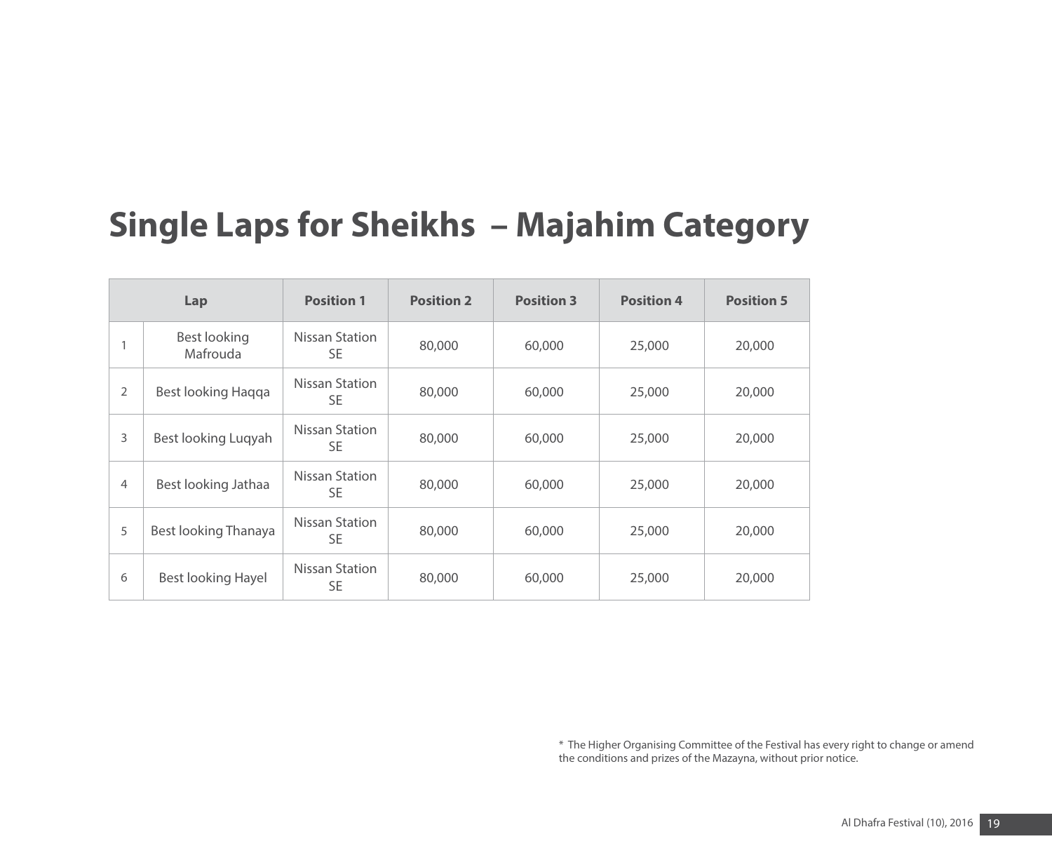# Single Laps for Sheikhs – Majahim Category

| Lap | | Position 1 | Position 2 | Position 3 | Position 4 | Position 5 |
|---|---|---|---|---|---|---|
| 1 | Best looking Mafrouda | Nissan Station SE | 80,000 | 60,000 | 25,000 | 20,000 |
| 2 | Best looking Haqqa | Nissan Station SE | 80,000 | 60,000 | 25,000 | 20,000 |
| 3 | Best looking Luqyah | Nissan Station SE | 80,000 | 60,000 | 25,000 | 20,000 |
| 4 | Best looking Jathaa | Nissan Station SE | 80,000 | 60,000 | 25,000 | 20,000 |
| 5 | Best looking Thanaya | Nissan Station SE | 80,000 | 60,000 | 25,000 | 20,000 |
| 6 | Best looking Hayel | Nissan Station SE | 80,000 | 60,000 | 25,000 | 20,000 |

* The Higher Organising Committee of the Festival has every right to change or amend the conditions and prizes of the Mazayna, without prior notice.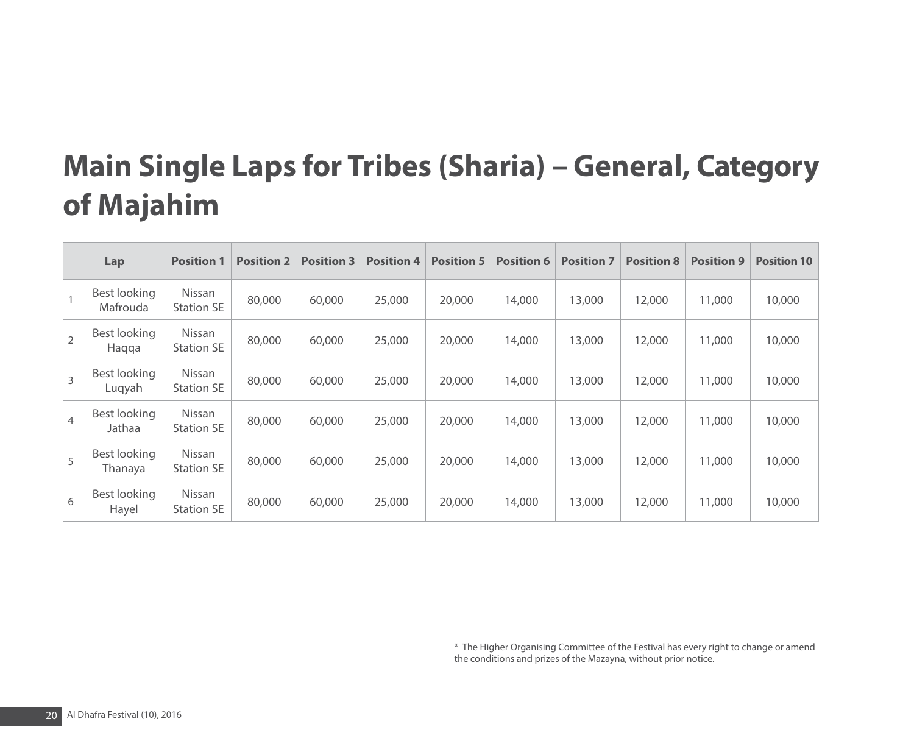# Main Single Laps for Tribes (Sharia) – General, Category of Majahim

| Lap | | Position 1 | Position 2 | Position 3 | Position 4 | Position 5 | Position 6 | Position 7 | Position 8 | Position 9 | Position 10 |
|---|---|---|---|---|---|---|---|---|---|---|---|
| 1 | Best looking Mafrouda | Nissan Station SE | 80,000 | 60,000 | 25,000 | 20,000 | 14,000 | 13,000 | 12,000 | 11,000 | 10,000 |
| 2 | Best looking Haqqa | Nissan Station SE | 80,000 | 60,000 | 25,000 | 20,000 | 14,000 | 13,000 | 12,000 | 11,000 | 10,000 |
| 3 | Best looking Luqyah | Nissan Station SE | 80,000 | 60,000 | 25,000 | 20,000 | 14,000 | 13,000 | 12,000 | 11,000 | 10,000 |
| 4 | Best looking Jathaa | Nissan Station SE | 80,000 | 60,000 | 25,000 | 20,000 | 14,000 | 13,000 | 12,000 | 11,000 | 10,000 |
| 5 | Best looking Thanaya | Nissan Station SE | 80,000 | 60,000 | 25,000 | 20,000 | 14,000 | 13,000 | 12,000 | 11,000 | 10,000 |
| 6 | Best looking Hayel | Nissan Station SE | 80,000 | 60,000 | 25,000 | 20,000 | 14,000 | 13,000 | 12,000 | 11,000 | 10,000 |

* The Higher Organising Committee of the Festival has every right to change or amend the conditions and prizes of the Mazayna, without prior notice.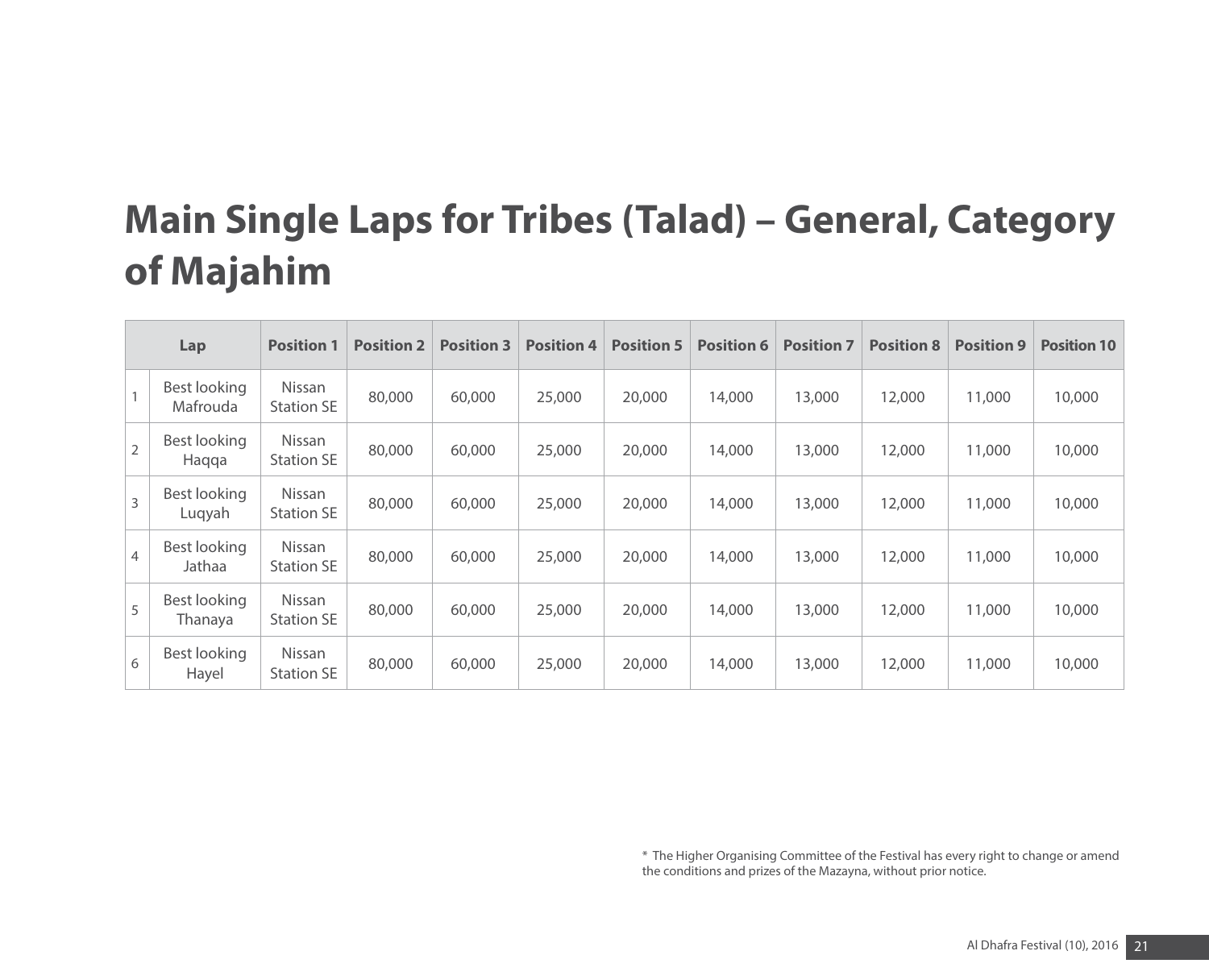# Main Single Laps for Tribes (Talad) – General, Category of Majahim

| Lap | | Position 1 | Position 2 | Position 3 | Position 4 | Position 5 | Position 6 | Position 7 | Position 8 | Position 9 | Position 10 |
|---|---|---|---|---|---|---|---|---|---|---|---|
| 1 | Best looking Mafrouda | Nissan Station SE | 80,000 | 60,000 | 25,000 | 20,000 | 14,000 | 13,000 | 12,000 | 11,000 | 10,000 |
| 2 | Best looking Haqqa | Nissan Station SE | 80,000 | 60,000 | 25,000 | 20,000 | 14,000 | 13,000 | 12,000 | 11,000 | 10,000 |
| 3 | Best looking Luqyah | Nissan Station SE | 80,000 | 60,000 | 25,000 | 20,000 | 14,000 | 13,000 | 12,000 | 11,000 | 10,000 |
| 4 | Best looking Jathaa | Nissan Station SE | 80,000 | 60,000 | 25,000 | 20,000 | 14,000 | 13,000 | 12,000 | 11,000 | 10,000 |
| 5 | Best looking Thanaya | Nissan Station SE | 80,000 | 60,000 | 25,000 | 20,000 | 14,000 | 13,000 | 12,000 | 11,000 | 10,000 |
| 6 | Best looking Hayel | Nissan Station SE | 80,000 | 60,000 | 25,000 | 20,000 | 14,000 | 13,000 | 12,000 | 11,000 | 10,000 |

* The Higher Organising Committee of the Festival has every right to change or amend the conditions and prizes of the Mazayna, without prior notice.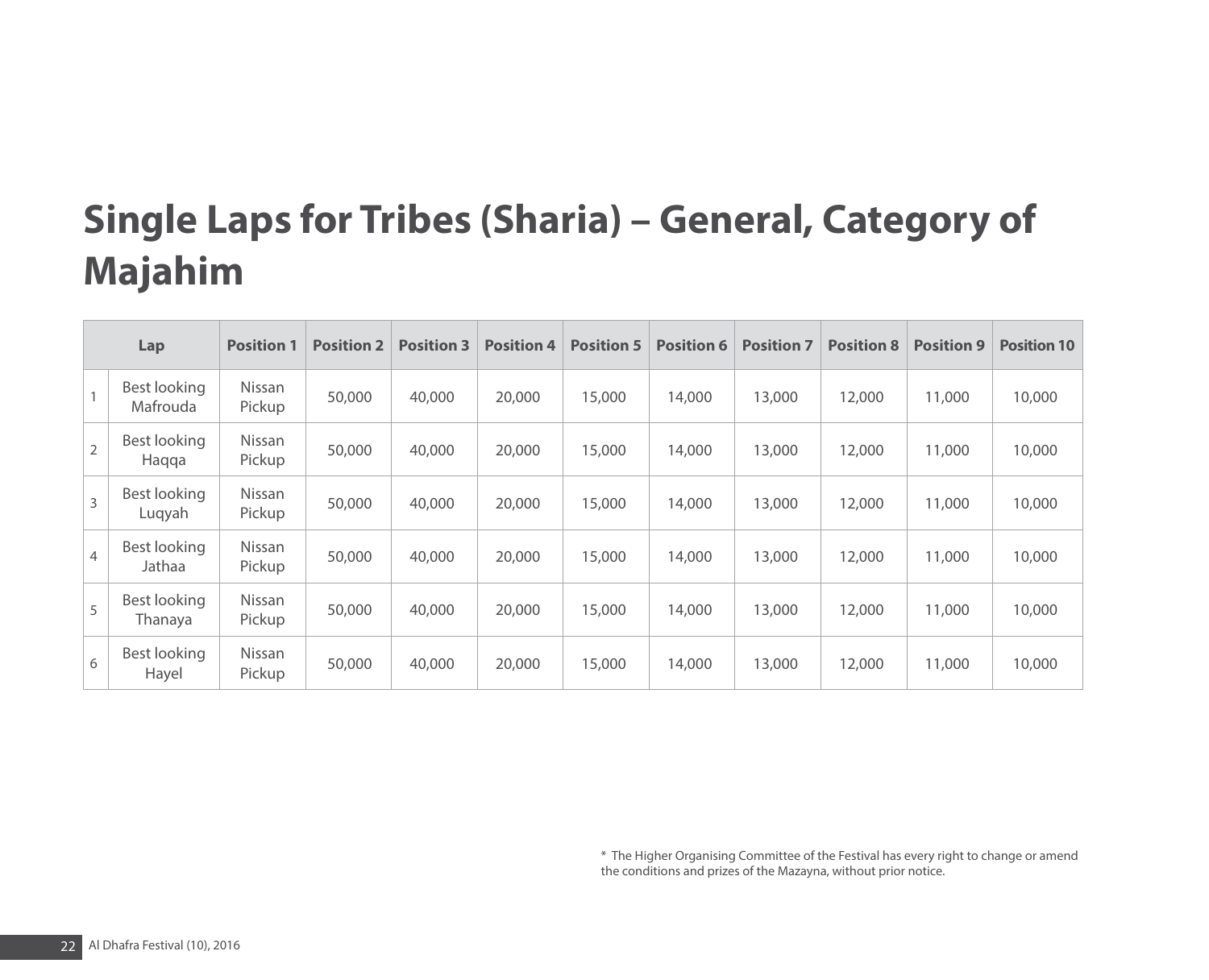# Single Laps for Tribes (Sharia) – General, Category of Majahim

| Lap | | Position 1 | Position 2 | Position 3 | Position 4 | Position 5 | Position 6 | Position 7 | Position 8 | Position 9 | Position 10 |
|---|---|---|---|---|---|---|---|---|---|---|---|
| 1 | Best looking Mafrouda | Nissan Pickup | 50,000 | 40,000 | 20,000 | 15,000 | 14,000 | 13,000 | 12,000 | 11,000 | 10,000 |
| 2 | Best looking Haqqa | Nissan Pickup | 50,000 | 40,000 | 20,000 | 15,000 | 14,000 | 13,000 | 12,000 | 11,000 | 10,000 |
| 3 | Best looking Luqyah | Nissan Pickup | 50,000 | 40,000 | 20,000 | 15,000 | 14,000 | 13,000 | 12,000 | 11,000 | 10,000 |
| 4 | Best looking Jathaa | Nissan Pickup | 50,000 | 40,000 | 20,000 | 15,000 | 14,000 | 13,000 | 12,000 | 11,000 | 10,000 |
| 5 | Best looking Thanaya | Nissan Pickup | 50,000 | 40,000 | 20,000 | 15,000 | 14,000 | 13,000 | 12,000 | 11,000 | 10,000 |
| 6 | Best looking Hayel | Nissan Pickup | 50,000 | 40,000 | 20,000 | 15,000 | 14,000 | 13,000 | 12,000 | 11,000 | 10,000 |

* The Higher Organising Committee of the Festival has every right to change or amend the conditions and prizes of the Mazayna, without prior notice.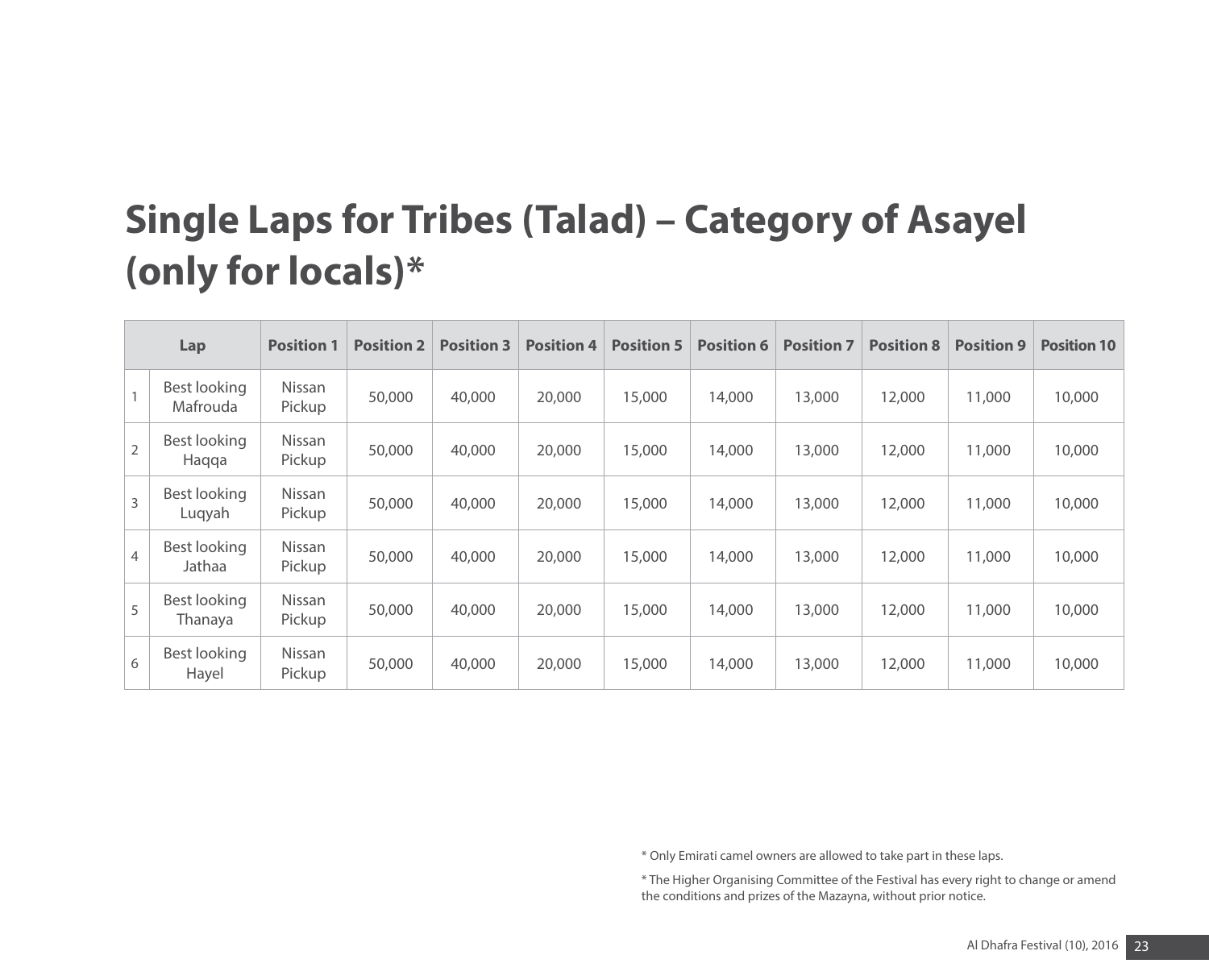# Single Laps for Tribes (Talad) – Category of Asayel (only for locals)*

| Lap | | Position 1 | Position 2 | Position 3 | Position 4 | Position 5 | Position 6 | Position 7 | Position 8 | Position 9 | Position 10 |
|---|---|---|---|---|---|---|---|---|---|---|---|
| 1 | Best looking Mafrouda | Nissan Pickup | 50,000 | 40,000 | 20,000 | 15,000 | 14,000 | 13,000 | 12,000 | 11,000 | 10,000 |
| 2 | Best looking Haqqa | Nissan Pickup | 50,000 | 40,000 | 20,000 | 15,000 | 14,000 | 13,000 | 12,000 | 11,000 | 10,000 |
| 3 | Best looking Luqyah | Nissan Pickup | 50,000 | 40,000 | 20,000 | 15,000 | 14,000 | 13,000 | 12,000 | 11,000 | 10,000 |
| 4 | Best looking Jathaa | Nissan Pickup | 50,000 | 40,000 | 20,000 | 15,000 | 14,000 | 13,000 | 12,000 | 11,000 | 10,000 |
| 5 | Best looking Thanaya | Nissan Pickup | 50,000 | 40,000 | 20,000 | 15,000 | 14,000 | 13,000 | 12,000 | 11,000 | 10,000 |
| 6 | Best looking Hayel | Nissan Pickup | 50,000 | 40,000 | 20,000 | 15,000 | 14,000 | 13,000 | 12,000 | 11,000 | 10,000 |

* Only Emirati camel owners are allowed to take part in these laps.

* The Higher Organising Committee of the Festival has every right to change or amend the conditions and prizes of the Mazayna, without prior notice.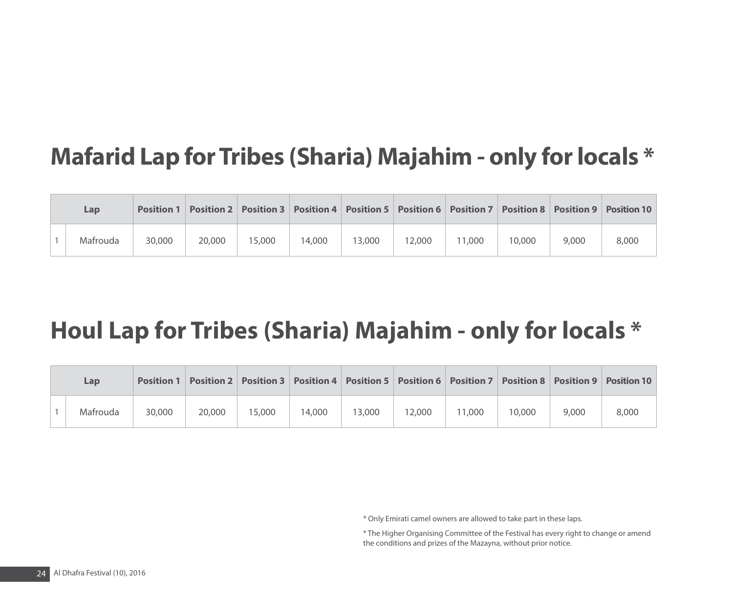## Mafarid Lap for Tribes (Sharia) Majahim - only for locals *

| | Lap | Position 1 | Position 2 | Position 3 | Position 4 | Position 5 | Position 6 | Position 7 | Position 8 | Position 9 | Position 10 |
|---|---|---|---|---|---|---|---|---|---|---|---|
| 1 | Mafrouda | 30,000 | 20,000 | 15,000 | 14,000 | 13,000 | 12,000 | 11,000 | 10,000 | 9,000 | 8,000 |

## Houl Lap for Tribes (Sharia) Majahim - only for locals *

| | Lap | Position 1 | Position 2 | Position 3 | Position 4 | Position 5 | Position 6 | Position 7 | Position 8 | Position 9 | Position 10 |
|---|---|---|---|---|---|---|---|---|---|---|---|
| 1 | Mafrouda | 30,000 | 20,000 | 15,000 | 14,000 | 13,000 | 12,000 | 11,000 | 10,000 | 9,000 | 8,000 |

* Only Emirati camel owners are allowed to take part in these laps.

* The Higher Organising Committee of the Festival has every right to change or amend the conditions and prizes of the Mazayna, without prior notice.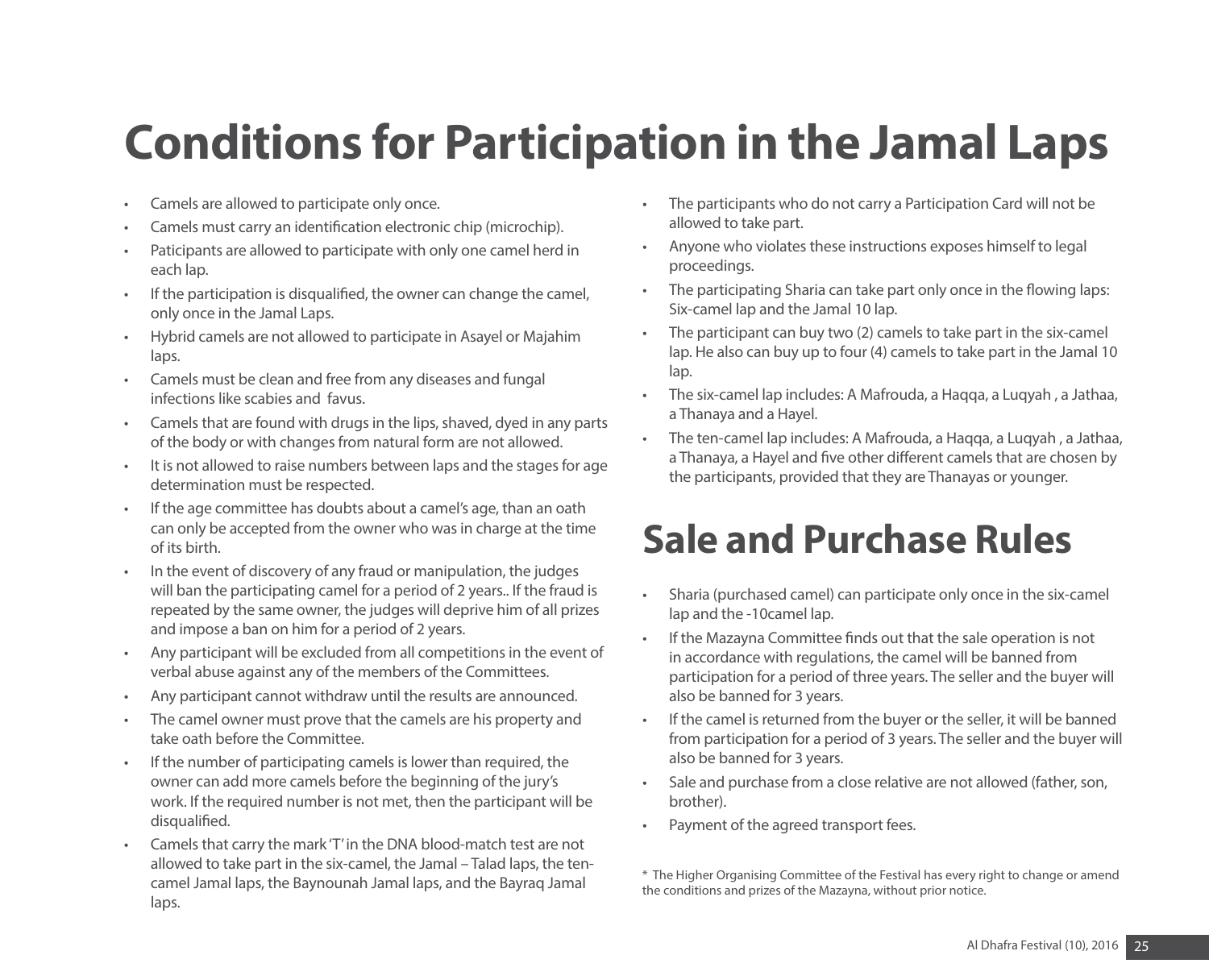# Conditions for Participation in the Jamal Laps

- Camels are allowed to participate only once.
- Camels must carry an identification electronic chip (microchip).
- Paticipants are allowed to participate with only one camel herd in each lap.
- If the participation is disqualified, the owner can change the camel, only once in the Jamal Laps.
- Hybrid camels are not allowed to participate in Asayel or Majahim laps.
- Camels must be clean and free from any diseases and fungal infections like scabies and favus.
- Camels that are found with drugs in the lips, shaved, dyed in any parts of the body or with changes from natural form are not allowed.
- It is not allowed to raise numbers between laps and the stages for age determination must be respected.
- If the age committee has doubts about a camel's age, than an oath can only be accepted from the owner who was in charge at the time of its birth.
- In the event of discovery of any fraud or manipulation, the judges will ban the participating camel for a period of 2 years.. If the fraud is repeated by the same owner, the judges will deprive him of all prizes and impose a ban on him for a period of 2 years.
- Any participant will be excluded from all competitions in the event of verbal abuse against any of the members of the Committees.
- Any participant cannot withdraw until the results are announced.
- The camel owner must prove that the camels are his property and take oath before the Committee.
- If the number of participating camels is lower than required, the owner can add more camels before the beginning of the jury's work. If the required number is not met, then the participant will be disqualified.
- Camels that carry the mark 'T' in the DNA blood-match test are not allowed to take part in the six-camel, the Jamal – Talad laps, the ten-camel Jamal laps, the Baynounah Jamal laps, and the Bayraq Jamal laps.
- The participants who do not carry a Participation Card will not be allowed to take part.
- Anyone who violates these instructions exposes himself to legal proceedings.
- The participating Sharia can take part only once in the flowing laps: Six-camel lap and the Jamal 10 lap.
- The participant can buy two (2) camels to take part in the six-camel lap. He also can buy up to four (4) camels to take part in the Jamal 10 lap.
- The six-camel lap includes: A Mafrouda, a Haqqa, a Luqyah , a Jathaa, a Thanaya and a Hayel.
- The ten-camel lap includes: A Mafrouda, a Haqqa, a Luqyah , a Jathaa, a Thanaya, a Hayel and five other different camels that are chosen by the participants, provided that they are Thanayas or younger.

# Sale and Purchase Rules

- Sharia (purchased camel) can participate only once in the six-camel lap and the -10camel lap.
- If the Mazayna Committee finds out that the sale operation is not in accordance with regulations, the camel will be banned from participation for a period of three years. The seller and the buyer will also be banned for 3 years.
- If the camel is returned from the buyer or the seller, it will be banned from participation for a period of 3 years. The seller and the buyer will also be banned for 3 years.
- Sale and purchase from a close relative are not allowed (father, son, brother).
- Payment of the agreed transport fees.

* The Higher Organising Committee of the Festival has every right to change or amend the conditions and prizes of the Mazayna, without prior notice.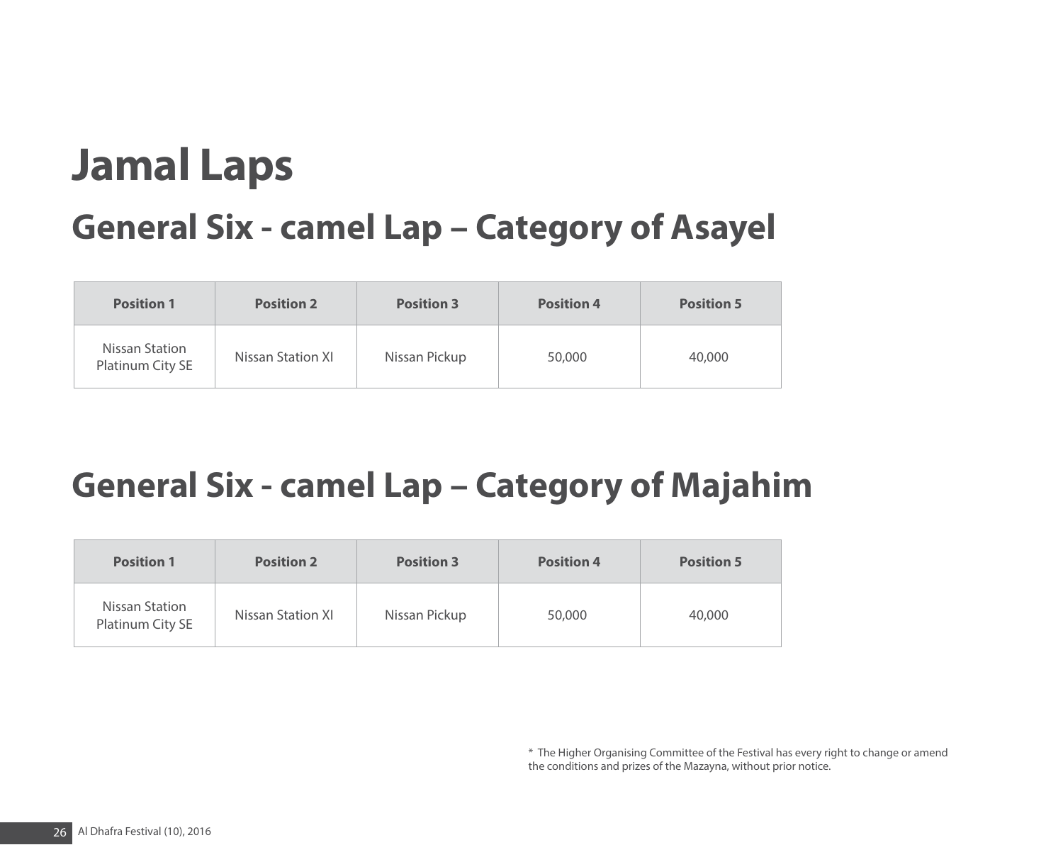# Jamal Laps

## General Six - camel Lap – Category of Asayel

| Position 1 | Position 2 | Position 3 | Position 4 | Position 5 |
|---|---|---|---|---|
| Nissan Station Platinum City SE | Nissan Station XI | Nissan Pickup | 50,000 | 40,000 |

## General Six - camel Lap – Category of Majahim

| Position 1 | Position 2 | Position 3 | Position 4 | Position 5 |
|---|---|---|---|---|
| Nissan Station Platinum City SE | Nissan Station XI | Nissan Pickup | 50,000 | 40,000 |

* The Higher Organising Committee of the Festival has every right to change or amend the conditions and prizes of the Mazayna, without prior notice.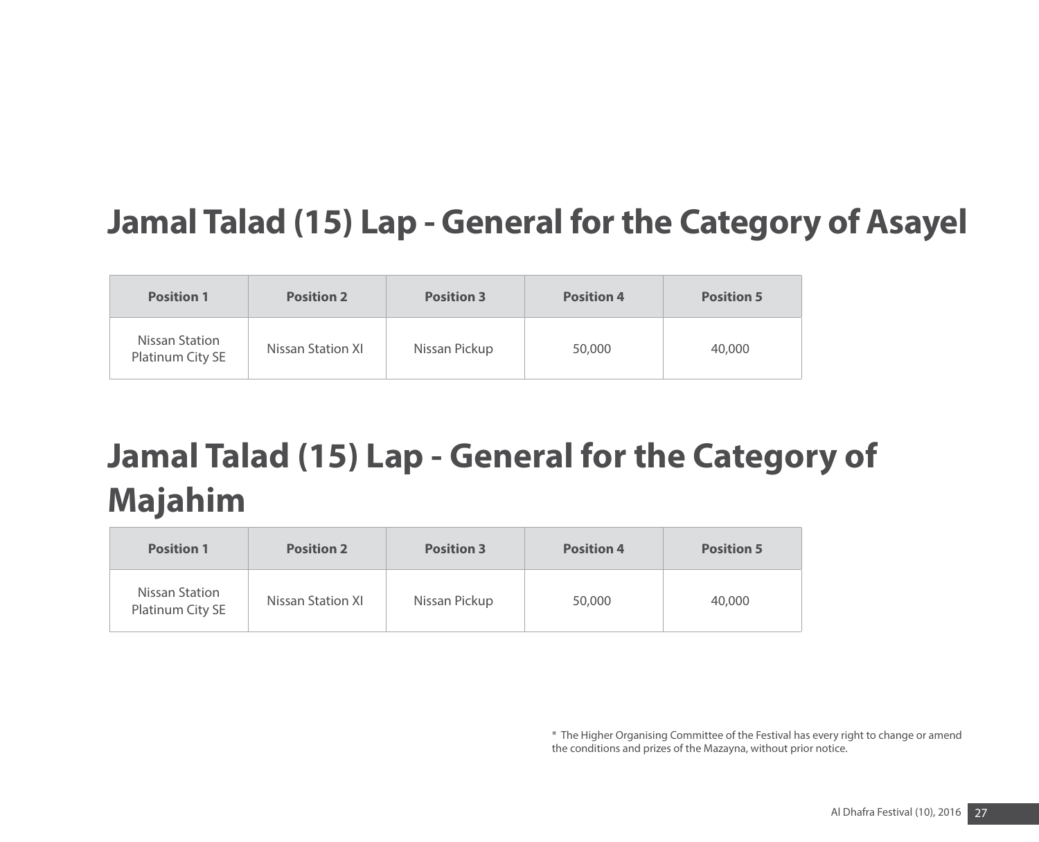## Jamal Talad (15) Lap - General for the Category of Asayel

| Position 1 | Position 2 | Position 3 | Position 4 | Position 5 |
|---|---|---|---|---|
| Nissan Station Platinum City SE | Nissan Station Xl | Nissan Pickup | 50,000 | 40,000 |

## Jamal Talad (15) Lap - General for the Category of Majahim

| Position 1 | Position 2 | Position 3 | Position 4 | Position 5 |
|---|---|---|---|---|
| Nissan Station Platinum City SE | Nissan Station Xl | Nissan Pickup | 50,000 | 40,000 |

* The Higher Organising Committee of the Festival has every right to change or amend the conditions and prizes of the Mazayna, without prior notice.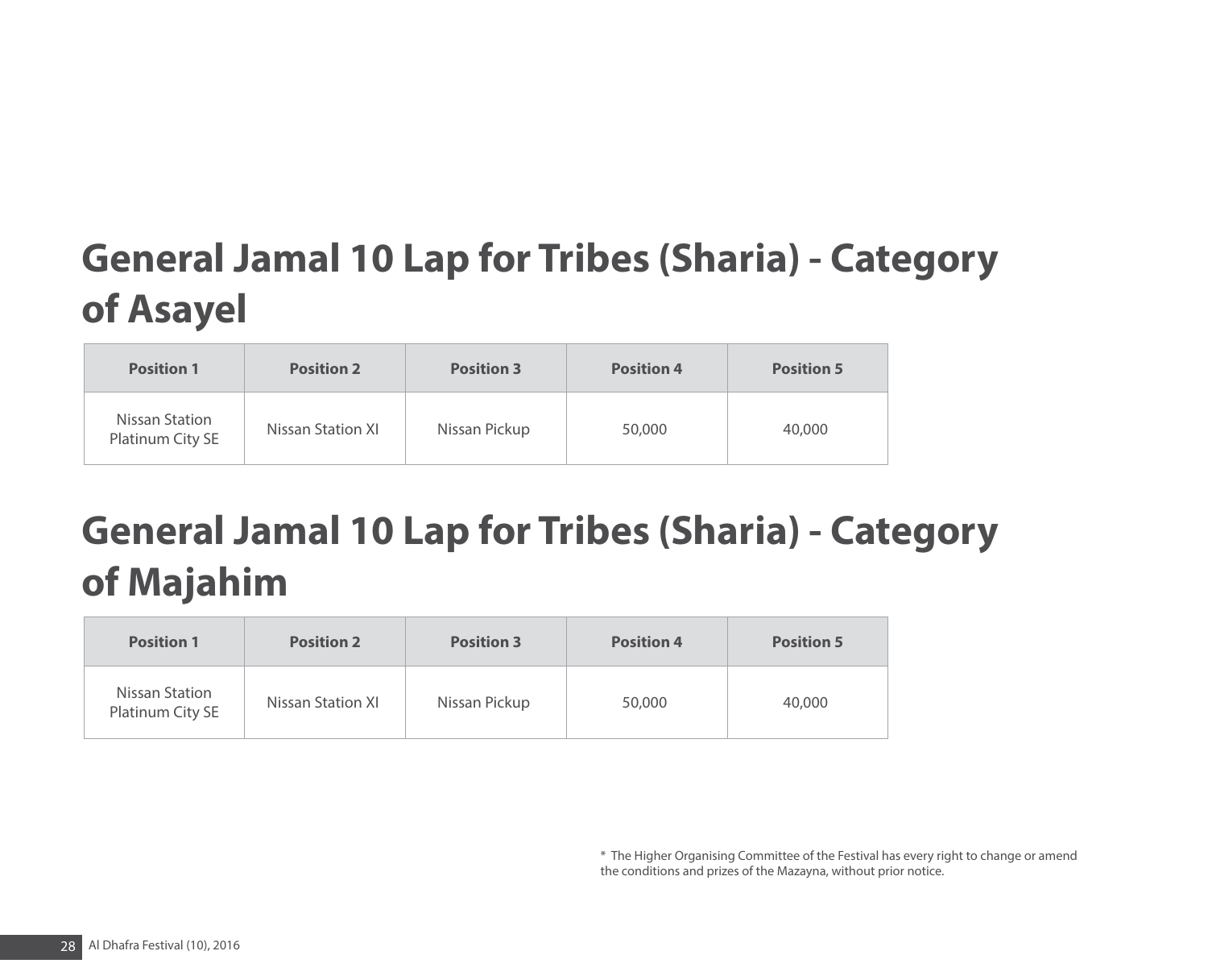# General Jamal 10 Lap for Tribes (Sharia) - Category of Asayel

| Position 1 | Position 2 | Position 3 | Position 4 | Position 5 |
|---|---|---|---|---|
| Nissan Station Platinum City SE | Nissan Station XI | Nissan Pickup | 50,000 | 40,000 |

# General Jamal 10 Lap for Tribes (Sharia) - Category of Majahim

| Position 1 | Position 2 | Position 3 | Position 4 | Position 5 |
|---|---|---|---|---|
| Nissan Station Platinum City SE | Nissan Station XI | Nissan Pickup | 50,000 | 40,000 |

* The Higher Organising Committee of the Festival has every right to change or amend the conditions and prizes of the Mazayna, without prior notice.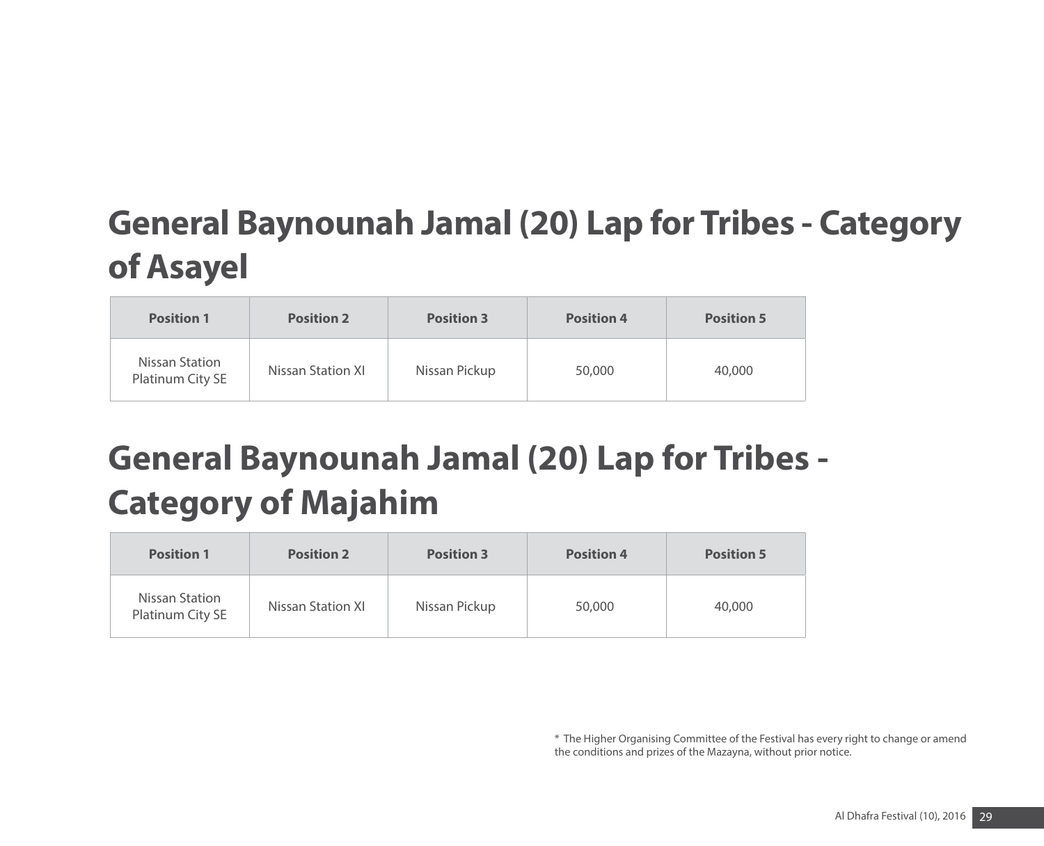## General Baynounah Jamal (20) Lap for Tribes - Category of Asayel

| Position 1 | Position 2 | Position 3 | Position 4 | Position 5 |
|---|---|---|---|---|
| Nissan Station Platinum City SE | Nissan Station XI | Nissan Pickup | 50,000 | 40,000 |

## General Baynounah Jamal (20) Lap for Tribes - Category of Majahim

| Position 1 | Position 2 | Position 3 | Position 4 | Position 5 |
|---|---|---|---|---|
| Nissan Station Platinum City SE | Nissan Station XI | Nissan Pickup | 50,000 | 40,000 |

* The Higher Organising Committee of the Festival has every right to change or amend the conditions and prizes of the Mazayna, without prior notice.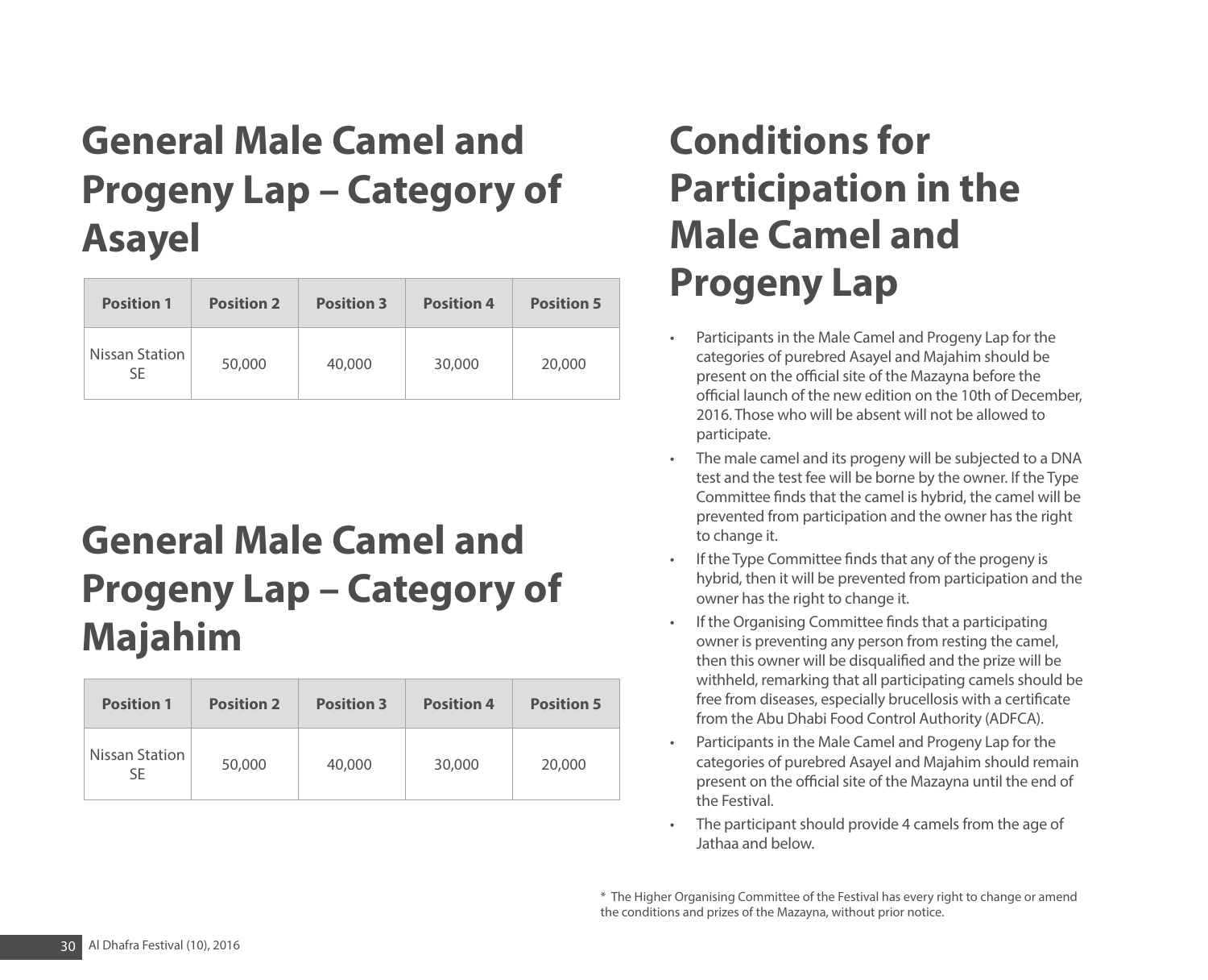# General Male Camel and Progeny Lap – Category of Asayel

| Position 1 | Position 2 | Position 3 | Position 4 | Position 5 |
|---|---|---|---|---|
| Nissan Station SE | 50,000 | 40,000 | 30,000 | 20,000 |

# General Male Camel and Progeny Lap – Category of Majahim

| Position 1 | Position 2 | Position 3 | Position 4 | Position 5 |
|---|---|---|---|---|
| Nissan Station SE | 50,000 | 40,000 | 30,000 | 20,000 |

# Conditions for Participation in the Male Camel and Progeny Lap

- Participants in the Male Camel and Progeny Lap for the categories of purebred Asayel and Majahim should be present on the official site of the Mazayna before the official launch of the new edition on the 10th of December, 2016. Those who will be absent will not be allowed to participate.
- The male camel and its progeny will be subjected to a DNA test and the test fee will be borne by the owner. If the Type Committee finds that the camel is hybrid, the camel will be prevented from participation and the owner has the right to change it.
- If the Type Committee finds that any of the progeny is hybrid, then it will be prevented from participation and the owner has the right to change it.
- If the Organising Committee finds that a participating owner is preventing any person from resting the camel, then this owner will be disqualified and the prize will be withheld, remarking that all participating camels should be free from diseases, especially brucellosis with a certificate from the Abu Dhabi Food Control Authority (ADFCA).
- Participants in the Male Camel and Progeny Lap for the categories of purebred Asayel and Majahim should remain present on the official site of the Mazayna until the end of the Festival.
- The participant should provide 4 camels from the age of Jathaa and below.

* The Higher Organising Committee of the Festival has every right to change or amend the conditions and prizes of the Mazayna, without prior notice.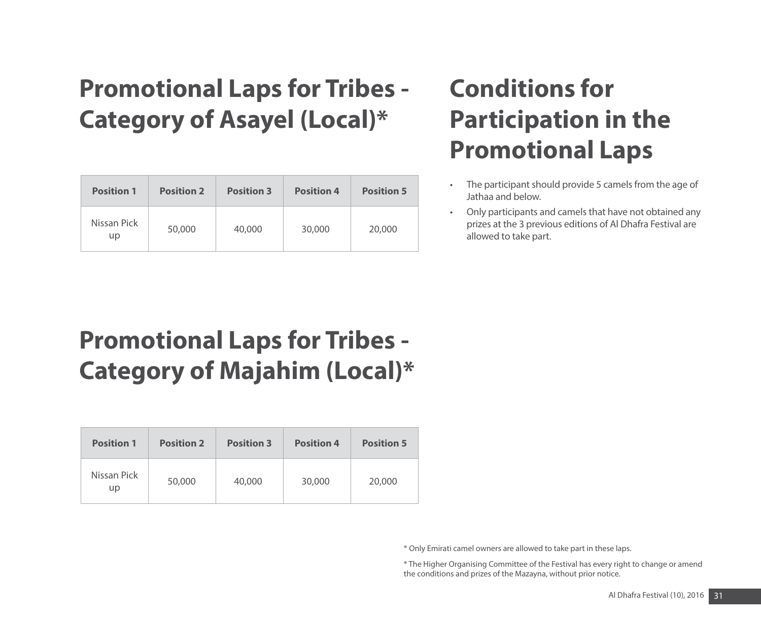# Promotional Laps for Tribes - Category of Asayel (Local)*

| Position 1 | Position 2 | Position 3 | Position 4 | Position 5 |
|---|---|---|---|---|
| Nissan Pick up | 50,000 | 40,000 | 30,000 | 20,000 |

# Promotional Laps for Tribes - Category of Majahim (Local)*

| Position 1 | Position 2 | Position 3 | Position 4 | Position 5 |
|---|---|---|---|---|
| Nissan Pick up | 50,000 | 40,000 | 30,000 | 20,000 |

# Conditions for Participation in the Promotional Laps

- The participant should provide 5 camels from the age of Jathaa and below.
- Only participants and camels that have not obtained any prizes at the 3 previous editions of Al Dhafra Festival are allowed to take part.

* Only Emirati camel owners are allowed to take part in these laps.

* The Higher Organising Committee of the Festival has every right to change or amend the conditions and prizes of the Mazayna, without prior notice.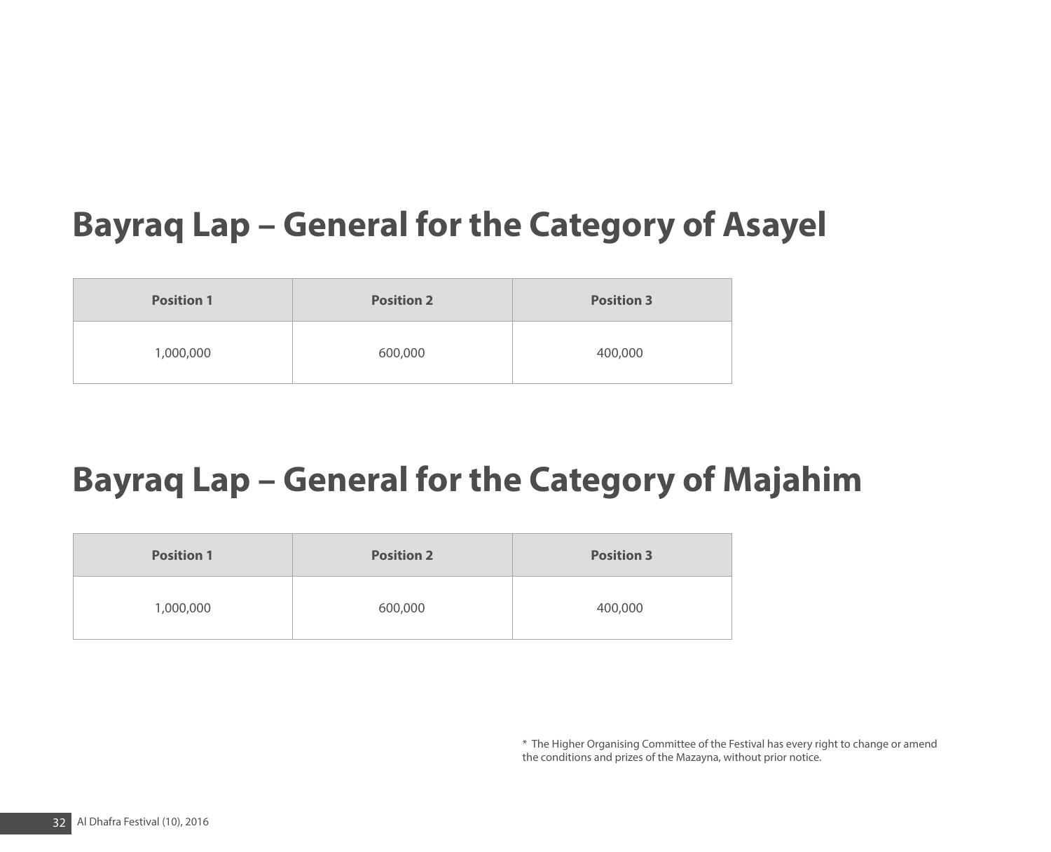## Bayraq Lap – General for the Category of Asayel

| Position 1 | Position 2 | Position 3 |
|---|---|---|
| 1,000,000 | 600,000 | 400,000 |

## Bayraq Lap – General for the Category of Majahim

| Position 1 | Position 2 | Position 3 |
|---|---|---|
| 1,000,000 | 600,000 | 400,000 |

* The Higher Organising Committee of the Festival has every right to change or amend the conditions and prizes of the Mazayna, without prior notice.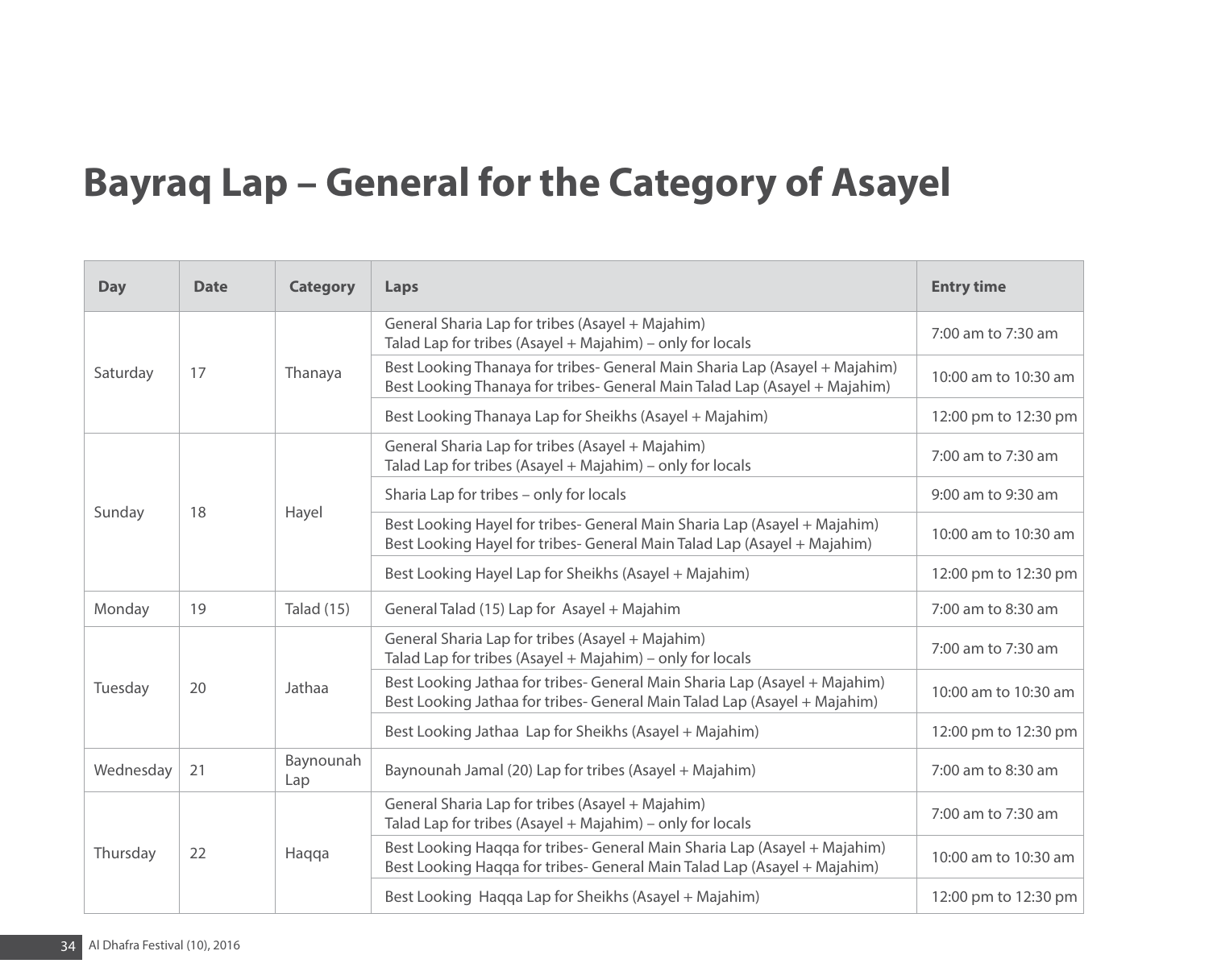# Bayraq Lap – General for the Category of Asayel

| Day | Date | Category | Laps | Entry time |
|---|---|---|---|---|
| Saturday | 17 | Thanaya | General Sharia Lap for tribes (Asayel + Majahim)<br>Talad Lap for tribes (Asayel + Majahim) – only for locals | 7:00 am to 7:30 am |
| | | | Best Looking Thanaya for tribes- General Main Sharia Lap (Asayel + Majahim)<br>Best Looking Thanaya for tribes- General Main Talad Lap (Asayel + Majahim) | 10:00 am to 10:30 am |
| | | | Best Looking Thanaya Lap for Sheikhs (Asayel + Majahim) | 12:00 pm to 12:30 pm |
| Sunday | 18 | Hayel | General Sharia Lap for tribes (Asayel + Majahim)<br>Talad Lap for tribes (Asayel + Majahim) – only for locals | 7:00 am to 7:30 am |
| | | | Sharia Lap for tribes – only for locals | 9:00 am to 9:30 am |
| | | | Best Looking Hayel for tribes- General Main Sharia Lap (Asayel + Majahim)<br>Best Looking Hayel for tribes- General Main Talad Lap (Asayel + Majahim) | 10:00 am to 10:30 am |
| | | | Best Looking Hayel Lap for Sheikhs (Asayel + Majahim) | 12:00 pm to 12:30 pm |
| Monday | 19 | Talad (15) | General Talad (15) Lap for Asayel + Majahim | 7:00 am to 8:30 am |
| Tuesday | 20 | Jathaa | General Sharia Lap for tribes (Asayel + Majahim)<br>Talad Lap for tribes (Asayel + Majahim) – only for locals | 7:00 am to 7:30 am |
| | | | Best Looking Jathaa for tribes- General Main Sharia Lap (Asayel + Majahim)<br>Best Looking Jathaa for tribes- General Main Talad Lap (Asayel + Majahim) | 10:00 am to 10:30 am |
| | | | Best Looking Jathaa Lap for Sheikhs (Asayel + Majahim) | 12:00 pm to 12:30 pm |
| Wednesday | 21 | Baynounah Lap | Baynounah Jamal (20) Lap for tribes (Asayel + Majahim) | 7:00 am to 8:30 am |
| Thursday | 22 | Haqqa | General Sharia Lap for tribes (Asayel + Majahim)<br>Talad Lap for tribes (Asayel + Majahim) – only for locals | 7:00 am to 7:30 am |
| | | | Best Looking Haqqa for tribes- General Main Sharia Lap (Asayel + Majahim)<br>Best Looking Haqqa for tribes- General Main Talad Lap (Asayel + Majahim) | 10:00 am to 10:30 am |
| | | | Best Looking Haqqa Lap for Sheikhs (Asayel + Majahim) | 12:00 pm to 12:30 pm |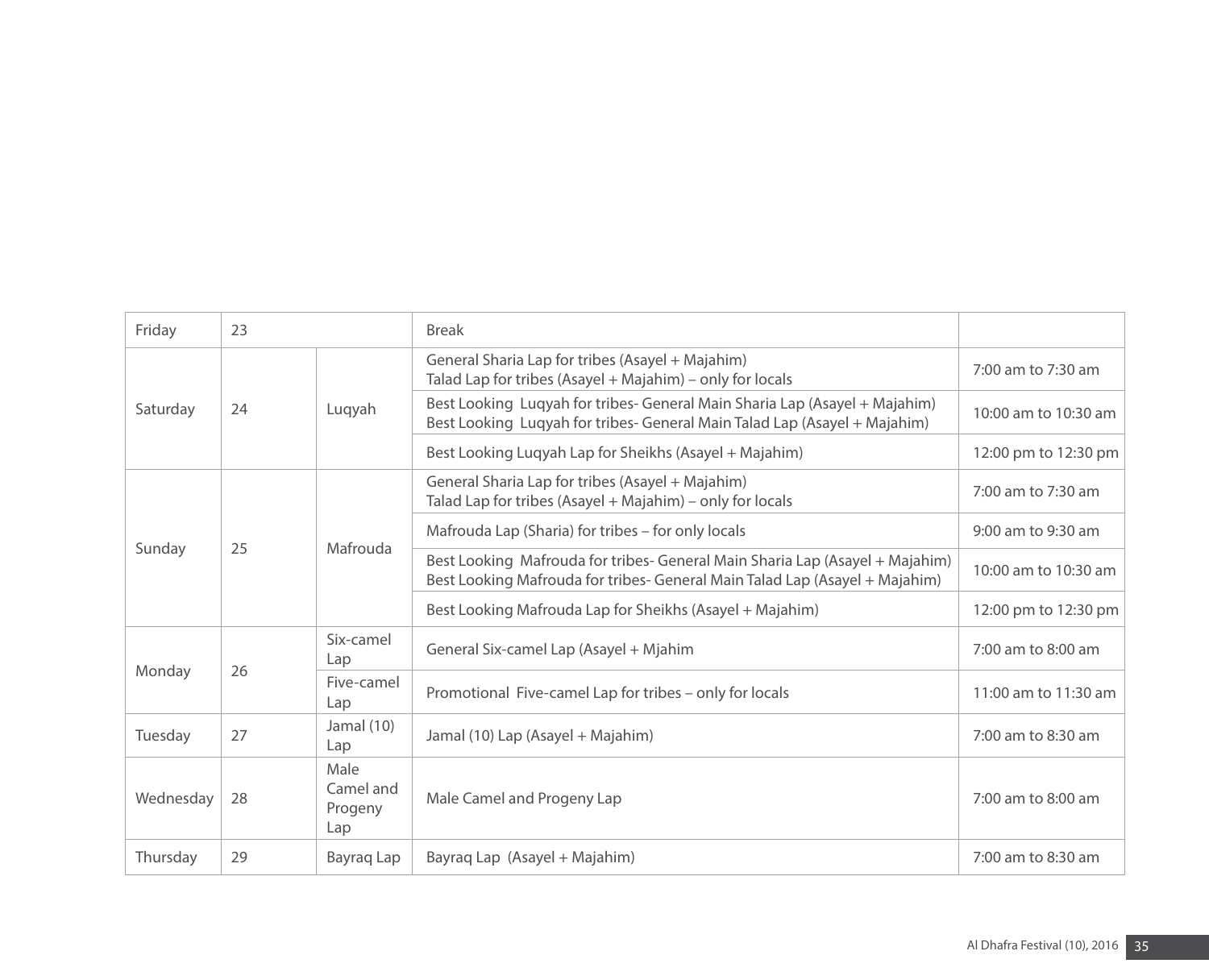| Friday | 23 | | Break | |
|---|---|---|---|---|
| Saturday | 24 | Luqyah | General Sharia Lap for tribes (Asayel + Majahim)<br>Talad Lap for tribes (Asayel + Majahim) – only for locals | 7:00 am to 7:30 am |
| | | | Best Looking Luqyah for tribes- General Main Sharia Lap (Asayel + Majahim)<br>Best Looking Luqyah for tribes- General Main Talad Lap (Asayel + Majahim) | 10:00 am to 10:30 am |
| | | | Best Looking Luqyah Lap for Sheikhs (Asayel + Majahim) | 12:00 pm to 12:30 pm |
| Sunday | 25 | Mafrouda | General Sharia Lap for tribes (Asayel + Majahim)<br>Talad Lap for tribes (Asayel + Majahim) – only for locals | 7:00 am to 7:30 am |
| | | | Mafrouda Lap (Sharia) for tribes – for only locals | 9:00 am to 9:30 am |
| | | | Best Looking Mafrouda for tribes- General Main Sharia Lap (Asayel + Majahim)<br>Best Looking Mafrouda for tribes- General Main Talad Lap (Asayel + Majahim) | 10:00 am to 10:30 am |
| | | | Best Looking Mafrouda Lap for Sheikhs (Asayel + Majahim) | 12:00 pm to 12:30 pm |
| Monday | 26 | Six-camel Lap | General Six-camel Lap (Asayel + Mjahim | 7:00 am to 8:00 am |
| | | Five-camel Lap | Promotional Five-camel Lap for tribes – only for locals | 11:00 am to 11:30 am |
| Tuesday | 27 | Jamal (10) Lap | Jamal (10) Lap (Asayel + Majahim) | 7:00 am to 8:30 am |
| Wednesday | 28 | Male Camel and Progeny Lap | Male Camel and Progeny Lap | 7:00 am to 8:00 am |
| Thursday | 29 | Bayraq Lap | Bayraq Lap (Asayel + Majahim) | 7:00 am to 8:30 am |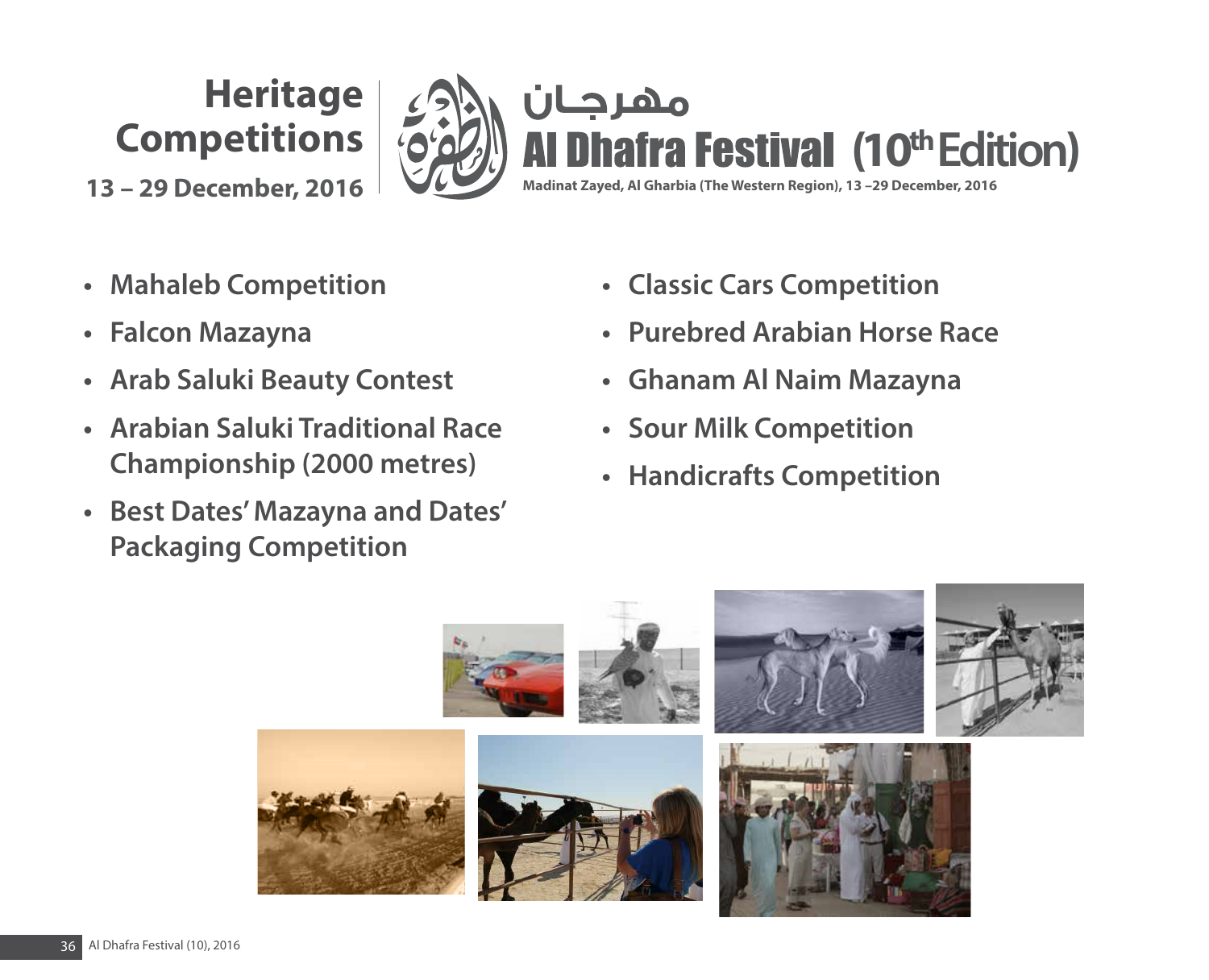# Heritage Competitions

**13 – 29 December, 2016**

مهرجان

## Al Dhafra Festival (10th Edition)

**Madinat Zayed, Al Gharbia (The Western Region), 13 –29 December, 2016**

- **Mahaleb Competition**
- **Falcon Mazayna**
- **Arab Saluki Beauty Contest**
- **Arabian Saluki Traditional Race Championship (2000 metres)**
- **Best Dates' Mazayna and Dates' Packaging Competition**
- **Classic Cars Competition**
- **Purebred Arabian Horse Race**
- **Ghanam Al Naim Mazayna**
- **Sour Milk Competition**
- **Handicrafts Competition**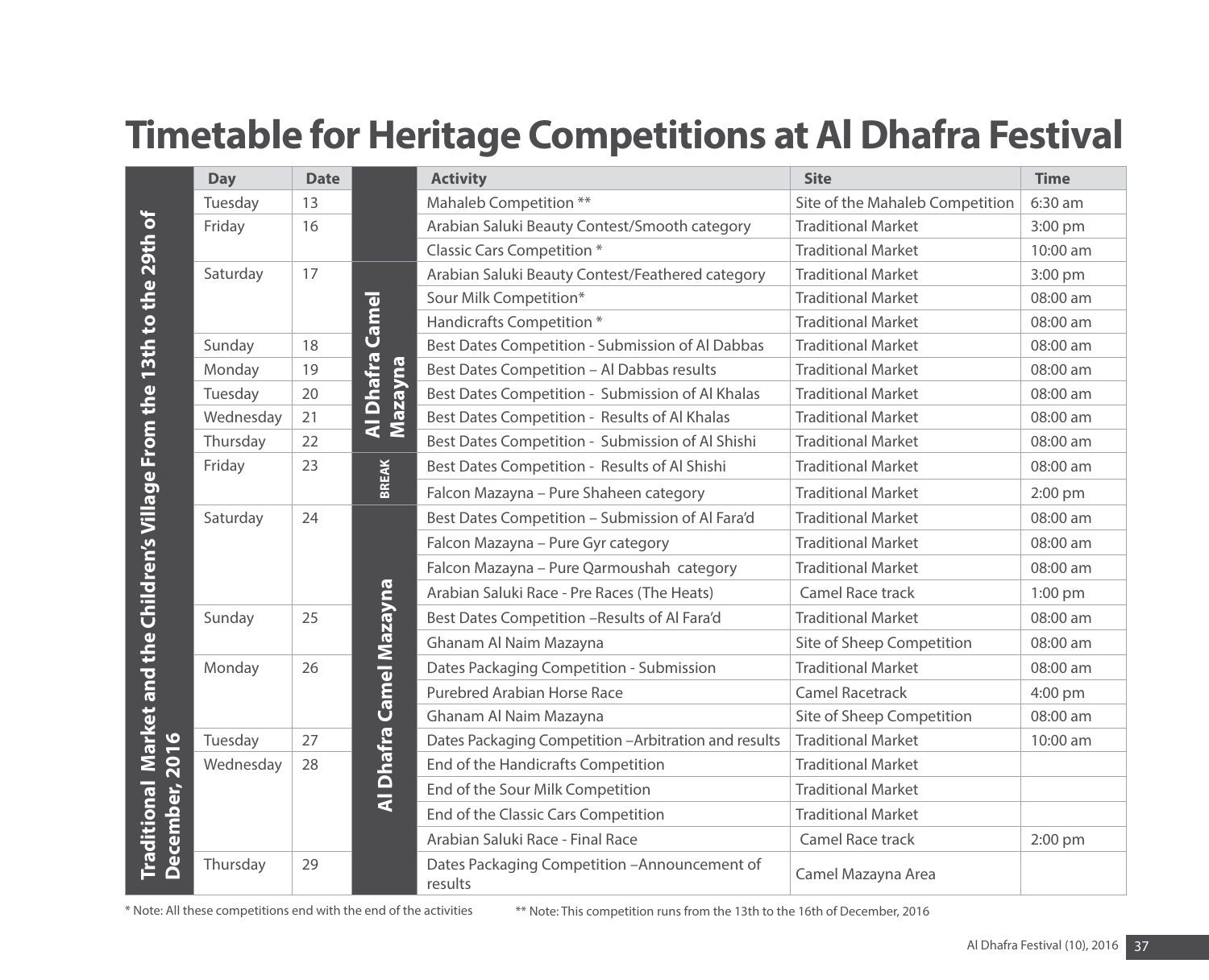# Timetable for Heritage Competitions at Al Dhafra Festival

| Traditional Market and the Children's Village From the 13th to the 29th of December, 2016 | Day | Date | | Activity | Site | Time |
|---|---|---|---|---|---|---|
| | Tuesday | 13 | | Mahaleb Competition ** | Site of the Mahaleb Competition | 6:30 am |
| | Friday | 16 | | Arabian Saluki Beauty Contest/Smooth category | Traditional Market | 3:00 pm |
| | | | | Classic Cars Competition * | Traditional Market | 10:00 am |
| | Saturday | 17 | Al Dhafra Camel Mazayna | Arabian Saluki Beauty Contest/Feathered category | Traditional Market | 3:00 pm |
| | | | | Sour Milk Competition* | Traditional Market | 08:00 am |
| | | | | Handicrafts Competition * | Traditional Market | 08:00 am |
| | Sunday | 18 | | Best Dates Competition - Submission of Al Dabbas | Traditional Market | 08:00 am |
| | Monday | 19 | | Best Dates Competition – Al Dabbas results | Traditional Market | 08:00 am |
| | Tuesday | 20 | | Best Dates Competition - Submission of Al Khalas | Traditional Market | 08:00 am |
| | Wednesday | 21 | | Best Dates Competition - Results of Al Khalas | Traditional Market | 08:00 am |
| | Thursday | 22 | | Best Dates Competition - Submission of Al Shishi | Traditional Market | 08:00 am |
| | Friday | 23 | BREAK | Best Dates Competition - Results of Al Shishi | Traditional Market | 08:00 am |
| | | | | Falcon Mazayna – Pure Shaheen category | Traditional Market | 2:00 pm |
| | Saturday | 24 | Al Dhafra Camel Mazayna | Best Dates Competition – Submission of Al Fara'd | Traditional Market | 08:00 am |
| | | | | Falcon Mazayna – Pure Gyr category | Traditional Market | 08:00 am |
| | | | | Falcon Mazayna – Pure Qarmoushah category | Traditional Market | 08:00 am |
| | | | | Arabian Saluki Race - Pre Races (The Heats) | Camel Race track | 1:00 pm |
| | Sunday | 25 | | Best Dates Competition –Results of Al Fara'd | Traditional Market | 08:00 am |
| | | | | Ghanam Al Naim Mazayna | Site of Sheep Competition | 08:00 am |
| | Monday | 26 | | Dates Packaging Competition - Submission | Traditional Market | 08:00 am |
| | | | | Purebred Arabian Horse Race | Camel Racetrack | 4:00 pm |
| | | | | Ghanam Al Naim Mazayna | Site of Sheep Competition | 08:00 am |
| | Tuesday | 27 | | Dates Packaging Competition –Arbitration and results | Traditional Market | 10:00 am |
| | Wednesday | 28 | | End of the Handicrafts Competition | Traditional Market | |
| | | | | End of the Sour Milk Competition | Traditional Market | |
| | | | | End of the Classic Cars Competition | Traditional Market | |
| | | | | Arabian Saluki Race - Final Race | Camel Race track | 2:00 pm |
| | Thursday | 29 | | Dates Packaging Competition –Announcement of results | Camel Mazayna Area | |

* Note: All these competitions end with the end of the activities

** Note: This competition runs from the 13th to the 16th of December, 2016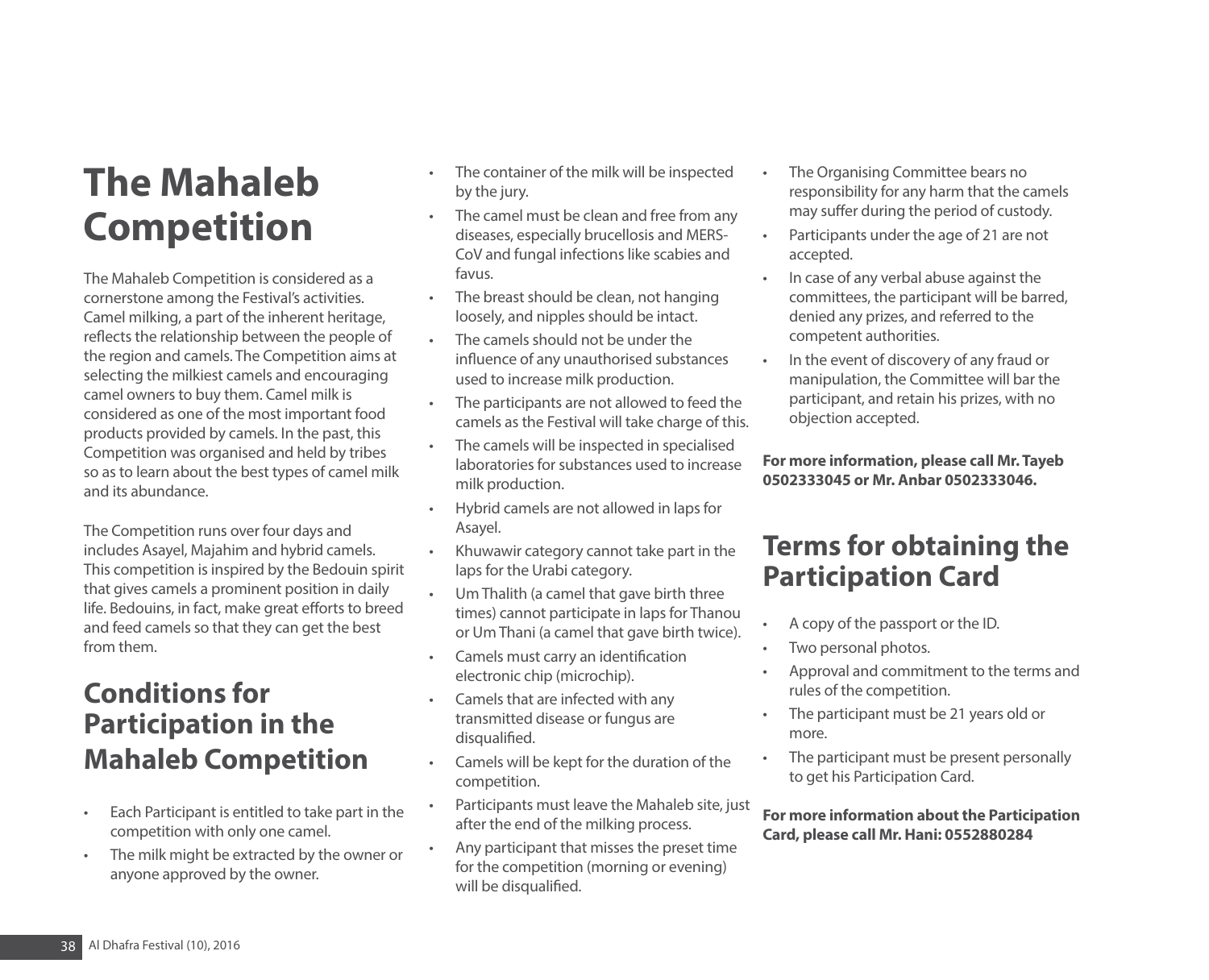# The Mahaleb Competition

The Mahaleb Competition is considered as a cornerstone among the Festival's activities. Camel milking, a part of the inherent heritage, reflects the relationship between the people of the region and camels. The Competition aims at selecting the milkiest camels and encouraging camel owners to buy them. Camel milk is considered as one of the most important food products provided by camels. In the past, this Competition was organised and held by tribes so as to learn about the best types of camel milk and its abundance.

The Competition runs over four days and includes Asayel, Majahim and hybrid camels. This competition is inspired by the Bedouin spirit that gives camels a prominent position in daily life. Bedouins, in fact, make great efforts to breed and feed camels so that they can get the best from them.

## Conditions for Participation in the Mahaleb Competition

- Each Participant is entitled to take part in the competition with only one camel.
- The milk might be extracted by the owner or anyone approved by the owner.
- The container of the milk will be inspected by the jury.
- The camel must be clean and free from any diseases, especially brucellosis and MERS-CoV and fungal infections like scabies and favus.
- The breast should be clean, not hanging loosely, and nipples should be intact.
- The camels should not be under the influence of any unauthorised substances used to increase milk production.
- The participants are not allowed to feed the camels as the Festival will take charge of this.
- The camels will be inspected in specialised laboratories for substances used to increase milk production.
- Hybrid camels are not allowed in laps for Asayel.
- Khuwawir category cannot take part in the laps for the Urabi category.
- Um Thalith (a camel that gave birth three times) cannot participate in laps for Thanou or Um Thani (a camel that gave birth twice).
- Camels must carry an identification electronic chip (microchip).
- Camels that are infected with any transmitted disease or fungus are disqualified.
- Camels will be kept for the duration of the competition.
- Participants must leave the Mahaleb site, just after the end of the milking process.
- Any participant that misses the preset time for the competition (morning or evening) will be disqualified.
- The Organising Committee bears no responsibility for any harm that the camels may suffer during the period of custody.
- Participants under the age of 21 are not accepted.
- In case of any verbal abuse against the committees, the participant will be barred, denied any prizes, and referred to the competent authorities.
- In the event of discovery of any fraud or manipulation, the Committee will bar the participant, and retain his prizes, with no objection accepted.

**For more information, please call Mr. Tayeb 0502333045 or Mr. Anbar 0502333046.**

## Terms for obtaining the Participation Card

- A copy of the passport or the ID.
- Two personal photos.
- Approval and commitment to the terms and rules of the competition.
- The participant must be 21 years old or more.
- The participant must be present personally to get his Participation Card.

**For more information about the Participation Card, please call Mr. Hani: 0552880284**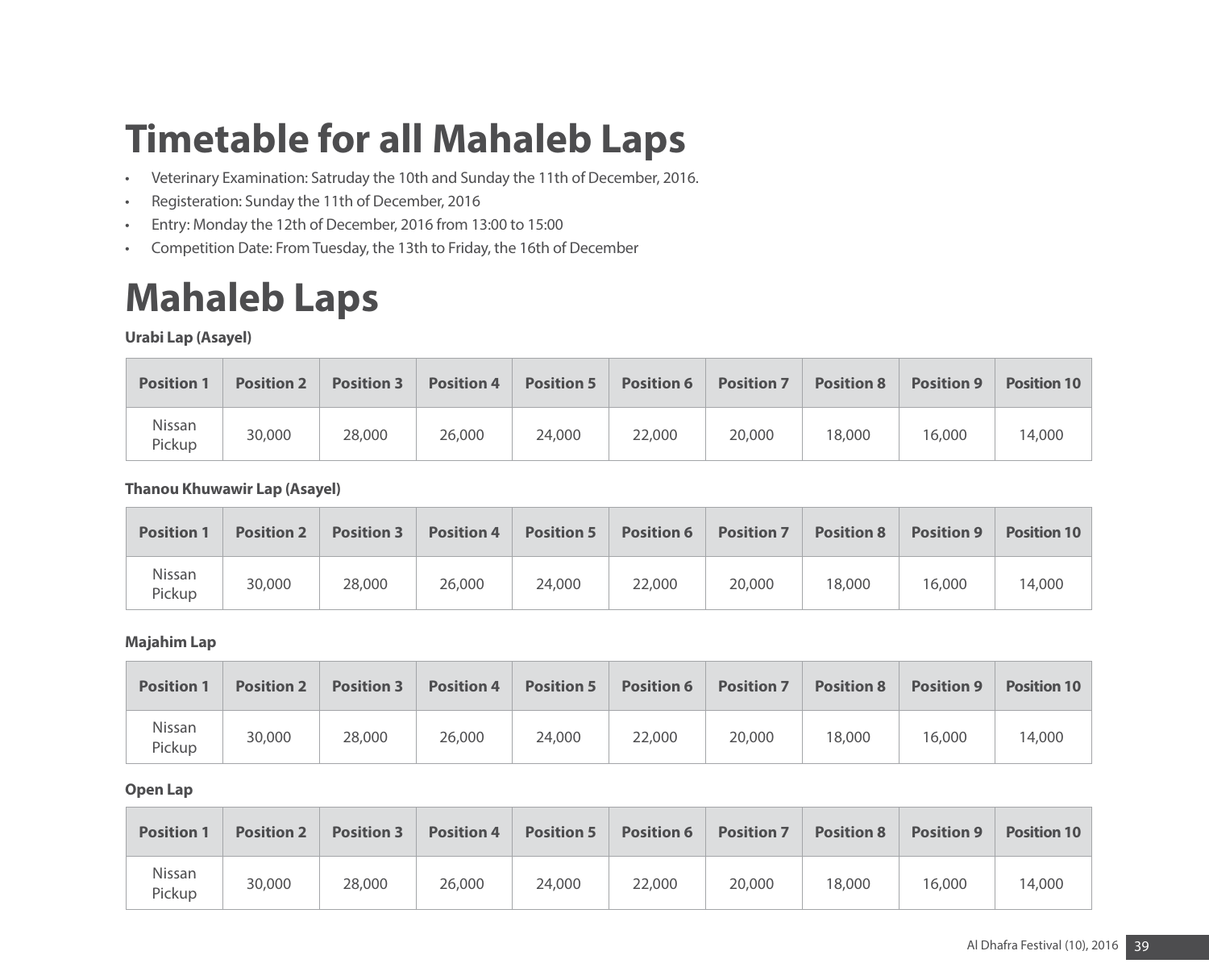# Timetable for all Mahaleb Laps

- Veterinary Examination: Satruday the 10th and Sunday the 11th of December, 2016.
- Registeration: Sunday the 11th of December, 2016
- Entry: Monday the 12th of December, 2016 from 13:00 to 15:00
- Competition Date: From Tuesday, the 13th to Friday, the 16th of December

# Mahaleb Laps

**Urabi Lap (Asayel)**

| Position 1 | Position 2 | Position 3 | Position 4 | Position 5 | Position 6 | Position 7 | Position 8 | Position 9 | Position 10 |
|---|---|---|---|---|---|---|---|---|---|
| Nissan Pickup | 30,000 | 28,000 | 26,000 | 24,000 | 22,000 | 20,000 | 18,000 | 16,000 | 14,000 |

**Thanou Khuwawir Lap (Asayel)**

| Position 1 | Position 2 | Position 3 | Position 4 | Position 5 | Position 6 | Position 7 | Position 8 | Position 9 | Position 10 |
|---|---|---|---|---|---|---|---|---|---|
| Nissan Pickup | 30,000 | 28,000 | 26,000 | 24,000 | 22,000 | 20,000 | 18,000 | 16,000 | 14,000 |

**Majahim Lap**

| Position 1 | Position 2 | Position 3 | Position 4 | Position 5 | Position 6 | Position 7 | Position 8 | Position 9 | Position 10 |
|---|---|---|---|---|---|---|---|---|---|
| Nissan Pickup | 30,000 | 28,000 | 26,000 | 24,000 | 22,000 | 20,000 | 18,000 | 16,000 | 14,000 |

**Open Lap**

| Position 1 | Position 2 | Position 3 | Position 4 | Position 5 | Position 6 | Position 7 | Position 8 | Position 9 | Position 10 |
|---|---|---|---|---|---|---|---|---|---|
| Nissan Pickup | 30,000 | 28,000 | 26,000 | 24,000 | 22,000 | 20,000 | 18,000 | 16,000 | 14,000 |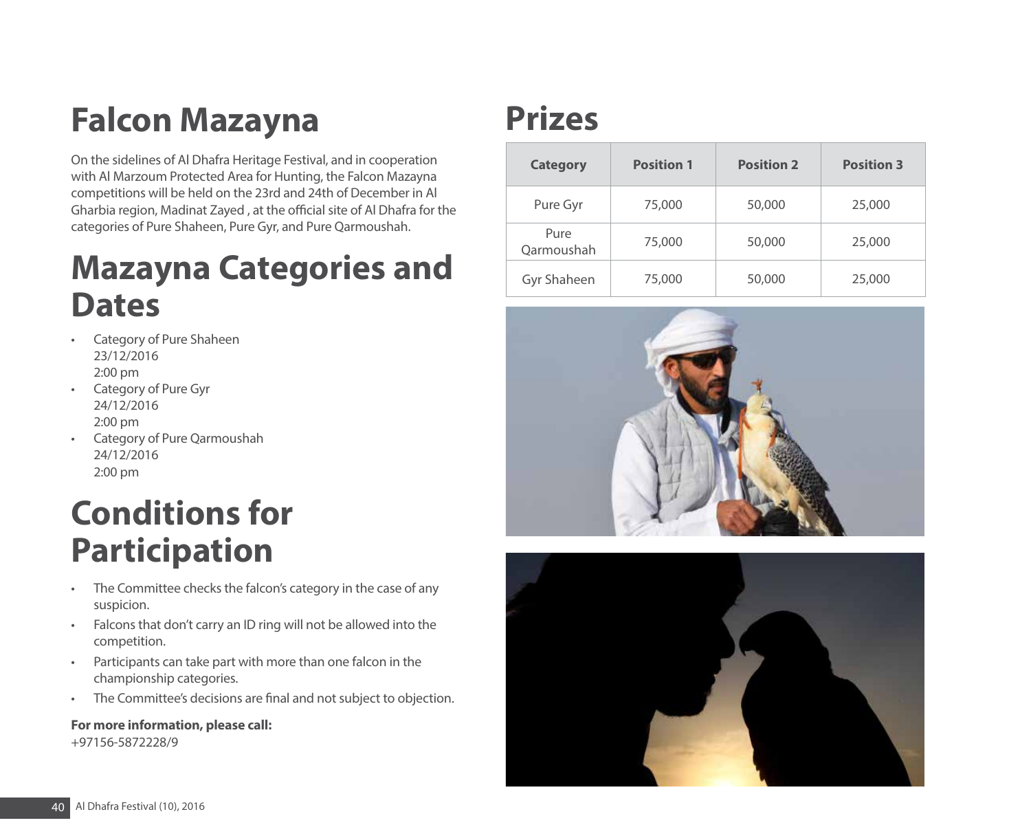# Falcon Mazayna

On the sidelines of Al Dhafra Heritage Festival, and in cooperation with Al Marzoum Protected Area for Hunting, the Falcon Mazayna competitions will be held on the 23rd and 24th of December in Al Gharbia region, Madinat Zayed , at the official site of Al Dhafra for the categories of Pure Shaheen, Pure Gyr, and Pure Qarmoushah.

# Mazayna Categories and Dates

- Category of Pure Shaheen
  23/12/2016
  2:00 pm
- Category of Pure Gyr
  24/12/2016
  2:00 pm
- Category of Pure Qarmoushah
  24/12/2016
  2:00 pm

# Conditions for Participation

- The Committee checks the falcon's category in the case of any suspicion.
- Falcons that don't carry an ID ring will not be allowed into the competition.
- Participants can take part with more than one falcon in the championship categories.
- The Committee's decisions are final and not subject to objection.

**For more information, please call:**
+97156-5872228/9

# Prizes

| Category | Position 1 | Position 2 | Position 3 |
|---|---|---|---|
| Pure Gyr | 75,000 | 50,000 | 25,000 |
| Pure Qarmoushah | 75,000 | 50,000 | 25,000 |
| Gyr Shaheen | 75,000 | 50,000 | 25,000 |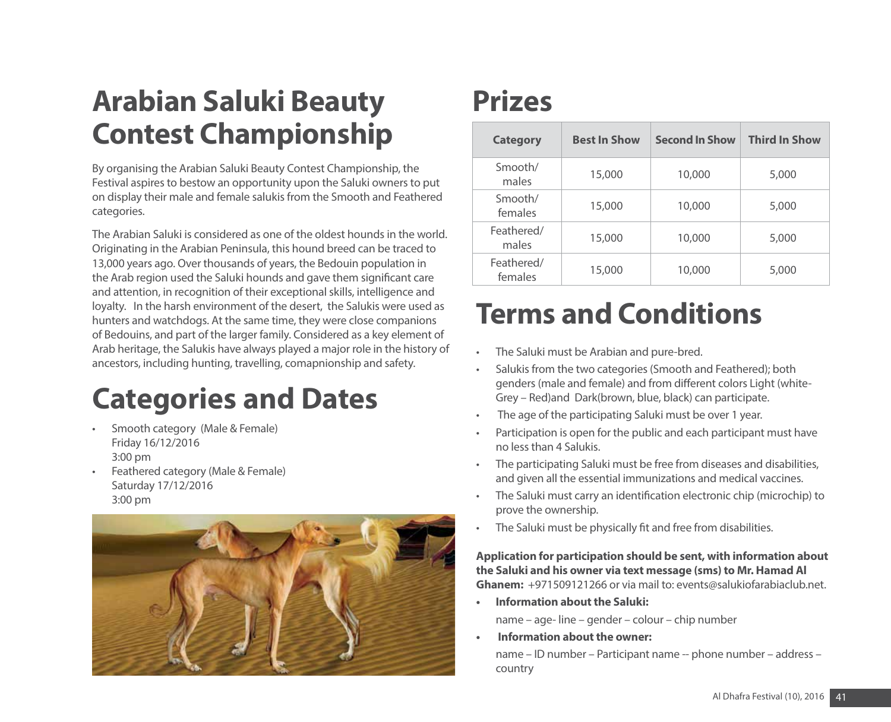# Arabian Saluki Beauty Contest Championship

By organising the Arabian Saluki Beauty Contest Championship, the Festival aspires to bestow an opportunity upon the Saluki owners to put on display their male and female salukis from the Smooth and Feathered categories.

The Arabian Saluki is considered as one of the oldest hounds in the world. Originating in the Arabian Peninsula, this hound breed can be traced to 13,000 years ago. Over thousands of years, the Bedouin population in the Arab region used the Saluki hounds and gave them significant care and attention, in recognition of their exceptional skills, intelligence and loyalty. In the harsh environment of the desert, the Salukis were used as hunters and watchdogs. At the same time, they were close companions of Bedouins, and part of the larger family. Considered as a key element of Arab heritage, the Salukis have always played a major role in the history of ancestors, including hunting, travelling, comapnionship and safety.

# Categories and Dates

- Smooth category (Male & Female)
  Friday 16/12/2016
  3:00 pm
- Feathered category (Male & Female)
  Saturday 17/12/2016
  3:00 pm

# Prizes

| Category | Best In Show | Second In Show | Third In Show |
|---|---|---|---|
| Smooth/ males | 15,000 | 10,000 | 5,000 |
| Smooth/ females | 15,000 | 10,000 | 5,000 |
| Feathered/ males | 15,000 | 10,000 | 5,000 |
| Feathered/ females | 15,000 | 10,000 | 5,000 |

# Terms and Conditions

- The Saluki must be Arabian and pure-bred.
- Salukis from the two categories (Smooth and Feathered); both genders (male and female) and from different colors Light (white-Grey – Red)and Dark(brown, blue, black) can participate.
- The age of the participating Saluki must be over 1 year.
- Participation is open for the public and each participant must have no less than 4 Salukis.
- The participating Saluki must be free from diseases and disabilities, and given all the essential immunizations and medical vaccines.
- The Saluki must carry an identification electronic chip (microchip) to prove the ownership.
- The Saluki must be physically fit and free from disabilities.

**Application for participation should be sent, with information about the Saluki and his owner via text message (sms) to Mr. Hamad Al Ghanem:** +971509121266 or via mail to: events@salukiofarabiaclub.net.

- **Information about the Saluki:**

  name – age- line – gender – colour – chip number

- **Information about the owner:**

  name – ID number – Participant name -- phone number – address – country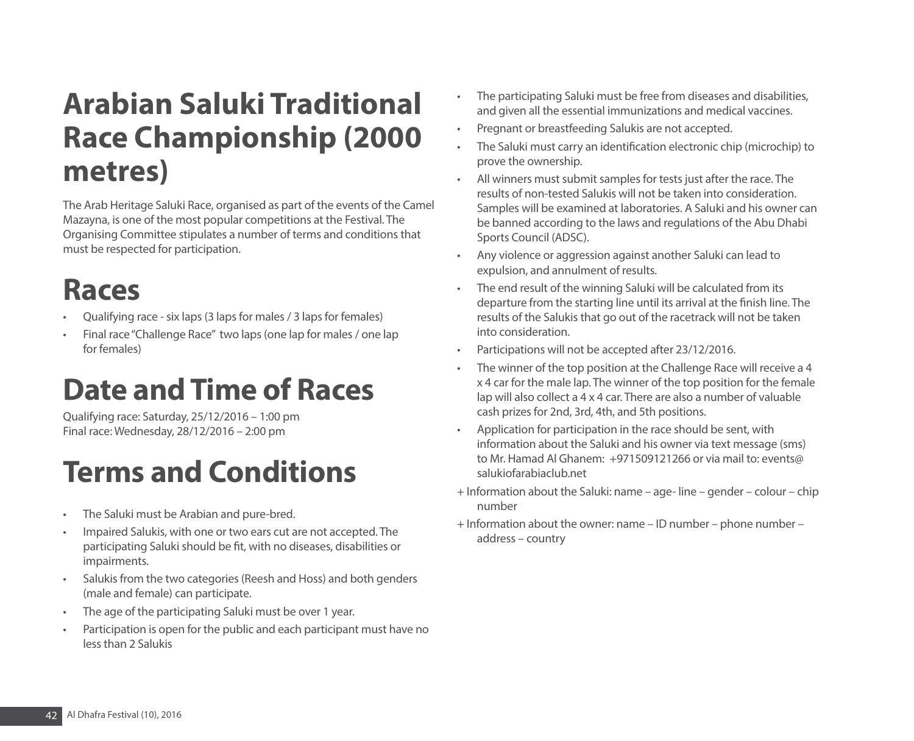# Arabian Saluki Traditional Race Championship (2000 metres)

The Arab Heritage Saluki Race, organised as part of the events of the Camel Mazayna, is one of the most popular competitions at the Festival. The Organising Committee stipulates a number of terms and conditions that must be respected for participation.

# Races

- Qualifying race - six laps (3 laps for males / 3 laps for females)
- Final race "Challenge Race" two laps (one lap for males / one lap for females)

# Date and Time of Races

Qualifying race: Saturday, 25/12/2016 – 1:00 pm
Final race: Wednesday, 28/12/2016 – 2:00 pm

# Terms and Conditions

- The Saluki must be Arabian and pure-bred.
- Impaired Salukis, with one or two ears cut are not accepted. The participating Saluki should be fit, with no diseases, disabilities or impairments.
- Salukis from the two categories (Reesh and Hoss) and both genders (male and female) can participate.
- The age of the participating Saluki must be over 1 year.
- Participation is open for the public and each participant must have no less than 2 Salukis
- The participating Saluki must be free from diseases and disabilities, and given all the essential immunizations and medical vaccines.
- Pregnant or breastfeeding Salukis are not accepted.
- The Saluki must carry an identification electronic chip (microchip) to prove the ownership.
- All winners must submit samples for tests just after the race. The results of non-tested Salukis will not be taken into consideration. Samples will be examined at laboratories. A Saluki and his owner can be banned according to the laws and regulations of the Abu Dhabi Sports Council (ADSC).
- Any violence or aggression against another Saluki can lead to expulsion, and annulment of results.
- The end result of the winning Saluki will be calculated from its departure from the starting line until its arrival at the finish line. The results of the Salukis that go out of the racetrack will not be taken into consideration.
- Participations will not be accepted after 23/12/2016.
- The winner of the top position at the Challenge Race will receive a 4 x 4 car for the male lap. The winner of the top position for the female lap will also collect a 4 x 4 car. There are also a number of valuable cash prizes for 2nd, 3rd, 4th, and 5th positions.
- Application for participation in the race should be sent, with information about the Saluki and his owner via text message (sms) to Mr. Hamad Al Ghanem: +971509121266 or via mail to: events@salukiofarabiaclub.net

+ Information about the Saluki: name – age- line – gender – colour – chip number

+ Information about the owner: name – ID number – phone number – address – country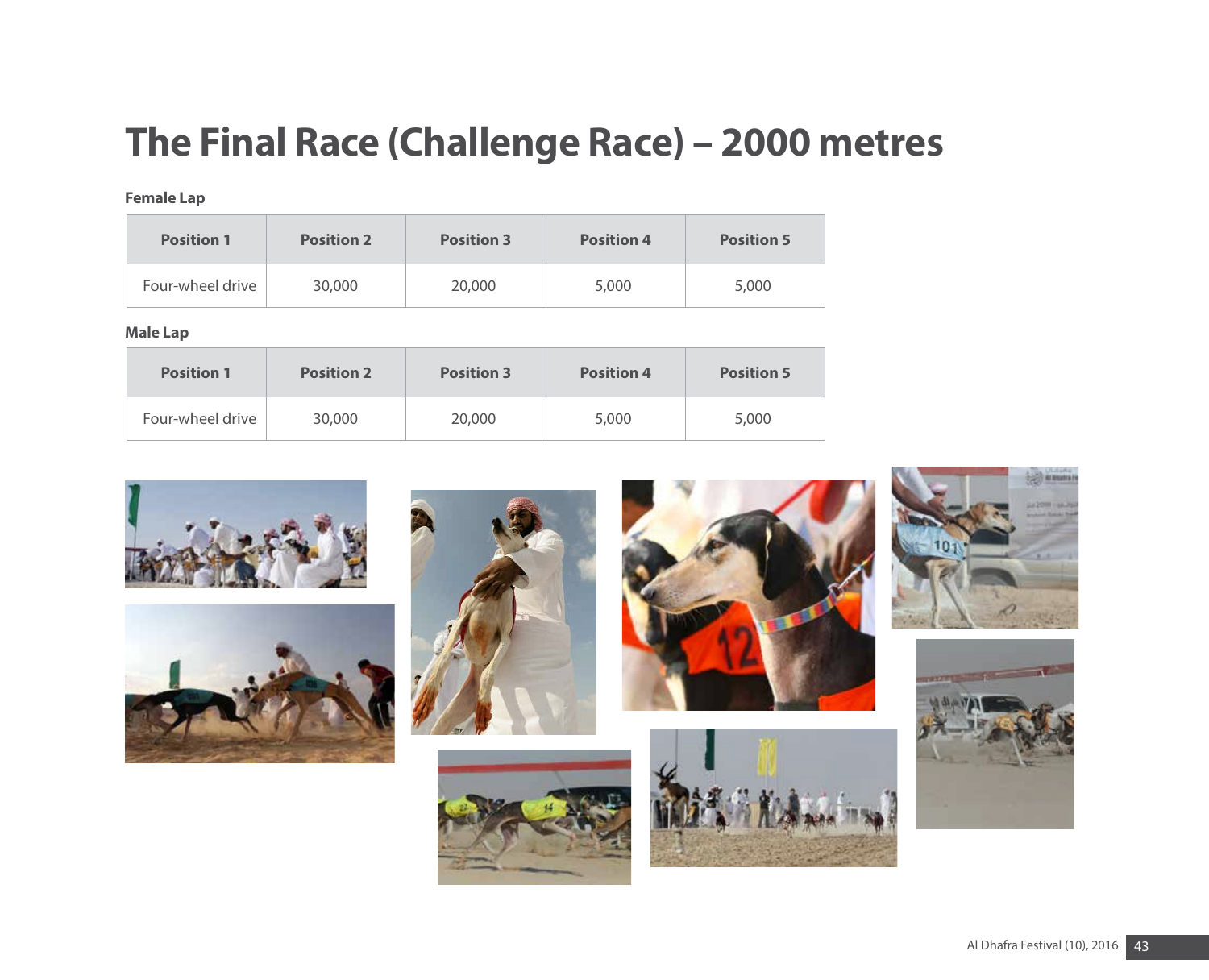# The Final Race (Challenge Race) – 2000 metres

**Female Lap**

| Position 1 | Position 2 | Position 3 | Position 4 | Position 5 |
|---|---|---|---|---|
| Four-wheel drive | 30,000 | 20,000 | 5,000 | 5,000 |

**Male Lap**

| Position 1 | Position 2 | Position 3 | Position 4 | Position 5 |
|---|---|---|---|---|
| Four-wheel drive | 30,000 | 20,000 | 5,000 | 5,000 |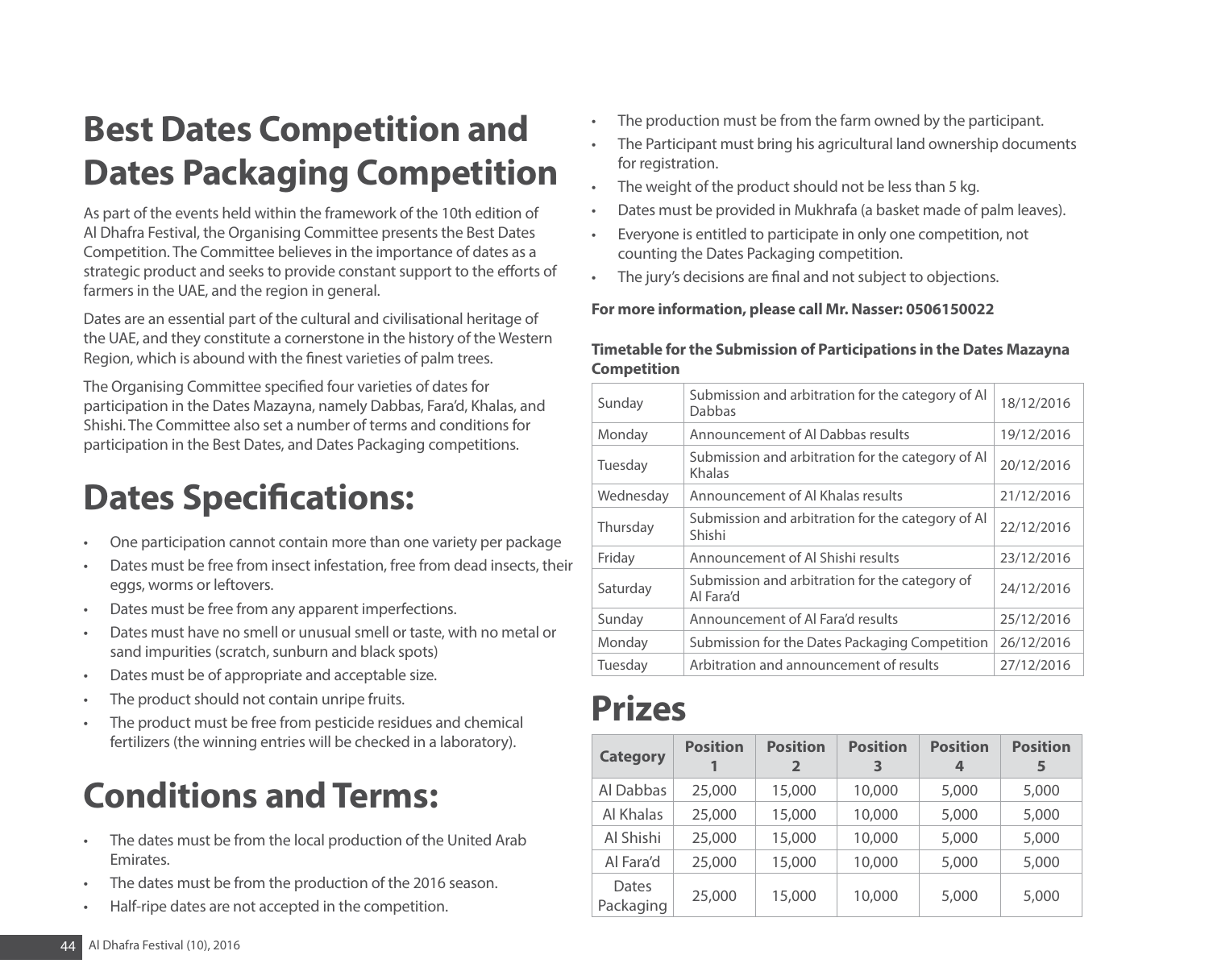# Best Dates Competition and Dates Packaging Competition

As part of the events held within the framework of the 10th edition of Al Dhafra Festival, the Organising Committee presents the Best Dates Competition. The Committee believes in the importance of dates as a strategic product and seeks to provide constant support to the efforts of farmers in the UAE, and the region in general.

Dates are an essential part of the cultural and civilisational heritage of the UAE, and they constitute a cornerstone in the history of the Western Region, which is abound with the finest varieties of palm trees.

The Organising Committee specified four varieties of dates for participation in the Dates Mazayna, namely Dabbas, Fara'd, Khalas, and Shishi. The Committee also set a number of terms and conditions for participation in the Best Dates, and Dates Packaging competitions.

# Dates Specifications:

- One participation cannot contain more than one variety per package
- Dates must be free from insect infestation, free from dead insects, their eggs, worms or leftovers.
- Dates must be free from any apparent imperfections.
- Dates must have no smell or unusual smell or taste, with no metal or sand impurities (scratch, sunburn and black spots)
- Dates must be of appropriate and acceptable size.
- The product should not contain unripe fruits.
- The product must be free from pesticide residues and chemical fertilizers (the winning entries will be checked in a laboratory).

# Conditions and Terms:

- The dates must be from the local production of the United Arab Emirates.
- The dates must be from the production of the 2016 season.
- Half-ripe dates are not accepted in the competition.
- The production must be from the farm owned by the participant.
- The Participant must bring his agricultural land ownership documents for registration.
- The weight of the product should not be less than 5 kg.
- Dates must be provided in Mukhrafa (a basket made of palm leaves).
- Everyone is entitled to participate in only one competition, not counting the Dates Packaging competition.
- The jury's decisions are final and not subject to objections.

**For more information, please call Mr. Nasser: 0506150022**

**Timetable for the Submission of Participations in the Dates Mazayna Competition**

| | | |
|---|---|---|
| Sunday | Submission and arbitration for the category of Al Dabbas | 18/12/2016 |
| Monday | Announcement of Al Dabbas results | 19/12/2016 |
| Tuesday | Submission and arbitration for the category of Al Khalas | 20/12/2016 |
| Wednesday | Announcement of Al Khalas results | 21/12/2016 |
| Thursday | Submission and arbitration for the category of Al Shishi | 22/12/2016 |
| Friday | Announcement of Al Shishi results | 23/12/2016 |
| Saturday | Submission and arbitration for the category of Al Fara'd | 24/12/2016 |
| Sunday | Announcement of Al Fara'd results | 25/12/2016 |
| Monday | Submission for the Dates Packaging Competition | 26/12/2016 |
| Tuesday | Arbitration and announcement of results | 27/12/2016 |

# Prizes

| Category | Position 1 | Position 2 | Position 3 | Position 4 | Position 5 |
|---|---|---|---|---|---|
| Al Dabbas | 25,000 | 15,000 | 10,000 | 5,000 | 5,000 |
| Al Khalas | 25,000 | 15,000 | 10,000 | 5,000 | 5,000 |
| Al Shishi | 25,000 | 15,000 | 10,000 | 5,000 | 5,000 |
| Al Fara'd | 25,000 | 15,000 | 10,000 | 5,000 | 5,000 |
| Dates Packaging | 25,000 | 15,000 | 10,000 | 5,000 | 5,000 |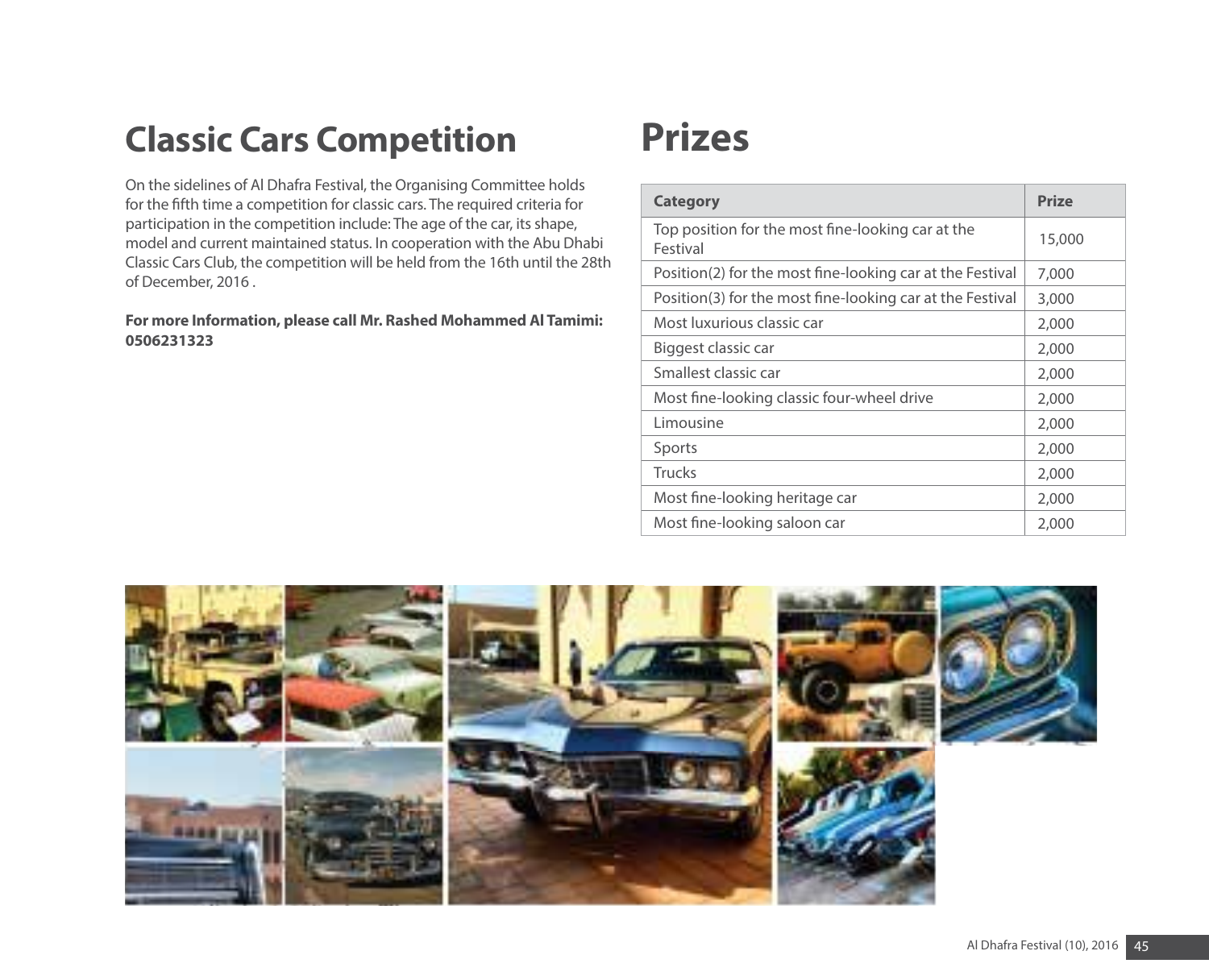# Classic Cars Competition

On the sidelines of Al Dhafra Festival, the Organising Committee holds for the fifth time a competition for classic cars. The required criteria for participation in the competition include: The age of the car, its shape, model and current maintained status. In cooperation with the Abu Dhabi Classic Cars Club, the competition will be held from the 16th until the 28th of December, 2016 .

**For more Information, please call Mr. Rashed Mohammed Al Tamimi: 0506231323**

# Prizes

| Category | Prize |
|---|---|
| Top position for the most fine-looking car at the Festival | 15,000 |
| Position(2) for the most fine-looking car at the Festival | 7,000 |
| Position(3) for the most fine-looking car at the Festival | 3,000 |
| Most luxurious classic car | 2,000 |
| Biggest classic car | 2,000 |
| Smallest classic car | 2,000 |
| Most fine-looking classic four-wheel drive | 2,000 |
| Limousine | 2,000 |
| Sports | 2,000 |
| Trucks | 2,000 |
| Most fine-looking heritage car | 2,000 |
| Most fine-looking saloon car | 2,000 |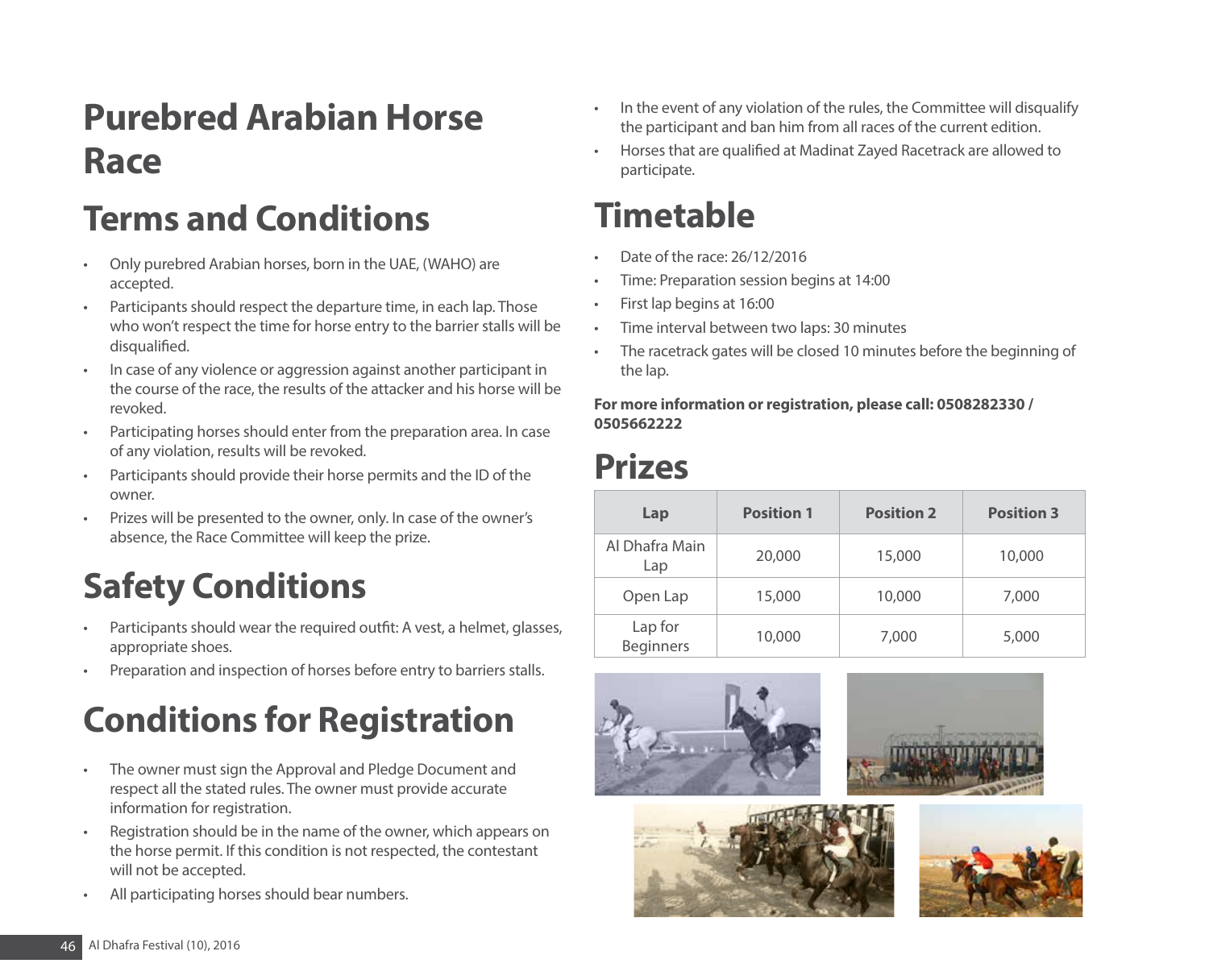# Purebred Arabian Horse Race

## Terms and Conditions

- Only purebred Arabian horses, born in the UAE, (WAHO) are accepted.
- Participants should respect the departure time, in each lap. Those who won't respect the time for horse entry to the barrier stalls will be disqualified.
- In case of any violence or aggression against another participant in the course of the race, the results of the attacker and his horse will be revoked.
- Participating horses should enter from the preparation area. In case of any violation, results will be revoked.
- Participants should provide their horse permits and the ID of the owner.
- Prizes will be presented to the owner, only. In case of the owner's absence, the Race Committee will keep the prize.

## Safety Conditions

- Participants should wear the required outfit: A vest, a helmet, glasses, appropriate shoes.
- Preparation and inspection of horses before entry to barriers stalls.

## Conditions for Registration

- The owner must sign the Approval and Pledge Document and respect all the stated rules. The owner must provide accurate information for registration.
- Registration should be in the name of the owner, which appears on the horse permit. If this condition is not respected, the contestant will not be accepted.
- All participating horses should bear numbers.
- In the event of any violation of the rules, the Committee will disqualify the participant and ban him from all races of the current edition.
- Horses that are qualified at Madinat Zayed Racetrack are allowed to participate.

## Timetable

- Date of the race: 26/12/2016
- Time: Preparation session begins at 14:00
- First lap begins at 16:00
- Time interval between two laps: 30 minutes
- The racetrack gates will be closed 10 minutes before the beginning of the lap.

**For more information or registration, please call: 0508282330 / 0505662222**

## Prizes

| Lap | Position 1 | Position 2 | Position 3 |
| --- | --- | --- | --- |
| Al Dhafra Main Lap | 20,000 | 15,000 | 10,000 |
| Open Lap | 15,000 | 10,000 | 7,000 |
| Lap for Beginners | 10,000 | 7,000 | 5,000 |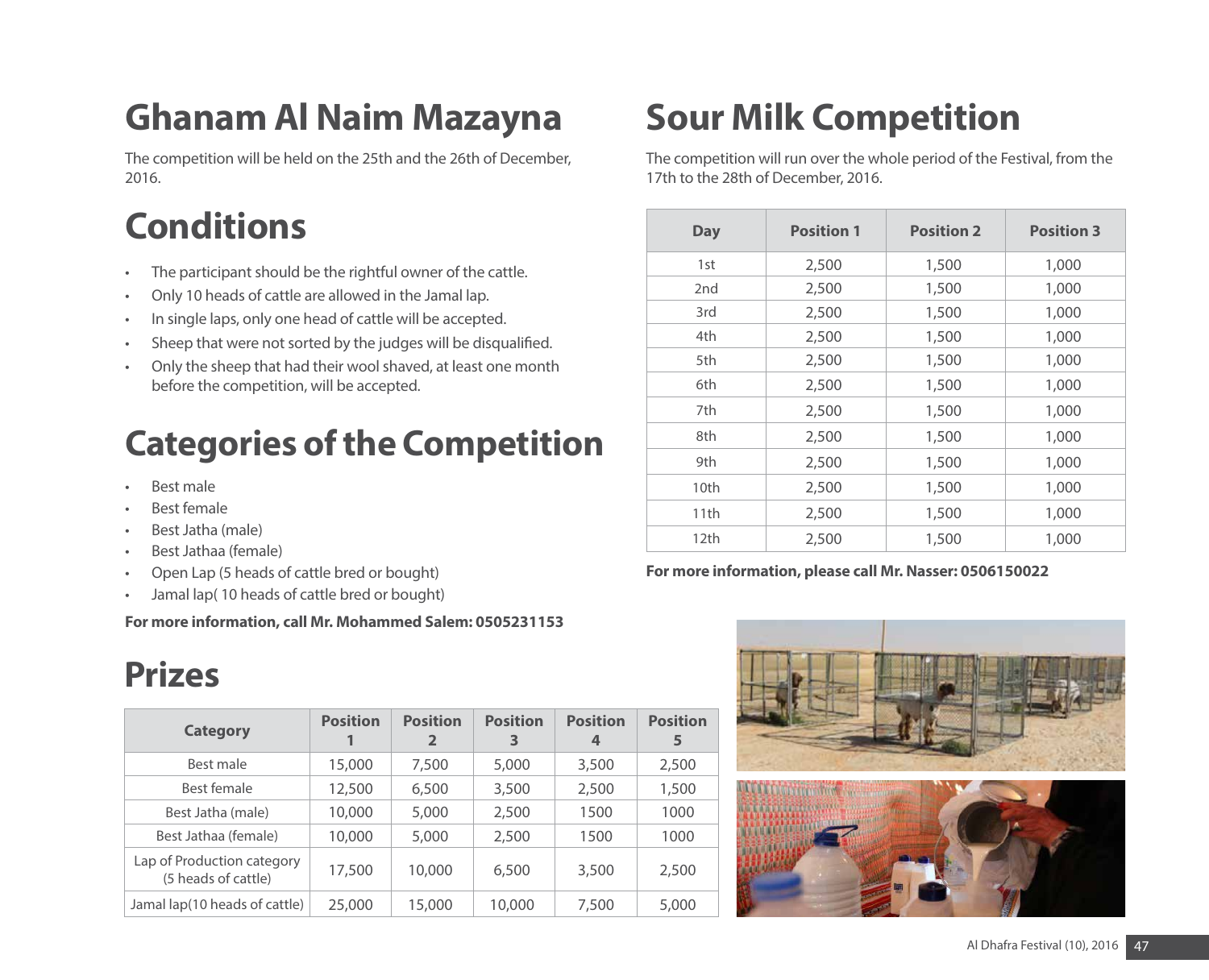# Ghanam Al Naim Mazayna

The competition will be held on the 25th and the 26th of December, 2016.

## Conditions

- The participant should be the rightful owner of the cattle.
- Only 10 heads of cattle are allowed in the Jamal lap.
- In single laps, only one head of cattle will be accepted.
- Sheep that were not sorted by the judges will be disqualified.
- Only the sheep that had their wool shaved, at least one month before the competition, will be accepted.

## Categories of the Competition

- Best male
- Best female
- Best Jatha (male)
- Best Jathaa (female)
- Open Lap (5 heads of cattle bred or bought)
- Jamal lap( 10 heads of cattle bred or bought)

**For more information, call Mr. Mohammed Salem: 0505231153**

## Prizes

| Category | Position 1 | Position 2 | Position 3 | Position 4 | Position 5 |
|---|---|---|---|---|---|
| Best male | 15,000 | 7,500 | 5,000 | 3,500 | 2,500 |
| Best female | 12,500 | 6,500 | 3,500 | 2,500 | 1,500 |
| Best Jatha (male) | 10,000 | 5,000 | 2,500 | 1500 | 1000 |
| Best Jathaa (female) | 10,000 | 5,000 | 2,500 | 1500 | 1000 |
| Lap of Production category (5 heads of cattle) | 17,500 | 10,000 | 6,500 | 3,500 | 2,500 |
| Jamal lap(10 heads of cattle) | 25,000 | 15,000 | 10,000 | 7,500 | 5,000 |

# Sour Milk Competition

The competition will run over the whole period of the Festival, from the 17th to the 28th of December, 2016.

| Day | Position 1 | Position 2 | Position 3 |
|---|---|---|---|
| 1st | 2,500 | 1,500 | 1,000 |
| 2nd | 2,500 | 1,500 | 1,000 |
| 3rd | 2,500 | 1,500 | 1,000 |
| 4th | 2,500 | 1,500 | 1,000 |
| 5th | 2,500 | 1,500 | 1,000 |
| 6th | 2,500 | 1,500 | 1,000 |
| 7th | 2,500 | 1,500 | 1,000 |
| 8th | 2,500 | 1,500 | 1,000 |
| 9th | 2,500 | 1,500 | 1,000 |
| 10th | 2,500 | 1,500 | 1,000 |
| 11th | 2,500 | 1,500 | 1,000 |
| 12th | 2,500 | 1,500 | 1,000 |

**For more information, please call Mr. Nasser: 0506150022**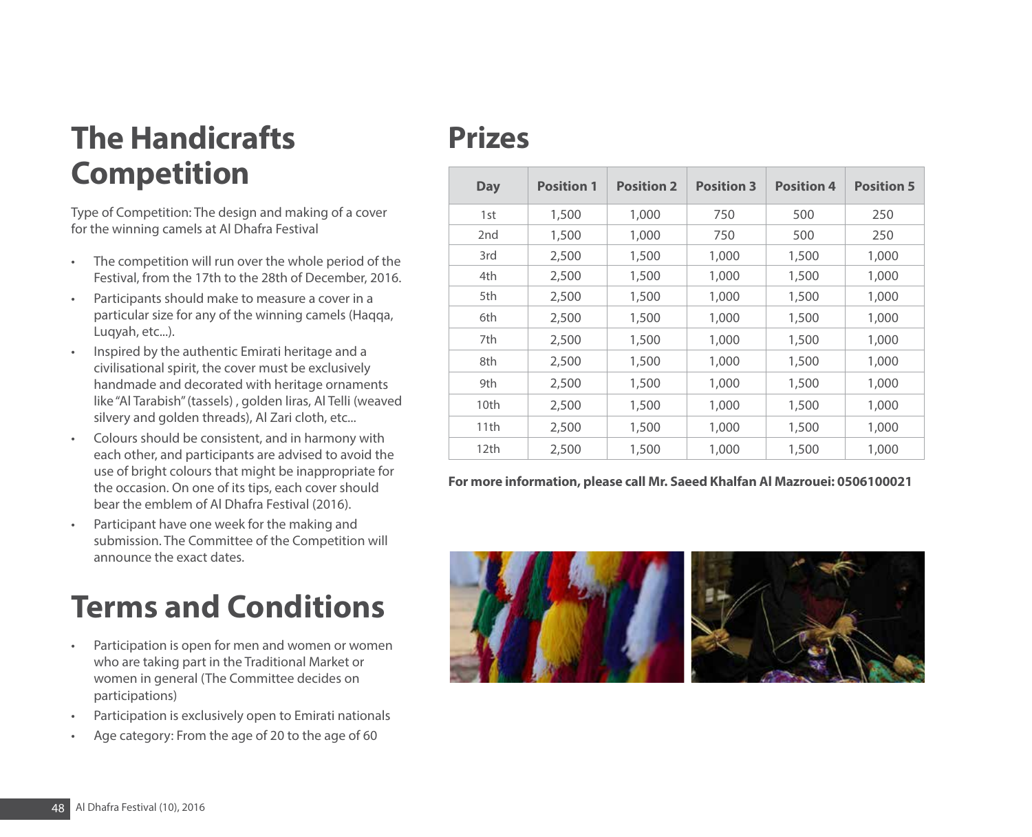# The Handicrafts Competition

Type of Competition: The design and making of a cover for the winning camels at Al Dhafra Festival

- The competition will run over the whole period of the Festival, from the 17th to the 28th of December, 2016.
- Participants should make to measure a cover in a particular size for any of the winning camels (Haqqa, Luqyah, etc...).
- Inspired by the authentic Emirati heritage and a civilisational spirit, the cover must be exclusively handmade and decorated with heritage ornaments like "Al Tarabish" (tassels) , golden liras, Al Telli (weaved silvery and golden threads), Al Zari cloth, etc...
- Colours should be consistent, and in harmony with each other, and participants are advised to avoid the use of bright colours that might be inappropriate for the occasion. On one of its tips, each cover should bear the emblem of Al Dhafra Festival (2016).
- Participant have one week for the making and submission. The Committee of the Competition will announce the exact dates.

# Terms and Conditions

- Participation is open for men and women or women who are taking part in the Traditional Market or women in general (The Committee decides on participations)
- Participation is exclusively open to Emirati nationals
- Age category: From the age of 20 to the age of 60

# Prizes

| Day | Position 1 | Position 2 | Position 3 | Position 4 | Position 5 |
|---|---|---|---|---|---|
| 1st | 1,500 | 1,000 | 750 | 500 | 250 |
| 2nd | 1,500 | 1,000 | 750 | 500 | 250 |
| 3rd | 2,500 | 1,500 | 1,000 | 1,500 | 1,000 |
| 4th | 2,500 | 1,500 | 1,000 | 1,500 | 1,000 |
| 5th | 2,500 | 1,500 | 1,000 | 1,500 | 1,000 |
| 6th | 2,500 | 1,500 | 1,000 | 1,500 | 1,000 |
| 7th | 2,500 | 1,500 | 1,000 | 1,500 | 1,000 |
| 8th | 2,500 | 1,500 | 1,000 | 1,500 | 1,000 |
| 9th | 2,500 | 1,500 | 1,000 | 1,500 | 1,000 |
| 10th | 2,500 | 1,500 | 1,000 | 1,500 | 1,000 |
| 11th | 2,500 | 1,500 | 1,000 | 1,500 | 1,000 |
| 12th | 2,500 | 1,500 | 1,000 | 1,500 | 1,000 |

**For more information, please call Mr. Saeed Khalfan Al Mazrouei: 0506100021**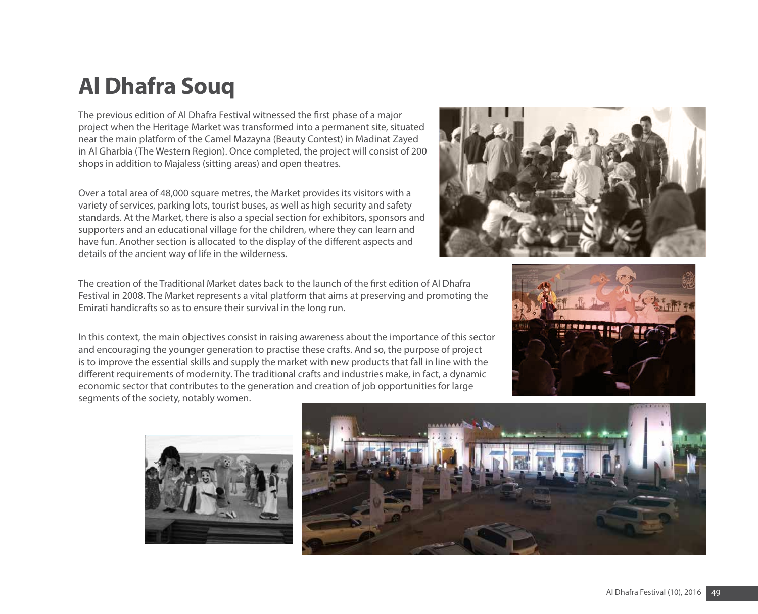# Al Dhafra Souq

The previous edition of Al Dhafra Festival witnessed the first phase of a major project when the Heritage Market was transformed into a permanent site, situated near the main platform of the Camel Mazayna (Beauty Contest) in Madinat Zayed in Al Gharbia (The Western Region). Once completed, the project will consist of 200 shops in addition to Majaless (sitting areas) and open theatres.

Over a total area of 48,000 square metres, the Market provides its visitors with a variety of services, parking lots, tourist buses, as well as high security and safety standards. At the Market, there is also a special section for exhibitors, sponsors and supporters and an educational village for the children, where they can learn and have fun. Another section is allocated to the display of the different aspects and details of the ancient way of life in the wilderness.

The creation of the Traditional Market dates back to the launch of the first edition of Al Dhafra Festival in 2008. The Market represents a vital platform that aims at preserving and promoting the Emirati handicrafts so as to ensure their survival in the long run.

In this context, the main objectives consist in raising awareness about the importance of this sector and encouraging the younger generation to practise these crafts. And so, the purpose of project is to improve the essential skills and supply the market with new products that fall in line with the different requirements of modernity. The traditional crafts and industries make, in fact, a dynamic economic sector that contributes to the generation and creation of job opportunities for large segments of the society, notably women.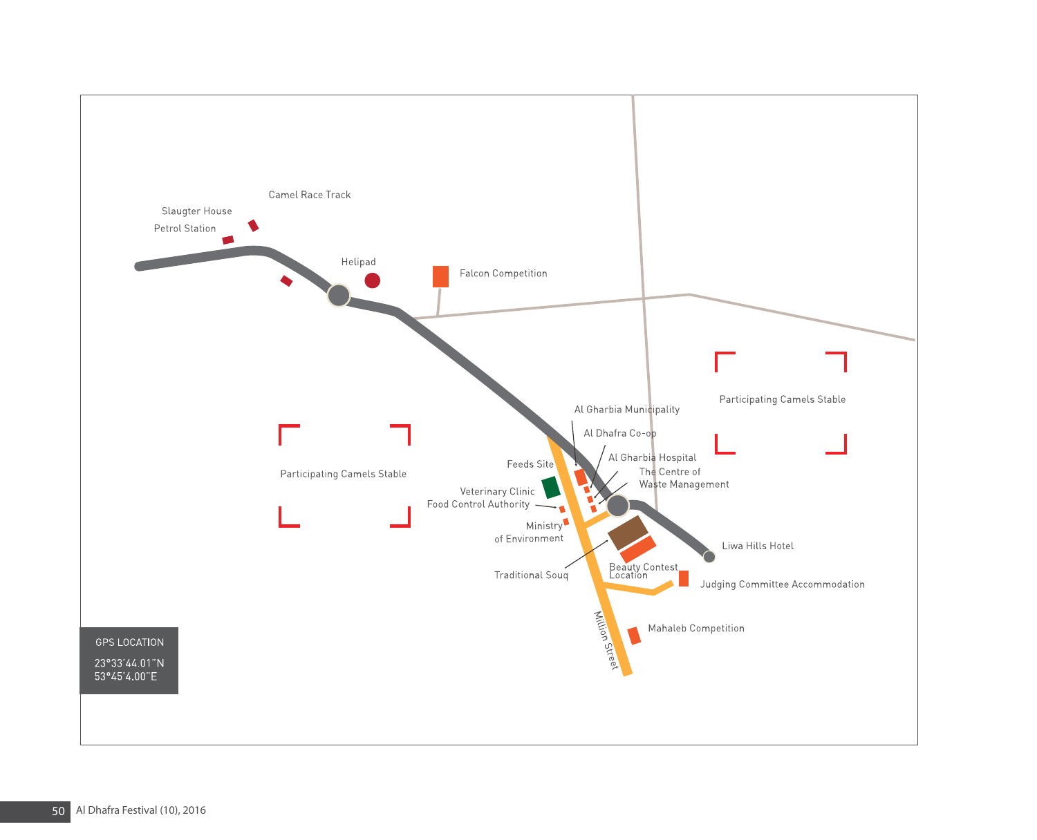Camel Race Track

Slaugter House

Petrol Station

Helipad

Falcon Competition

Participating Camels Stable

Participating Camels Stable

Al Gharbia Municipality

Al Dhafra Co-op

Al Gharbia Hospital

The Centre of Waste Management

Feeds Site

Veterinary Clinic

Food Control Authority

Ministry of Environment

Traditional Souq

Beauty Contest Location

Liwa Hills Hotel

Judging Committee Accommodation

Million Street

Mahaleb Competition

GPS LOCATION

23°33'44.01"N
53°45'4.00"E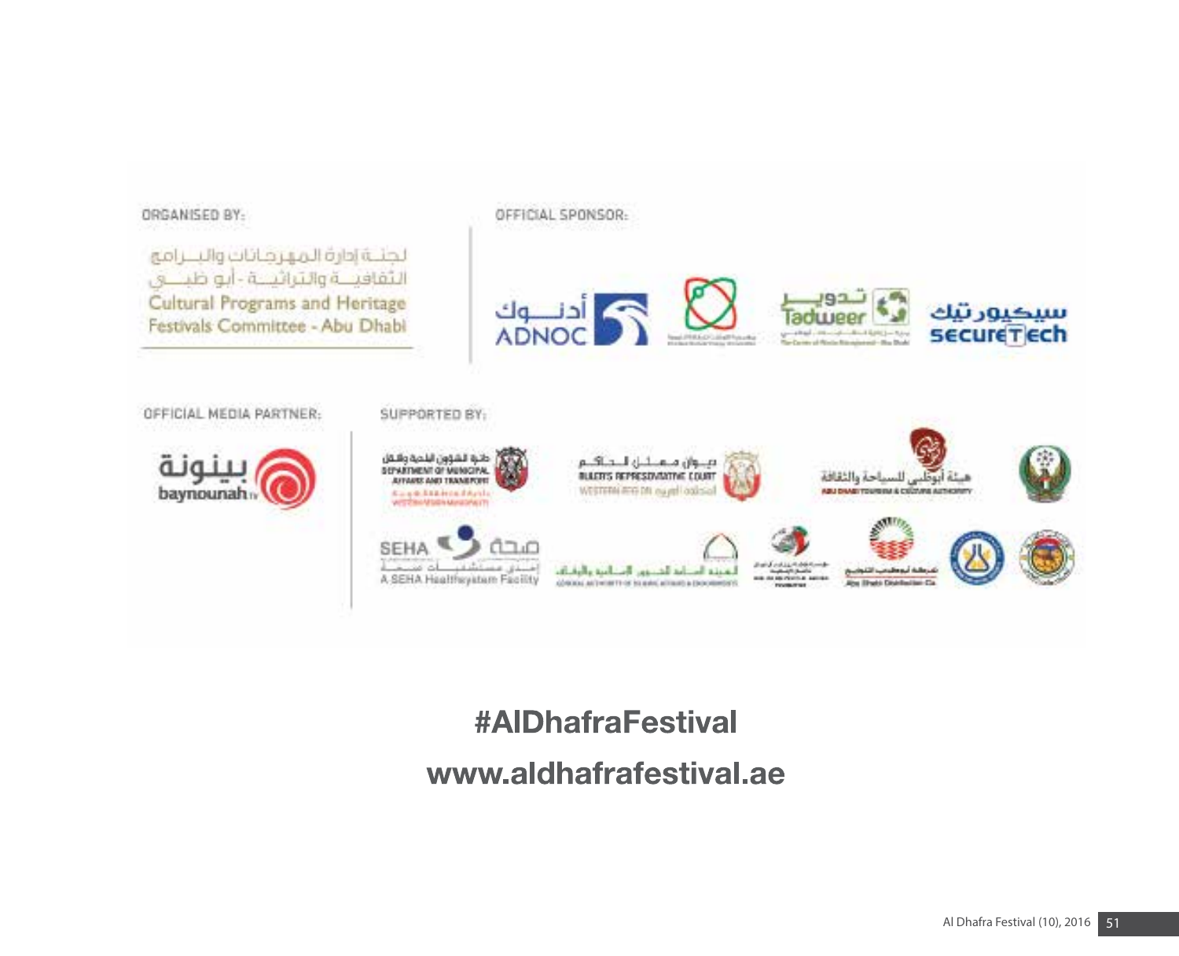ORGANISED BY:

لجنة إدارة المهرجانات والبرامج الثقافية والتراثية - أبو ظبي

Cultural Programs and Heritage Festivals Committee - Abu Dhabi

OFFICIAL SPONSOR:

أدنوك ADNOC

تدوير Tadweer

سيكيورتيك secureTech

OFFICIAL MEDIA PARTNER:

بينونة baynounah TV

SUPPORTED BY:

دائرة الشؤون البلدية والنقل DEPARTMENT OF MUNICIPAL AFFAIRS AND TRANSPORT

ديوان ممثل الحاكم RULER'S REPRESENTATIVE COURT المنطقة الغربية WESTERN REGION

هيئة أبوظبي للسياحة والثقافة ABU DHABI TOURISM & CULTURE AUTHORITY

SEHA صحة إحدى مستشفيات صحة A SEHA Healthsystem Facility

شركة أبوظبي للتوزيع Abu Dhabi Distribution Co.

#AlDhafraFestival

www.aldhafrafestival.ae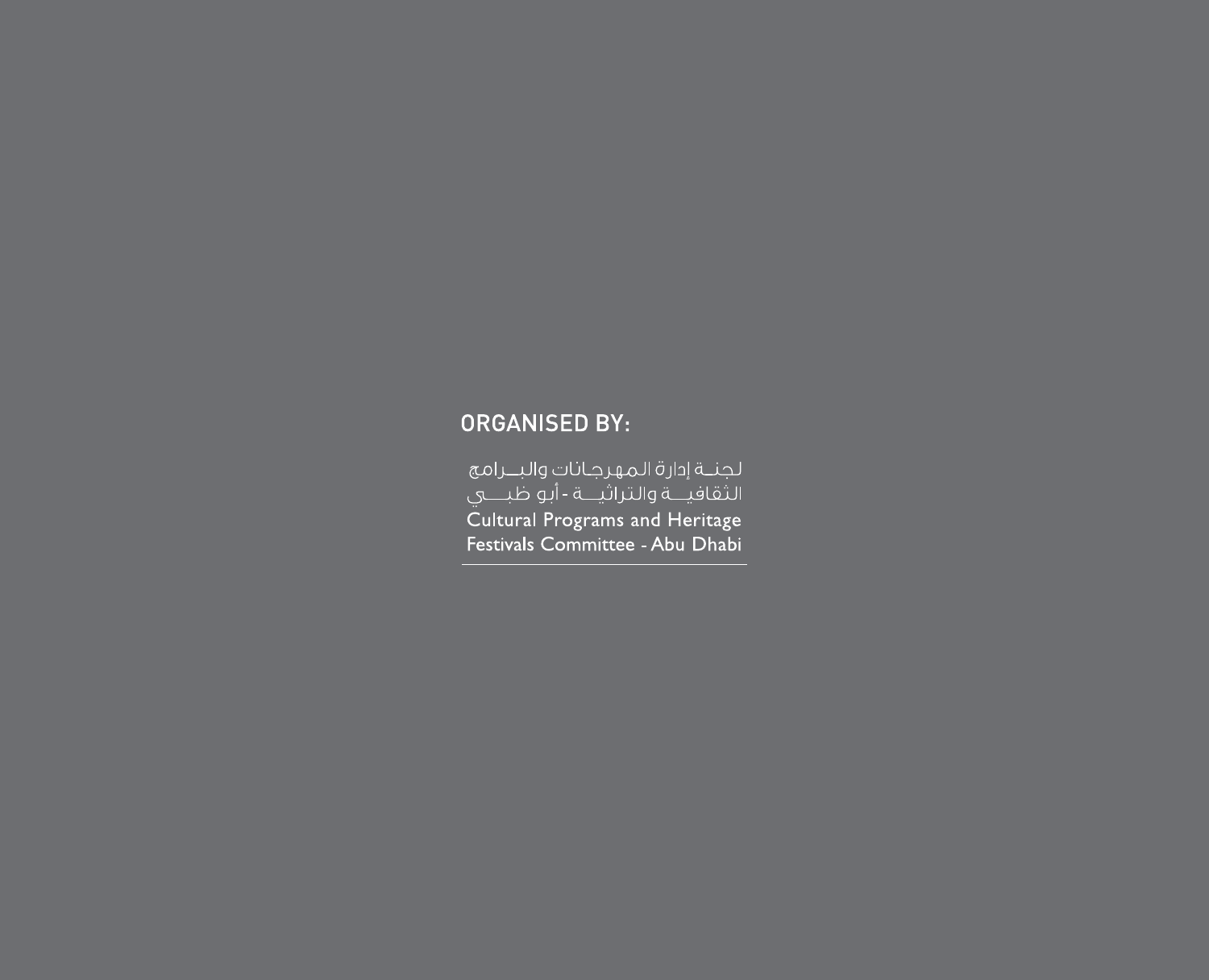ORGANISED BY:

لجنة إدارة المهرجانات والبرامج
الثقافية والتراثية - أبو ظبي
Cultural Programs and Heritage
Festivals Committee - Abu Dhabi